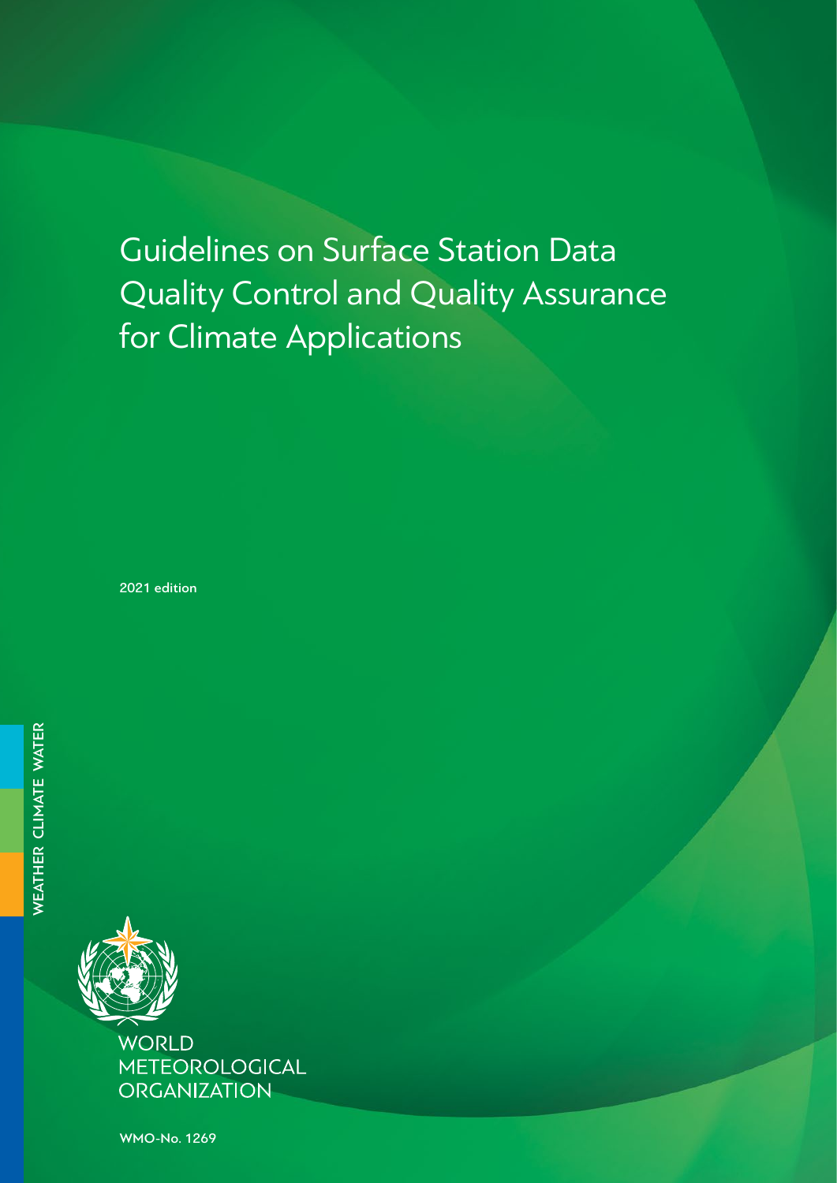# Guidelines on Surface Station Data Quality Control and Quality Assurance for Climate Applications

2021 edition

WEATHER CLIMATE WATER

WORLD METEOROLOGICAL ORGANIZATION

WMO-No. 1269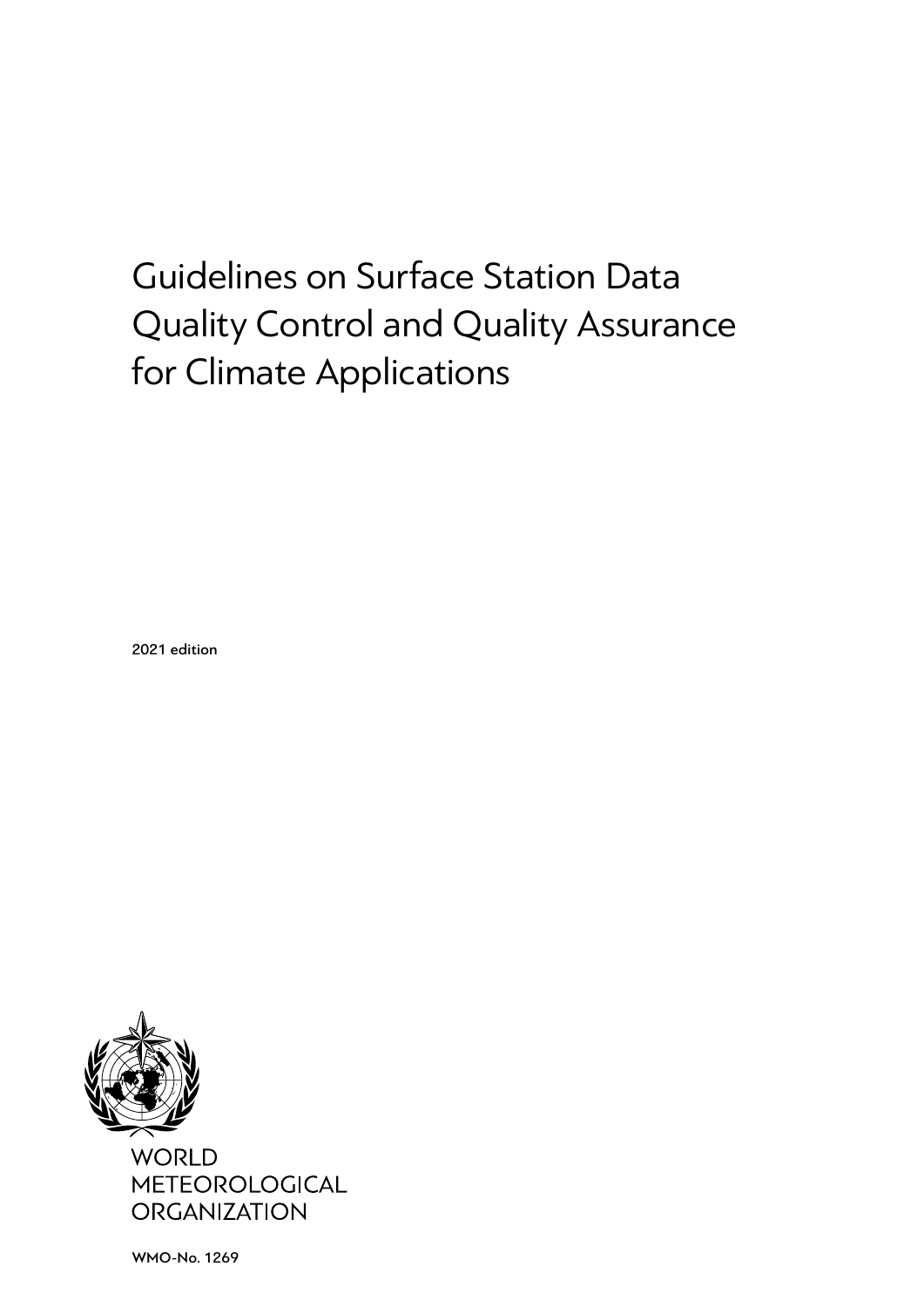# Guidelines on Surface Station Data Quality Control and Quality Assurance for Climate Applications

2021 edition

WORLD
METEOROLOGICAL
ORGANIZATION

WMO-No. 1269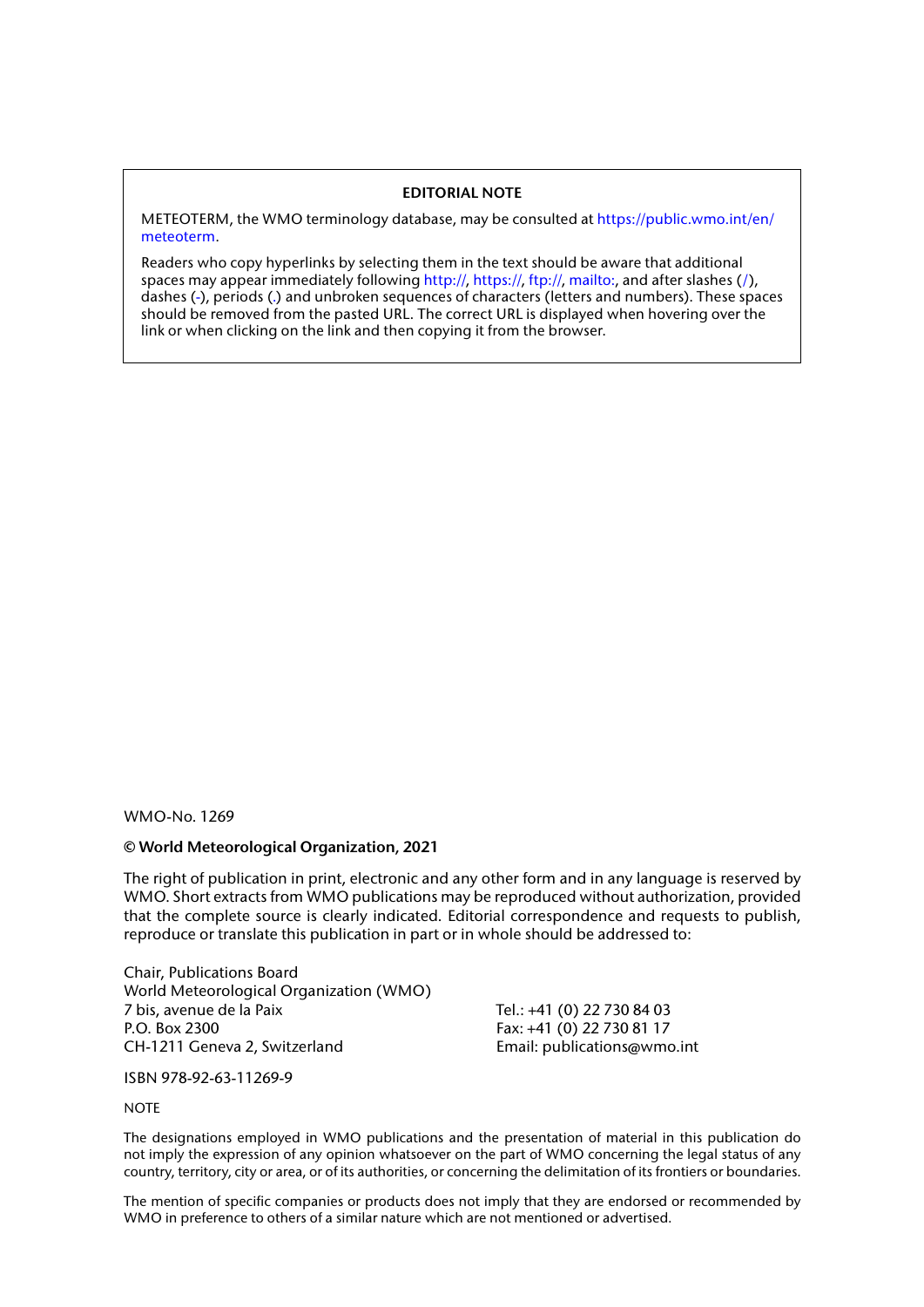**EDITORIAL NOTE**

METEOTERM, the WMO terminology database, may be consulted at https://public.wmo.int/en/meteoterm.

Readers who copy hyperlinks by selecting them in the text should be aware that additional spaces may appear immediately following http://, https://, ftp://, mailto:, and after slashes (/), dashes (-), periods (.) and unbroken sequences of characters (letters and numbers). These spaces should be removed from the pasted URL. The correct URL is displayed when hovering over the link or when clicking on the link and then copying it from the browser.

WMO-No. 1269

**© World Meteorological Organization, 2021**

The right of publication in print, electronic and any other form and in any language is reserved by WMO. Short extracts from WMO publications may be reproduced without authorization, provided that the complete source is clearly indicated. Editorial correspondence and requests to publish, reproduce or translate this publication in part or in whole should be addressed to:

Chair, Publications Board
World Meteorological Organization (WMO)
7 bis, avenue de la Paix
P.O. Box 2300
CH-1211 Geneva 2, Switzerland

Tel.: +41 (0) 22 730 84 03
Fax: +41 (0) 22 730 81 17
Email: publications@wmo.int

ISBN 978-92-63-11269-9

NOTE

The designations employed in WMO publications and the presentation of material in this publication do not imply the expression of any opinion whatsoever on the part of WMO concerning the legal status of any country, territory, city or area, or of its authorities, or concerning the delimitation of its frontiers or boundaries.

The mention of specific companies or products does not imply that they are endorsed or recommended by WMO in preference to others of a similar nature which are not mentioned or advertised.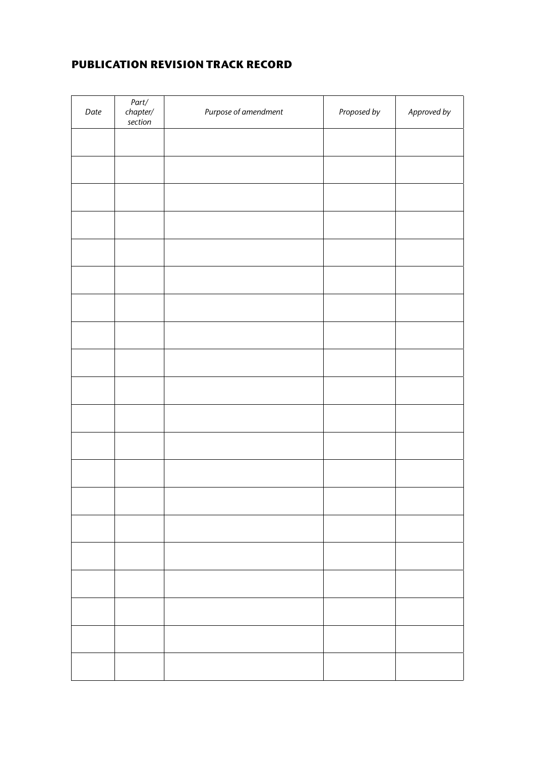# PUBLICATION REVISION TRACK RECORD

| *Date* | *Part/ chapter/ section* | *Purpose of amendment* | *Proposed by* | *Approved by* |
|---|---|---|---|---|
| | | | | |
| | | | | |
| | | | | |
| | | | | |
| | | | | |
| | | | | |
| | | | | |
| | | | | |
| | | | | |
| | | | | |
| | | | | |
| | | | | |
| | | | | |
| | | | | |
| | | | | |
| | | | | |
| | | | | |
| | | | | |
| | | | | |
| | | | | |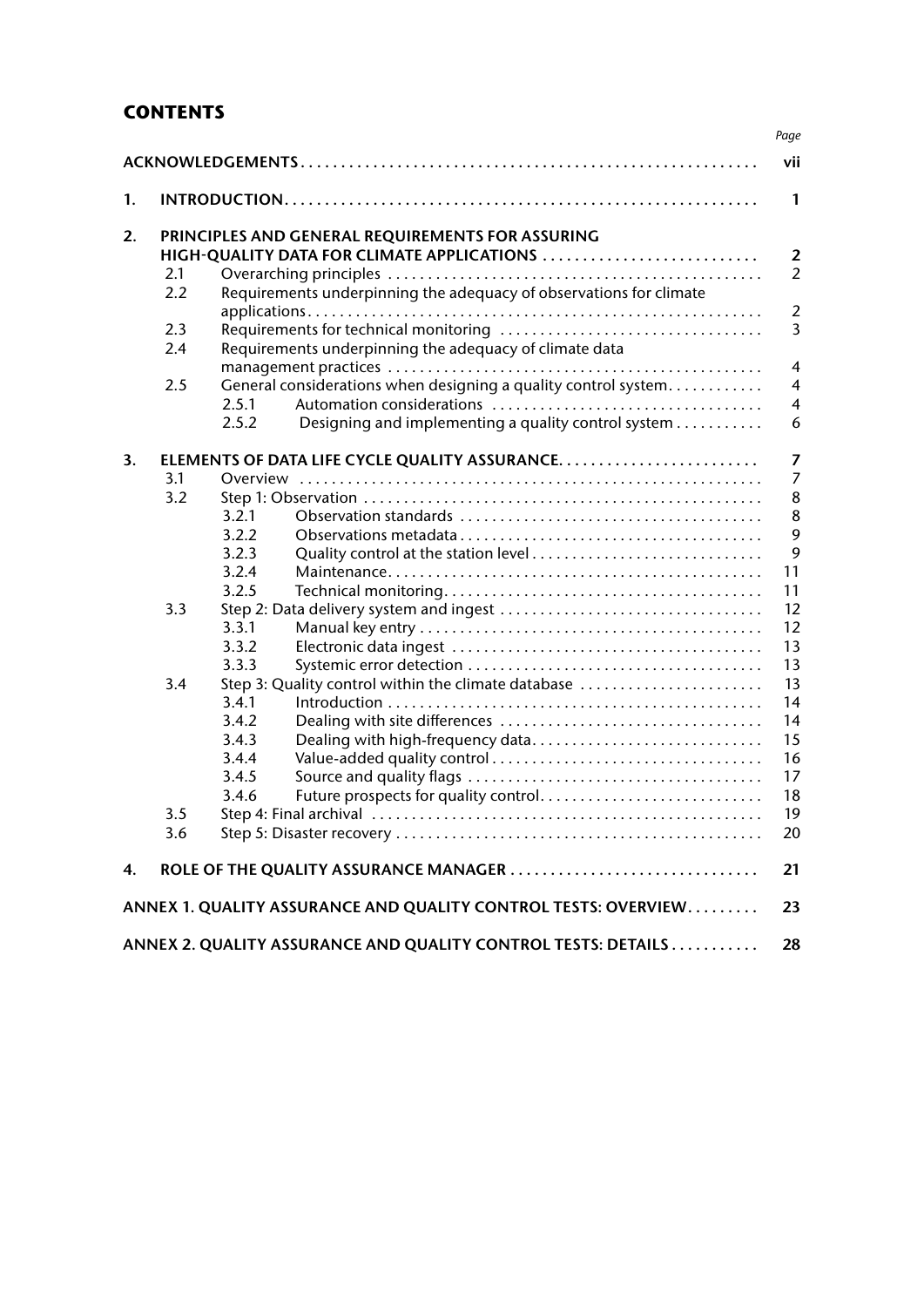# CONTENTS

| | | | Page |
|---|---|---|---|
| **ACKNOWLEDGEMENTS** | | | **vii** |
| **1.** | **INTRODUCTION** | | **1** |
| **2.** | **PRINCIPLES AND GENERAL REQUIREMENTS FOR ASSURING HIGH-QUALITY DATA FOR CLIMATE APPLICATIONS** | | **2** |
| | 2.1 | Overarching principles | 2 |
| | 2.2 | Requirements underpinning the adequacy of observations for climate applications | 2 |
| | 2.3 | Requirements for technical monitoring | 3 |
| | 2.4 | Requirements underpinning the adequacy of climate data management practices | 4 |
| | 2.5 | General considerations when designing a quality control system | 4 |
| | | 2.5.1 Automation considerations | 4 |
| | | 2.5.2 Designing and implementing a quality control system | 6 |
| **3.** | **ELEMENTS OF DATA LIFE CYCLE QUALITY ASSURANCE** | | **7** |
| | 3.1 | Overview | 7 |
| | 3.2 | Step 1: Observation | 8 |
| | | 3.2.1 Observation standards | 8 |
| | | 3.2.2 Observations metadata | 9 |
| | | 3.2.3 Quality control at the station level | 9 |
| | | 3.2.4 Maintenance | 11 |
| | | 3.2.5 Technical monitoring | 11 |
| | 3.3 | Step 2: Data delivery system and ingest | 12 |
| | | 3.3.1 Manual key entry | 12 |
| | | 3.3.2 Electronic data ingest | 13 |
| | | 3.3.3 Systemic error detection | 13 |
| | 3.4 | Step 3: Quality control within the climate database | 13 |
| | | 3.4.1 Introduction | 14 |
| | | 3.4.2 Dealing with site differences | 14 |
| | | 3.4.3 Dealing with high-frequency data | 15 |
| | | 3.4.4 Value-added quality control | 16 |
| | | 3.4.5 Source and quality flags | 17 |
| | | 3.4.6 Future prospects for quality control | 18 |
| | 3.5 | Step 4: Final archival | 19 |
| | 3.6 | Step 5: Disaster recovery | 20 |
| **4.** | **ROLE OF THE QUALITY ASSURANCE MANAGER** | | **21** |
| **ANNEX 1. QUALITY ASSURANCE AND QUALITY CONTROL TESTS: OVERVIEW** | | | **23** |
| **ANNEX 2. QUALITY ASSURANCE AND QUALITY CONTROL TESTS: DETAILS** | | | **28** |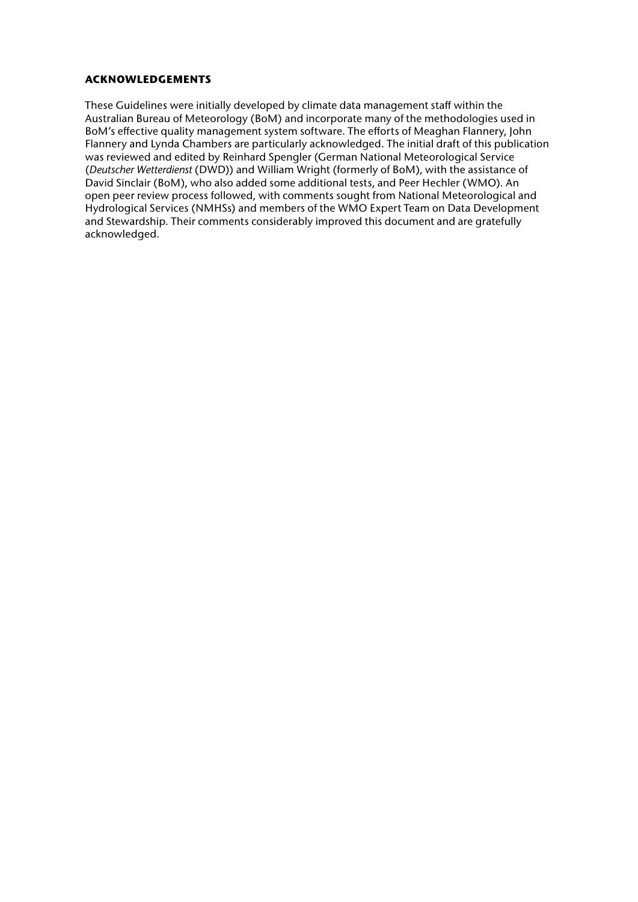## ACKNOWLEDGEMENTS

These Guidelines were initially developed by climate data management staff within the Australian Bureau of Meteorology (BoM) and incorporate many of the methodologies used in BoM's effective quality management system software. The efforts of Meaghan Flannery, John Flannery and Lynda Chambers are particularly acknowledged. The initial draft of this publication was reviewed and edited by Reinhard Spengler (German National Meteorological Service (*Deutscher Wetterdienst* (DWD)) and William Wright (formerly of BoM), with the assistance of David Sinclair (BoM), who also added some additional tests, and Peer Hechler (WMO). An open peer review process followed, with comments sought from National Meteorological and Hydrological Services (NMHSs) and members of the WMO Expert Team on Data Development and Stewardship. Their comments considerably improved this document and are gratefully acknowledged.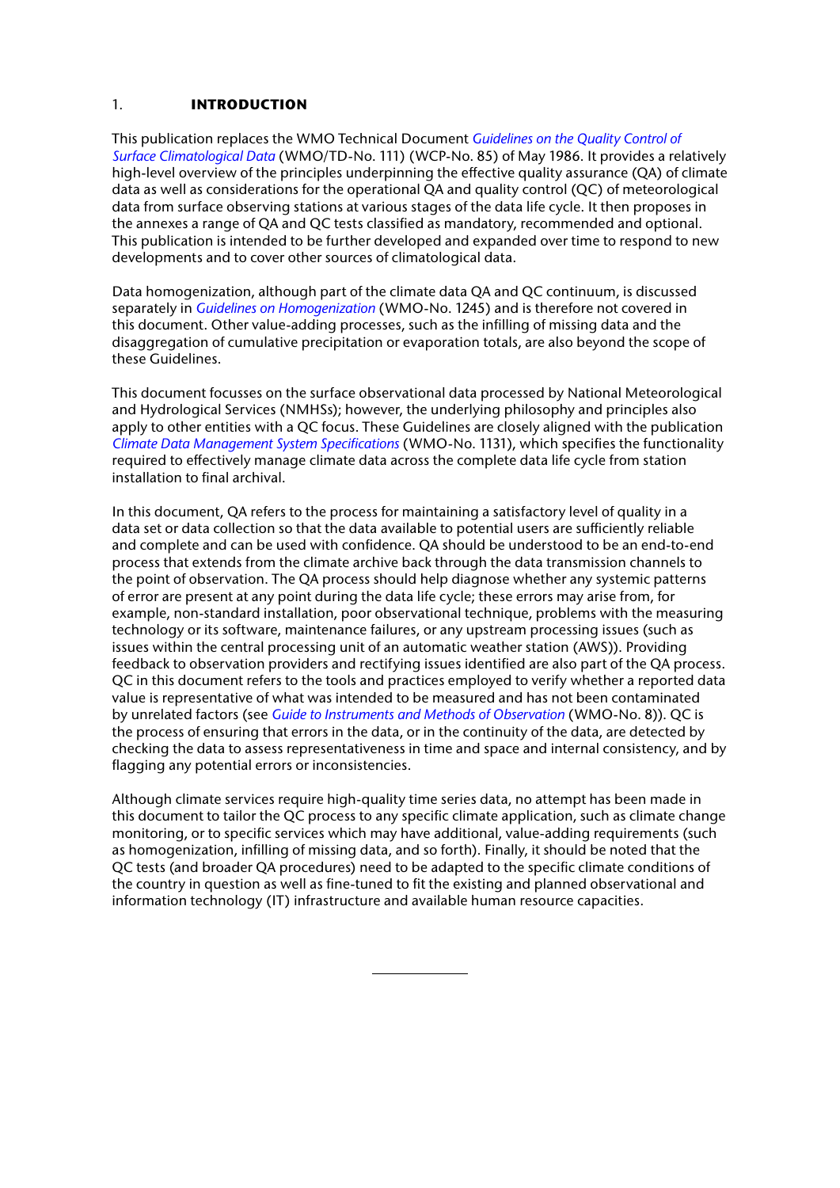# 1. INTRODUCTION

This publication replaces the WMO Technical Document *Guidelines on the Quality Control of Surface Climatological Data* (WMO/TD-No. 111) (WCP-No. 85) of May 1986. It provides a relatively high-level overview of the principles underpinning the effective quality assurance (QA) of climate data as well as considerations for the operational QA and quality control (QC) of meteorological data from surface observing stations at various stages of the data life cycle. It then proposes in the annexes a range of QA and QC tests classified as mandatory, recommended and optional. This publication is intended to be further developed and expanded over time to respond to new developments and to cover other sources of climatological data.

Data homogenization, although part of the climate data QA and QC continuum, is discussed separately in *Guidelines on Homogenization* (WMO-No. 1245) and is therefore not covered in this document. Other value-adding processes, such as the infilling of missing data and the disaggregation of cumulative precipitation or evaporation totals, are also beyond the scope of these Guidelines.

This document focusses on the surface observational data processed by National Meteorological and Hydrological Services (NMHSs); however, the underlying philosophy and principles also apply to other entities with a QC focus. These Guidelines are closely aligned with the publication *Climate Data Management System Specifications* (WMO-No. 1131), which specifies the functionality required to effectively manage climate data across the complete data life cycle from station installation to final archival.

In this document, QA refers to the process for maintaining a satisfactory level of quality in a data set or data collection so that the data available to potential users are sufficiently reliable and complete and can be used with confidence. QA should be understood to be an end-to-end process that extends from the climate archive back through the data transmission channels to the point of observation. The QA process should help diagnose whether any systemic patterns of error are present at any point during the data life cycle; these errors may arise from, for example, non-standard installation, poor observational technique, problems with the measuring technology or its software, maintenance failures, or any upstream processing issues (such as issues within the central processing unit of an automatic weather station (AWS)). Providing feedback to observation providers and rectifying issues identified are also part of the QA process. QC in this document refers to the tools and practices employed to verify whether a reported data value is representative of what was intended to be measured and has not been contaminated by unrelated factors (see *Guide to Instruments and Methods of Observation* (WMO-No. 8)). QC is the process of ensuring that errors in the data, or in the continuity of the data, are detected by checking the data to assess representativeness in time and space and internal consistency, and by flagging any potential errors or inconsistencies.

Although climate services require high-quality time series data, no attempt has been made in this document to tailor the QC process to any specific climate application, such as climate change monitoring, or to specific services which may have additional, value-adding requirements (such as homogenization, infilling of missing data, and so forth). Finally, it should be noted that the QC tests (and broader QA procedures) need to be adapted to the specific climate conditions of the country in question as well as fine-tuned to fit the existing and planned observational and information technology (IT) infrastructure and available human resource capacities.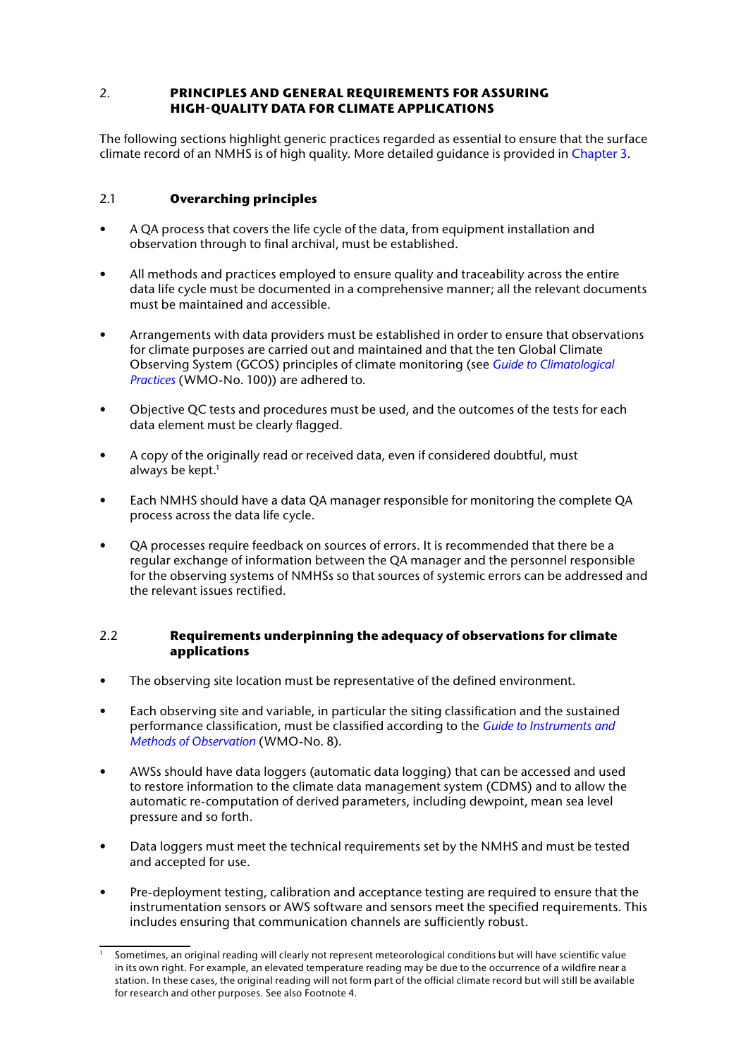## 2. PRINCIPLES AND GENERAL REQUIREMENTS FOR ASSURING HIGH-QUALITY DATA FOR CLIMATE APPLICATIONS

The following sections highlight generic practices regarded as essential to ensure that the surface climate record of an NMHS is of high quality. More detailed guidance is provided in Chapter 3.

### 2.1 Overarching principles

- A QA process that covers the life cycle of the data, from equipment installation and observation through to final archival, must be established.
- All methods and practices employed to ensure quality and traceability across the entire data life cycle must be documented in a comprehensive manner; all the relevant documents must be maintained and accessible.
- Arrangements with data providers must be established in order to ensure that observations for climate purposes are carried out and maintained and that the ten Global Climate Observing System (GCOS) principles of climate monitoring (see *Guide to Climatological Practices* (WMO-No. 100)) are adhered to.
- Objective QC tests and procedures must be used, and the outcomes of the tests for each data element must be clearly flagged.
- A copy of the originally read or received data, even if considered doubtful, must always be kept.[1]
- Each NMHS should have a data QA manager responsible for monitoring the complete QA process across the data life cycle.
- QA processes require feedback on sources of errors. It is recommended that there be a regular exchange of information between the QA manager and the personnel responsible for the observing systems of NMHSs so that sources of systemic errors can be addressed and the relevant issues rectified.

### 2.2 Requirements underpinning the adequacy of observations for climate applications

- The observing site location must be representative of the defined environment.
- Each observing site and variable, in particular the siting classification and the sustained performance classification, must be classified according to the *Guide to Instruments and Methods of Observation* (WMO-No. 8).
- AWSs should have data loggers (automatic data logging) that can be accessed and used to restore information to the climate data management system (CDMS) and to allow the automatic re-computation of derived parameters, including dewpoint, mean sea level pressure and so forth.
- Data loggers must meet the technical requirements set by the NMHS and must be tested and accepted for use.
- Pre-deployment testing, calibration and acceptance testing are required to ensure that the instrumentation sensors or AWS software and sensors meet the specified requirements. This includes ensuring that communication channels are sufficiently robust.

---

[1] Sometimes, an original reading will clearly not represent meteorological conditions but will have scientific value in its own right. For example, an elevated temperature reading may be due to the occurrence of a wildfire near a station. In these cases, the original reading will not form part of the official climate record but will still be available for research and other purposes. See also Footnote 4.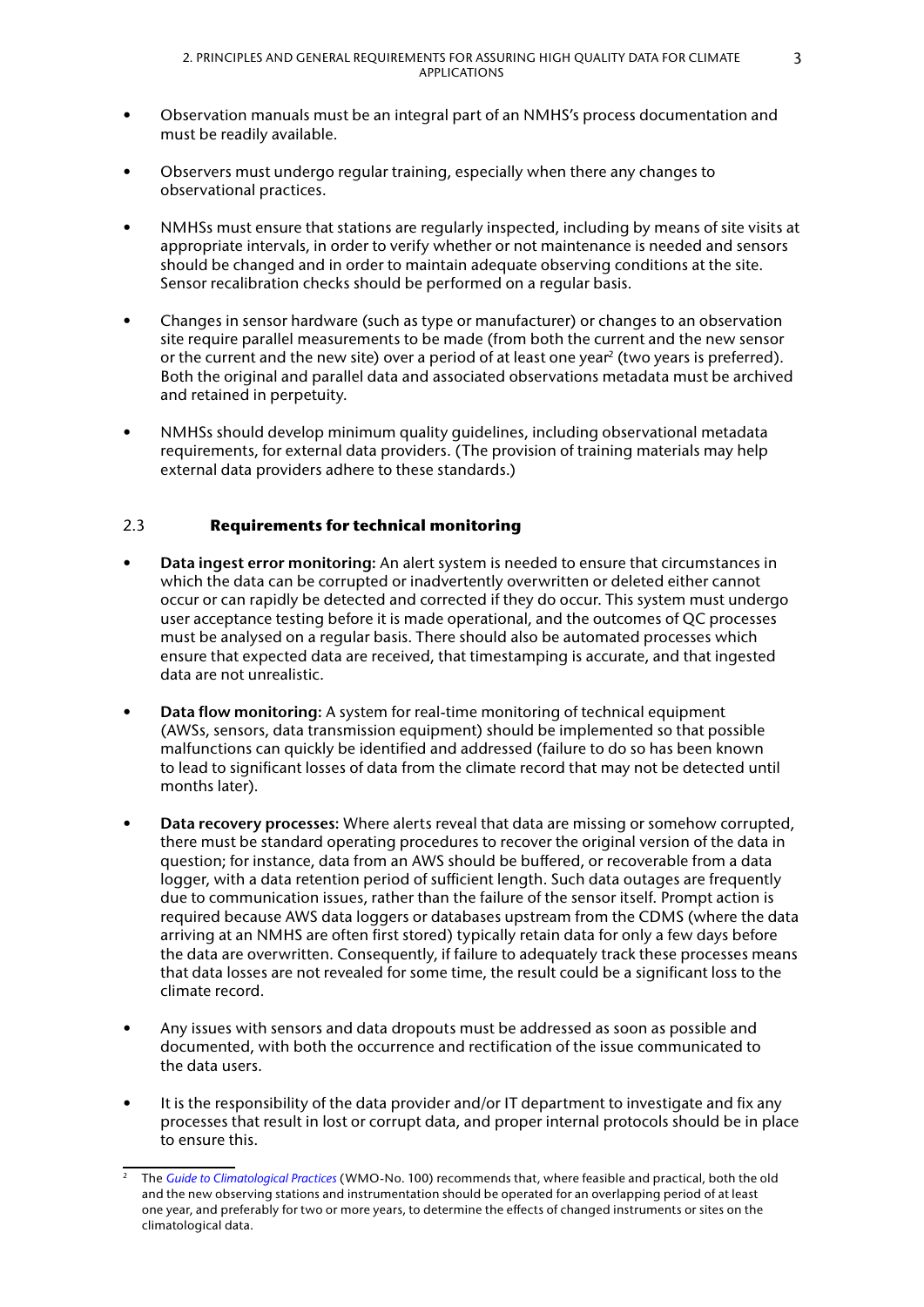- Observation manuals must be an integral part of an NMHS's process documentation and must be readily available.

- Observers must undergo regular training, especially when there any changes to observational practices.

- NMHSs must ensure that stations are regularly inspected, including by means of site visits at appropriate intervals, in order to verify whether or not maintenance is needed and sensors should be changed and in order to maintain adequate observing conditions at the site. Sensor recalibration checks should be performed on a regular basis.

- Changes in sensor hardware (such as type or manufacturer) or changes to an observation site require parallel measurements to be made (from both the current and the new sensor or the current and the new site) over a period of at least one year[2] (two years is preferred). Both the original and parallel data and associated observations metadata must be archived and retained in perpetuity.

- NMHSs should develop minimum quality guidelines, including observational metadata requirements, for external data providers. (The provision of training materials may help external data providers adhere to these standards.)

## 2.3 Requirements for technical monitoring

- **Data ingest error monitoring:** An alert system is needed to ensure that circumstances in which the data can be corrupted or inadvertently overwritten or deleted either cannot occur or can rapidly be detected and corrected if they do occur. This system must undergo user acceptance testing before it is made operational, and the outcomes of QC processes must be analysed on a regular basis. There should also be automated processes which ensure that expected data are received, that timestamping is accurate, and that ingested data are not unrealistic.

- **Data flow monitoring:** A system for real-time monitoring of technical equipment (AWSs, sensors, data transmission equipment) should be implemented so that possible malfunctions can quickly be identified and addressed (failure to do so has been known to lead to significant losses of data from the climate record that may not be detected until months later).

- **Data recovery processes:** Where alerts reveal that data are missing or somehow corrupted, there must be standard operating procedures to recover the original version of the data in question; for instance, data from an AWS should be buffered, or recoverable from a data logger, with a data retention period of sufficient length. Such data outages are frequently due to communication issues, rather than the failure of the sensor itself. Prompt action is required because AWS data loggers or databases upstream from the CDMS (where the data arriving at an NMHS are often first stored) typically retain data for only a few days before the data are overwritten. Consequently, if failure to adequately track these processes means that data losses are not revealed for some time, the result could be a significant loss to the climate record.

- Any issues with sensors and data dropouts must be addressed as soon as possible and documented, with both the occurrence and rectification of the issue communicated to the data users.

- It is the responsibility of the data provider and/or IT department to investigate and fix any processes that result in lost or corrupt data, and proper internal protocols should be in place to ensure this.

---

[2] The *Guide to Climatological Practices* (WMO-No. 100) recommends that, where feasible and practical, both the old and the new observing stations and instrumentation should be operated for an overlapping period of at least one year, and preferably for two or more years, to determine the effects of changed instruments or sites on the climatological data.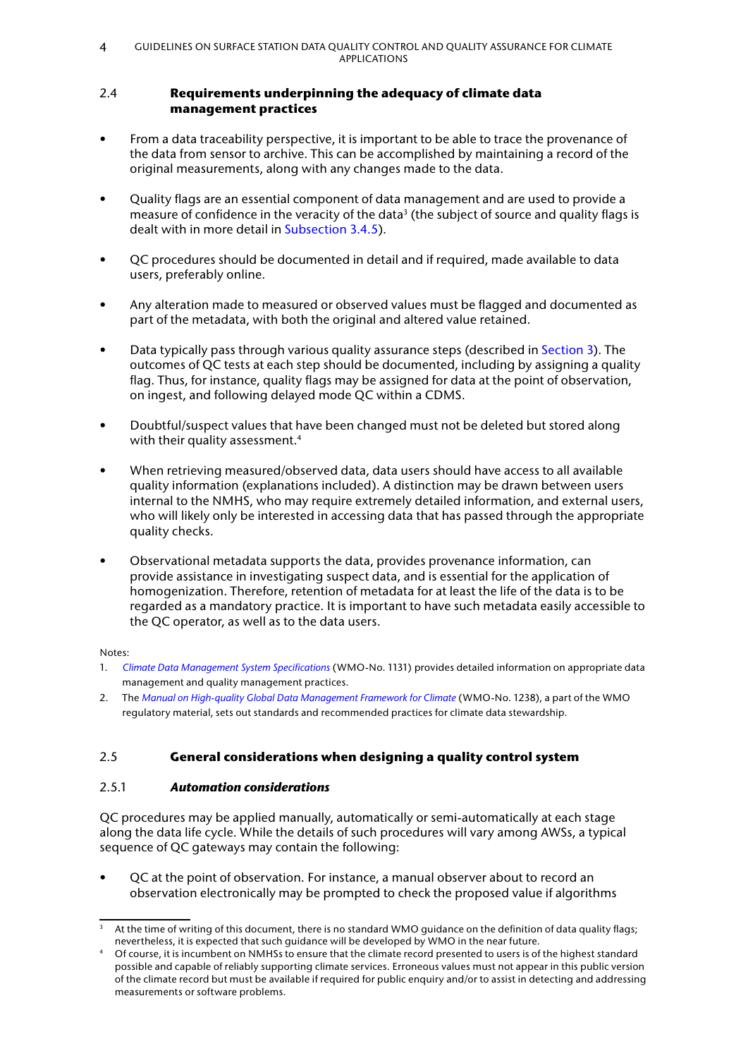## 2.4 Requirements underpinning the adequacy of climate data management practices

- From a data traceability perspective, it is important to be able to trace the provenance of the data from sensor to archive. This can be accomplished by maintaining a record of the original measurements, along with any changes made to the data.
- Quality flags are an essential component of data management and are used to provide a measure of confidence in the veracity of the data[3] (the subject of source and quality flags is dealt with in more detail in Subsection 3.4.5).
- QC procedures should be documented in detail and if required, made available to data users, preferably online.
- Any alteration made to measured or observed values must be flagged and documented as part of the metadata, with both the original and altered value retained.
- Data typically pass through various quality assurance steps (described in Section 3). The outcomes of QC tests at each step should be documented, including by assigning a quality flag. Thus, for instance, quality flags may be assigned for data at the point of observation, on ingest, and following delayed mode QC within a CDMS.
- Doubtful/suspect values that have been changed must not be deleted but stored along with their quality assessment.[4]
- When retrieving measured/observed data, data users should have access to all available quality information (explanations included). A distinction may be drawn between users internal to the NMHS, who may require extremely detailed information, and external users, who will likely only be interested in accessing data that has passed through the appropriate quality checks.
- Observational metadata supports the data, provides provenance information, can provide assistance in investigating suspect data, and is essential for the application of homogenization. Therefore, retention of metadata for at least the life of the data is to be regarded as a mandatory practice. It is important to have such metadata easily accessible to the QC operator, as well as to the data users.

Notes:

1. *Climate Data Management System Specifications* (WMO-No. 1131) provides detailed information on appropriate data management and quality management practices.
2. The *Manual on High-quality Global Data Management Framework for Climate* (WMO-No. 1238), a part of the WMO regulatory material, sets out standards and recommended practices for climate data stewardship.

## 2.5 General considerations when designing a quality control system

### 2.5.1 *Automation considerations*

QC procedures may be applied manually, automatically or semi-automatically at each stage along the data life cycle. While the details of such procedures will vary among AWSs, a typical sequence of QC gateways may contain the following:

- QC at the point of observation. For instance, a manual observer about to record an observation electronically may be prompted to check the proposed value if algorithms

[3] At the time of writing of this document, there is no standard WMO guidance on the definition of data quality flags; nevertheless, it is expected that such guidance will be developed by WMO in the near future.

[4] Of course, it is incumbent on NMHSs to ensure that the climate record presented to users is of the highest standard possible and capable of reliably supporting climate services. Erroneous values must not appear in this public version of the climate record but must be available if required for public enquiry and/or to assist in detecting and addressing measurements or software problems.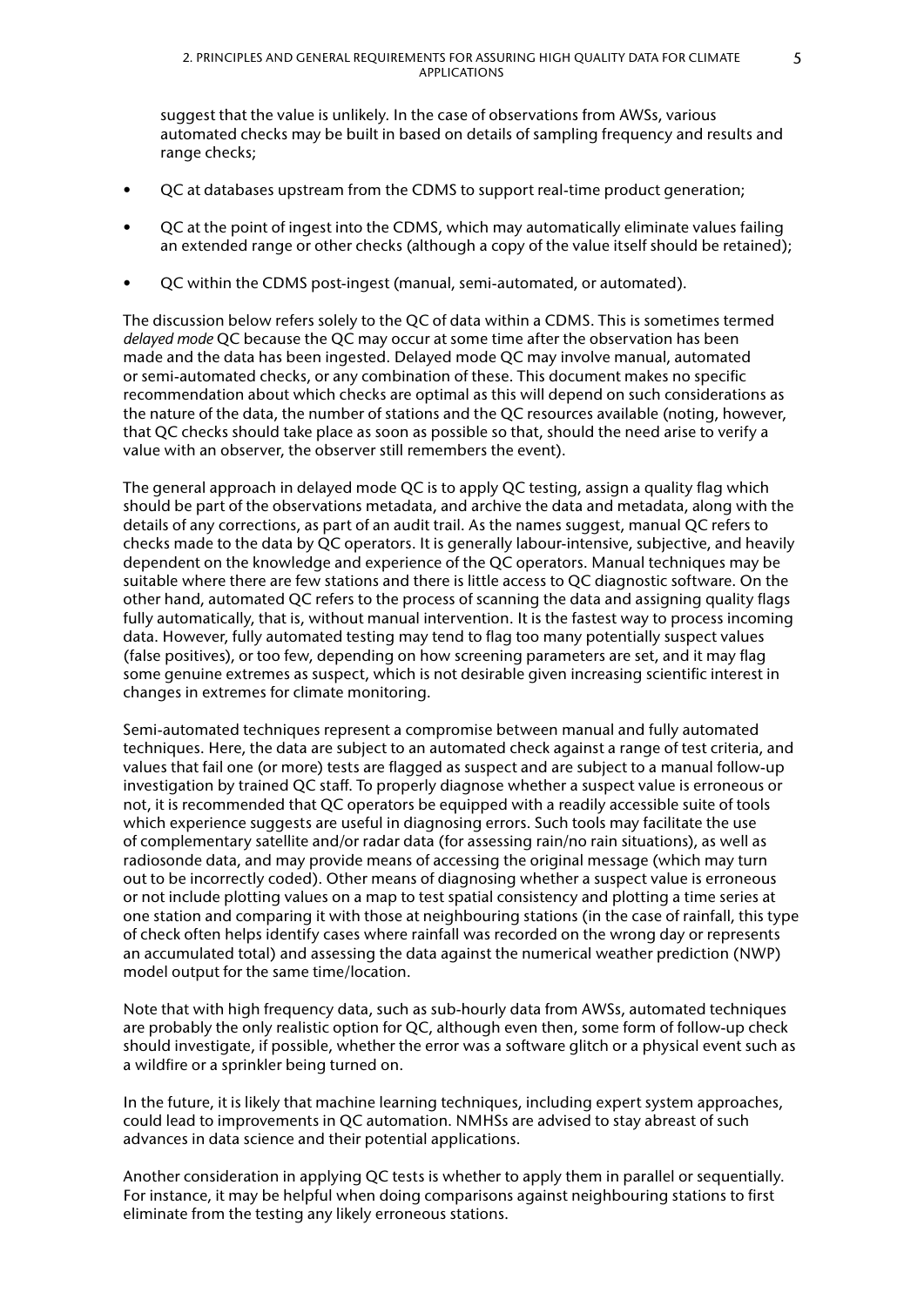suggest that the value is unlikely. In the case of observations from AWSs, various automated checks may be built in based on details of sampling frequency and results and range checks;

- QC at databases upstream from the CDMS to support real-time product generation;
- QC at the point of ingest into the CDMS, which may automatically eliminate values failing an extended range or other checks (although a copy of the value itself should be retained);
- QC within the CDMS post-ingest (manual, semi-automated, or automated).

The discussion below refers solely to the QC of data within a CDMS. This is sometimes termed *delayed mode* QC because the QC may occur at some time after the observation has been made and the data has been ingested. Delayed mode QC may involve manual, automated or semi-automated checks, or any combination of these. This document makes no specific recommendation about which checks are optimal as this will depend on such considerations as the nature of the data, the number of stations and the QC resources available (noting, however, that QC checks should take place as soon as possible so that, should the need arise to verify a value with an observer, the observer still remembers the event).

The general approach in delayed mode QC is to apply QC testing, assign a quality flag which should be part of the observations metadata, and archive the data and metadata, along with the details of any corrections, as part of an audit trail. As the names suggest, manual QC refers to checks made to the data by QC operators. It is generally labour-intensive, subjective, and heavily dependent on the knowledge and experience of the QC operators. Manual techniques may be suitable where there are few stations and there is little access to QC diagnostic software. On the other hand, automated QC refers to the process of scanning the data and assigning quality flags fully automatically, that is, without manual intervention. It is the fastest way to process incoming data. However, fully automated testing may tend to flag too many potentially suspect values (false positives), or too few, depending on how screening parameters are set, and it may flag some genuine extremes as suspect, which is not desirable given increasing scientific interest in changes in extremes for climate monitoring.

Semi-automated techniques represent a compromise between manual and fully automated techniques. Here, the data are subject to an automated check against a range of test criteria, and values that fail one (or more) tests are flagged as suspect and are subject to a manual follow-up investigation by trained QC staff. To properly diagnose whether a suspect value is erroneous or not, it is recommended that QC operators be equipped with a readily accessible suite of tools which experience suggests are useful in diagnosing errors. Such tools may facilitate the use of complementary satellite and/or radar data (for assessing rain/no rain situations), as well as radiosonde data, and may provide means of accessing the original message (which may turn out to be incorrectly coded). Other means of diagnosing whether a suspect value is erroneous or not include plotting values on a map to test spatial consistency and plotting a time series at one station and comparing it with those at neighbouring stations (in the case of rainfall, this type of check often helps identify cases where rainfall was recorded on the wrong day or represents an accumulated total) and assessing the data against the numerical weather prediction (NWP) model output for the same time/location.

Note that with high frequency data, such as sub-hourly data from AWSs, automated techniques are probably the only realistic option for QC, although even then, some form of follow-up check should investigate, if possible, whether the error was a software glitch or a physical event such as a wildfire or a sprinkler being turned on.

In the future, it is likely that machine learning techniques, including expert system approaches, could lead to improvements in QC automation. NMHSs are advised to stay abreast of such advances in data science and their potential applications.

Another consideration in applying QC tests is whether to apply them in parallel or sequentially. For instance, it may be helpful when doing comparisons against neighbouring stations to first eliminate from the testing any likely erroneous stations.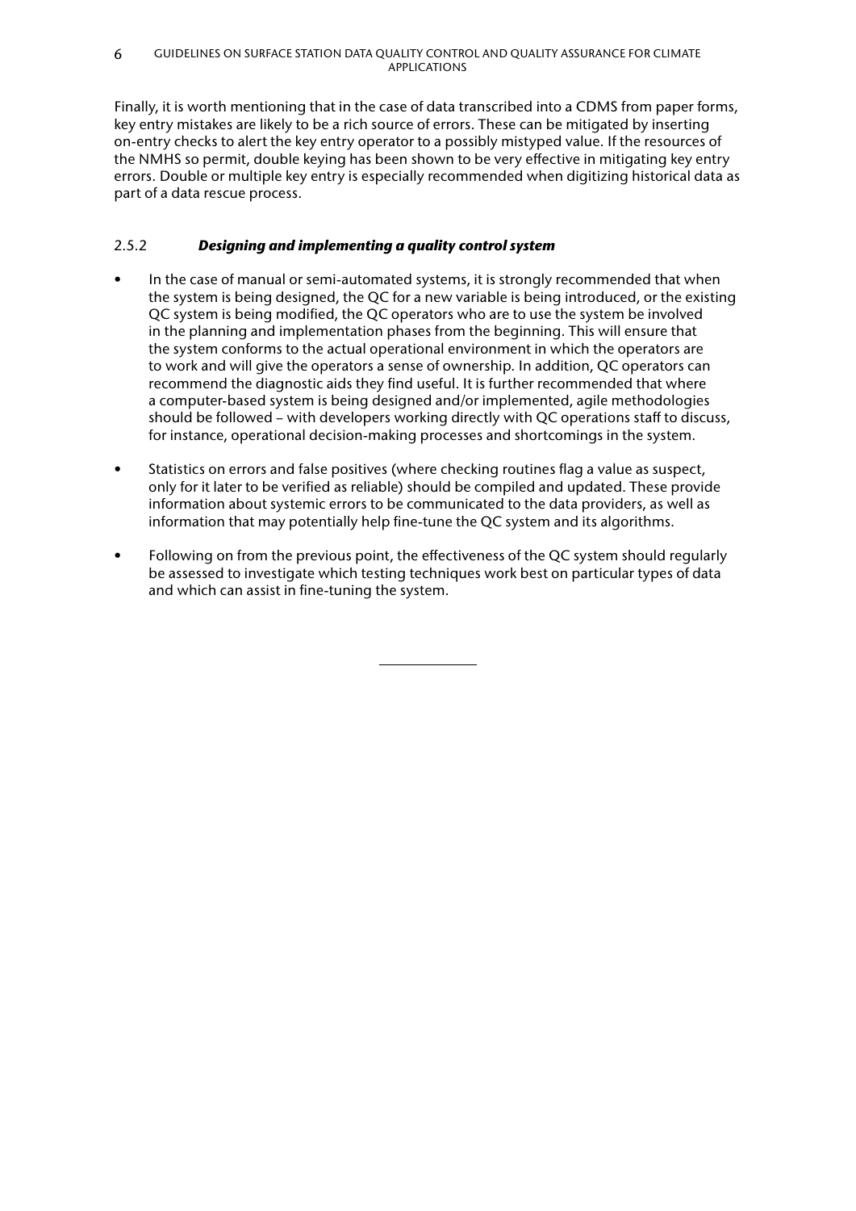Finally, it is worth mentioning that in the case of data transcribed into a CDMS from paper forms, key entry mistakes are likely to be a rich source of errors. These can be mitigated by inserting on-entry checks to alert the key entry operator to a possibly mistyped value. If the resources of the NMHS so permit, double keying has been shown to be very effective in mitigating key entry errors. Double or multiple key entry is especially recommended when digitizing historical data as part of a data rescue process.

### 2.5.2 *Designing and implementing a quality control system*

- In the case of manual or semi-automated systems, it is strongly recommended that when the system is being designed, the QC for a new variable is being introduced, or the existing QC system is being modified, the QC operators who are to use the system be involved in the planning and implementation phases from the beginning. This will ensure that the system conforms to the actual operational environment in which the operators are to work and will give the operators a sense of ownership. In addition, QC operators can recommend the diagnostic aids they find useful. It is further recommended that where a computer-based system is being designed and/or implemented, agile methodologies should be followed – with developers working directly with QC operations staff to discuss, for instance, operational decision-making processes and shortcomings in the system.

- Statistics on errors and false positives (where checking routines flag a value as suspect, only for it later to be verified as reliable) should be compiled and updated. These provide information about systemic errors to be communicated to the data providers, as well as information that may potentially help fine-tune the QC system and its algorithms.

- Following on from the previous point, the effectiveness of the QC system should regularly be assessed to investigate which testing techniques work best on particular types of data and which can assist in fine-tuning the system.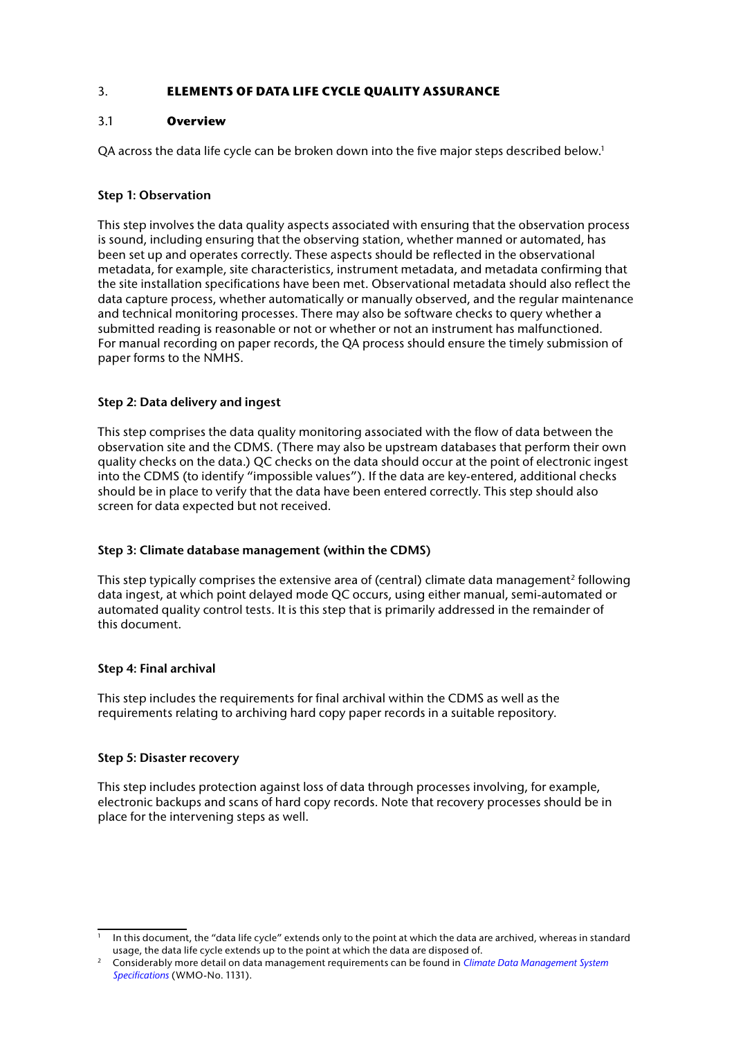## 3. ELEMENTS OF DATA LIFE CYCLE QUALITY ASSURANCE

### 3.1 Overview

QA across the data life cycle can be broken down into the five major steps described below.[1]

**Step 1: Observation**

This step involves the data quality aspects associated with ensuring that the observation process is sound, including ensuring that the observing station, whether manned or automated, has been set up and operates correctly. These aspects should be reflected in the observational metadata, for example, site characteristics, instrument metadata, and metadata confirming that the site installation specifications have been met. Observational metadata should also reflect the data capture process, whether automatically or manually observed, and the regular maintenance and technical monitoring processes. There may also be software checks to query whether a submitted reading is reasonable or not or whether or not an instrument has malfunctioned. For manual recording on paper records, the QA process should ensure the timely submission of paper forms to the NMHS.

**Step 2: Data delivery and ingest**

This step comprises the data quality monitoring associated with the flow of data between the observation site and the CDMS. (There may also be upstream databases that perform their own quality checks on the data.) QC checks on the data should occur at the point of electronic ingest into the CDMS (to identify "impossible values"). If the data are key-entered, additional checks should be in place to verify that the data have been entered correctly. This step should also screen for data expected but not received.

**Step 3: Climate database management (within the CDMS)**

This step typically comprises the extensive area of (central) climate data management[2] following data ingest, at which point delayed mode QC occurs, using either manual, semi-automated or automated quality control tests. It is this step that is primarily addressed in the remainder of this document.

**Step 4: Final archival**

This step includes the requirements for final archival within the CDMS as well as the requirements relating to archiving hard copy paper records in a suitable repository.

**Step 5: Disaster recovery**

This step includes protection against loss of data through processes involving, for example, electronic backups and scans of hard copy records. Note that recovery processes should be in place for the intervening steps as well.

---

[1] In this document, the "data life cycle" extends only to the point at which the data are archived, whereas in standard usage, the data life cycle extends up to the point at which the data are disposed of.

[2] Considerably more detail on data management requirements can be found in *Climate Data Management System Specifications* (WMO-No. 1131).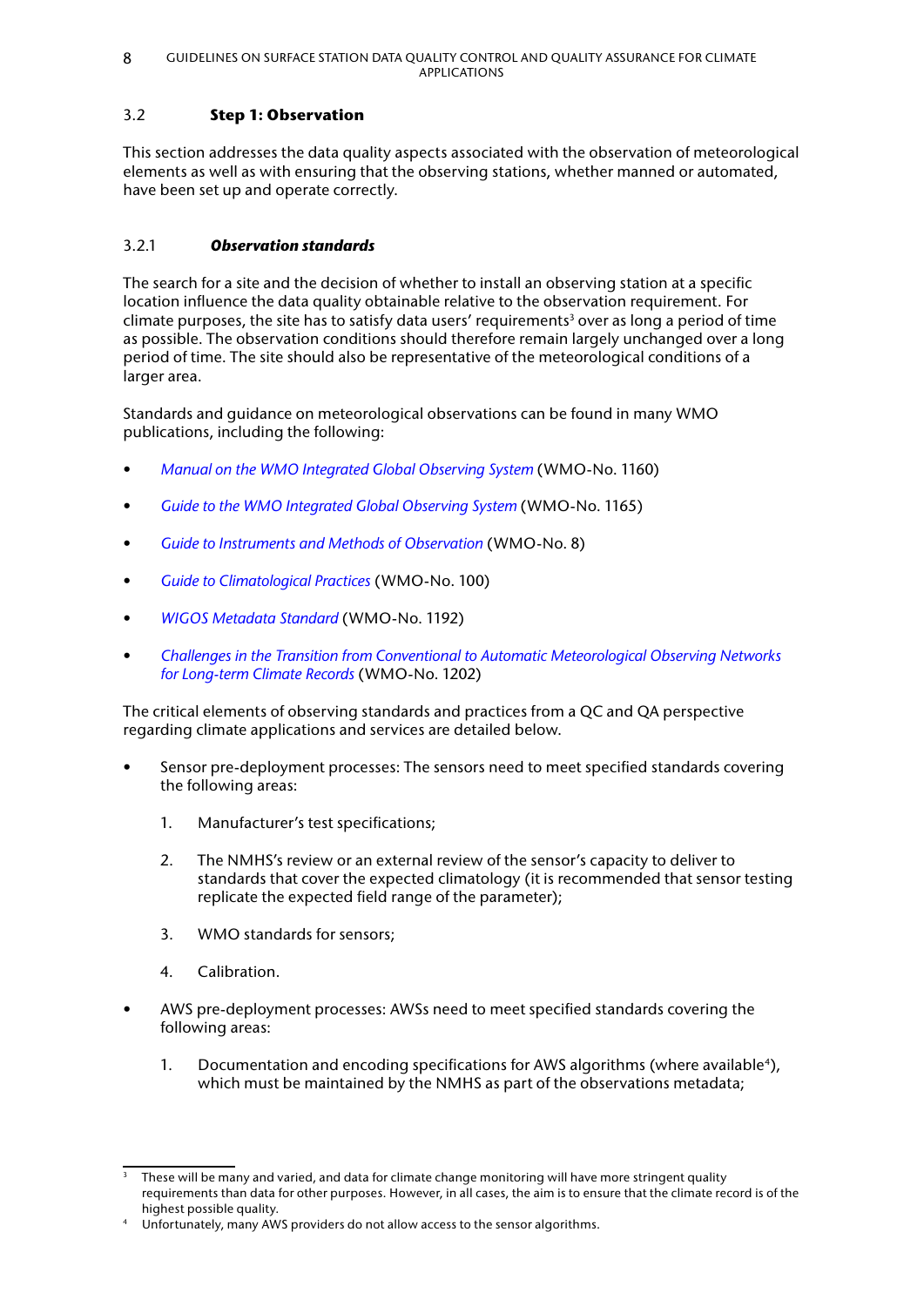### 3.2 Step 1: Observation

This section addresses the data quality aspects associated with the observation of meteorological elements as well as with ensuring that the observing stations, whether manned or automated, have been set up and operate correctly.

#### 3.2.1 *Observation standards*

The search for a site and the decision of whether to install an observing station at a specific location influence the data quality obtainable relative to the observation requirement. For climate purposes, the site has to satisfy data users' requirements[3] over as long a period of time as possible. The observation conditions should therefore remain largely unchanged over a long period of time. The site should also be representative of the meteorological conditions of a larger area.

Standards and guidance on meteorological observations can be found in many WMO publications, including the following:

- *Manual on the WMO Integrated Global Observing System* (WMO-No. 1160)
- *Guide to the WMO Integrated Global Observing System* (WMO-No. 1165)
- *Guide to Instruments and Methods of Observation* (WMO-No. 8)
- *Guide to Climatological Practices* (WMO-No. 100)
- *WIGOS Metadata Standard* (WMO-No. 1192)
- *Challenges in the Transition from Conventional to Automatic Meteorological Observing Networks for Long-term Climate Records* (WMO-No. 1202)

The critical elements of observing standards and practices from a QC and QA perspective regarding climate applications and services are detailed below.

- Sensor pre-deployment processes: The sensors need to meet specified standards covering the following areas:
    1. Manufacturer's test specifications;
    2. The NMHS's review or an external review of the sensor's capacity to deliver to standards that cover the expected climatology (it is recommended that sensor testing replicate the expected field range of the parameter);
    3. WMO standards for sensors;
    4. Calibration.
- AWS pre-deployment processes: AWSs need to meet specified standards covering the following areas:
    1. Documentation and encoding specifications for AWS algorithms (where available[4]), which must be maintained by the NMHS as part of the observations metadata;

---

[3] These will be many and varied, and data for climate change monitoring will have more stringent quality requirements than data for other purposes. However, in all cases, the aim is to ensure that the climate record is of the highest possible quality.

[4] Unfortunately, many AWS providers do not allow access to the sensor algorithms.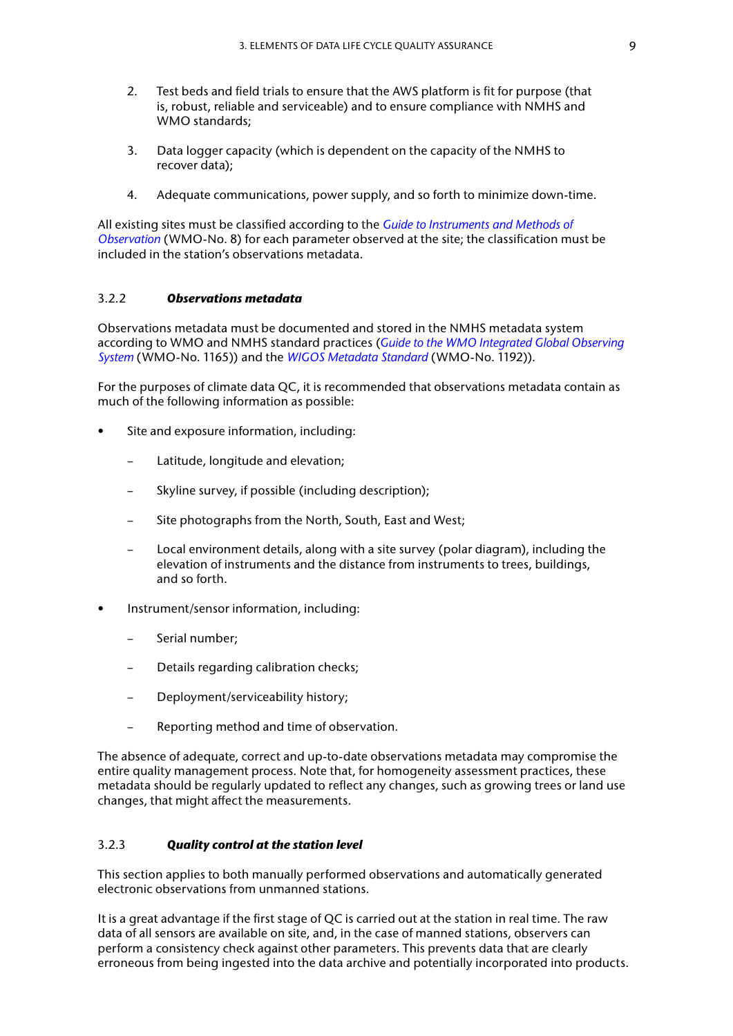2. Test beds and field trials to ensure that the AWS platform is fit for purpose (that is, robust, reliable and serviceable) and to ensure compliance with NMHS and WMO standards;

3. Data logger capacity (which is dependent on the capacity of the NMHS to recover data);

4. Adequate communications, power supply, and so forth to minimize down-time.

All existing sites must be classified according to the *Guide to Instruments and Methods of Observation* (WMO-No. 8) for each parameter observed at the site; the classification must be included in the station's observations metadata.

### 3.2.2 *Observations metadata*

Observations metadata must be documented and stored in the NMHS metadata system according to WMO and NMHS standard practices (*Guide to the WMO Integrated Global Observing System* (WMO-No. 1165)) and the *WIGOS Metadata Standard* (WMO-No. 1192)).

For the purposes of climate data QC, it is recommended that observations metadata contain as much of the following information as possible:

- Site and exposure information, including:
  - Latitude, longitude and elevation;
  - Skyline survey, if possible (including description);
  - Site photographs from the North, South, East and West;
  - Local environment details, along with a site survey (polar diagram), including the elevation of instruments and the distance from instruments to trees, buildings, and so forth.
- Instrument/sensor information, including:
  - Serial number;
  - Details regarding calibration checks;
  - Deployment/serviceability history;
  - Reporting method and time of observation.

The absence of adequate, correct and up-to-date observations metadata may compromise the entire quality management process. Note that, for homogeneity assessment practices, these metadata should be regularly updated to reflect any changes, such as growing trees or land use changes, that might affect the measurements.

### 3.2.3 *Quality control at the station level*

This section applies to both manually performed observations and automatically generated electronic observations from unmanned stations.

It is a great advantage if the first stage of QC is carried out at the station in real time. The raw data of all sensors are available on site, and, in the case of manned stations, observers can perform a consistency check against other parameters. This prevents data that are clearly erroneous from being ingested into the data archive and potentially incorporated into products.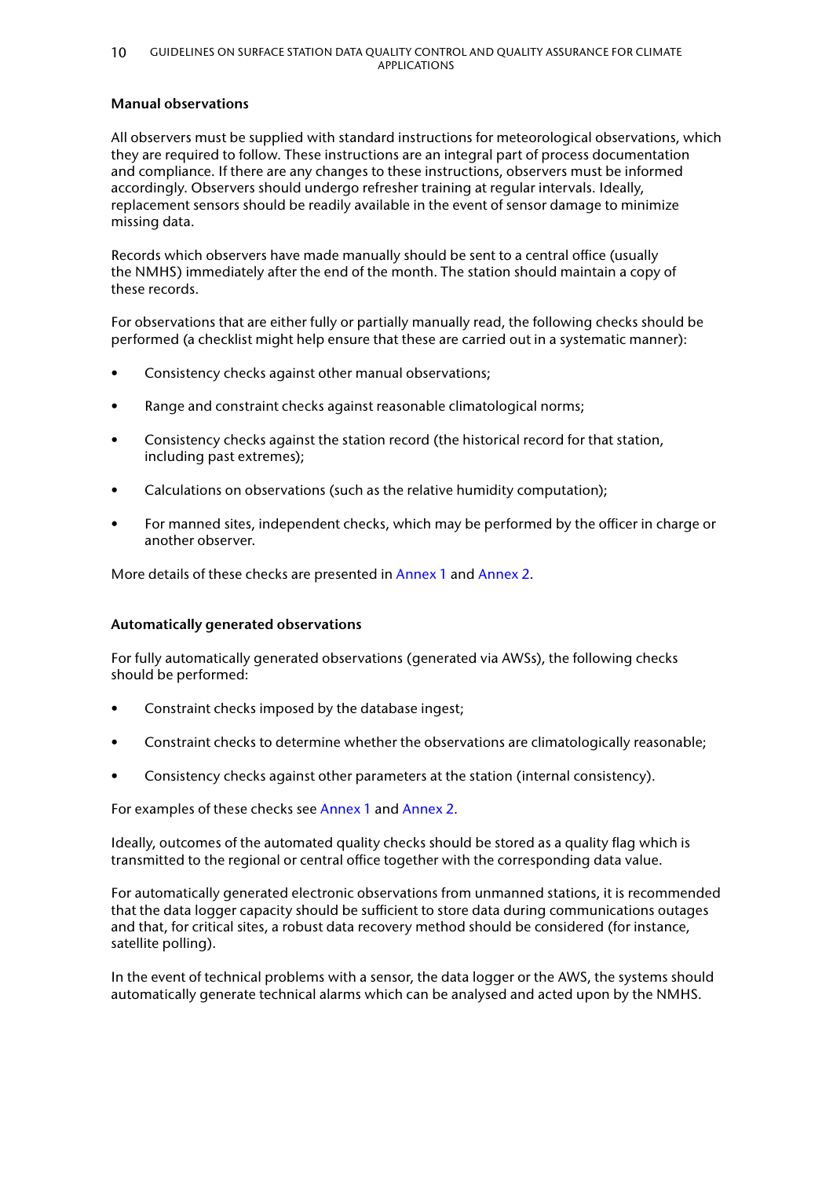**Manual observations**

All observers must be supplied with standard instructions for meteorological observations, which they are required to follow. These instructions are an integral part of process documentation and compliance. If there are any changes to these instructions, observers must be informed accordingly. Observers should undergo refresher training at regular intervals. Ideally, replacement sensors should be readily available in the event of sensor damage to minimize missing data.

Records which observers have made manually should be sent to a central office (usually the NMHS) immediately after the end of the month. The station should maintain a copy of these records.

For observations that are either fully or partially manually read, the following checks should be performed (a checklist might help ensure that these are carried out in a systematic manner):

- Consistency checks against other manual observations;
- Range and constraint checks against reasonable climatological norms;
- Consistency checks against the station record (the historical record for that station, including past extremes);
- Calculations on observations (such as the relative humidity computation);
- For manned sites, independent checks, which may be performed by the officer in charge or another observer.

More details of these checks are presented in Annex 1 and Annex 2.

**Automatically generated observations**

For fully automatically generated observations (generated via AWSs), the following checks should be performed:

- Constraint checks imposed by the database ingest;
- Constraint checks to determine whether the observations are climatologically reasonable;
- Consistency checks against other parameters at the station (internal consistency).

For examples of these checks see Annex 1 and Annex 2.

Ideally, outcomes of the automated quality checks should be stored as a quality flag which is transmitted to the regional or central office together with the corresponding data value.

For automatically generated electronic observations from unmanned stations, it is recommended that the data logger capacity should be sufficient to store data during communications outages and that, for critical sites, a robust data recovery method should be considered (for instance, satellite polling).

In the event of technical problems with a sensor, the data logger or the AWS, the systems should automatically generate technical alarms which can be analysed and acted upon by the NMHS.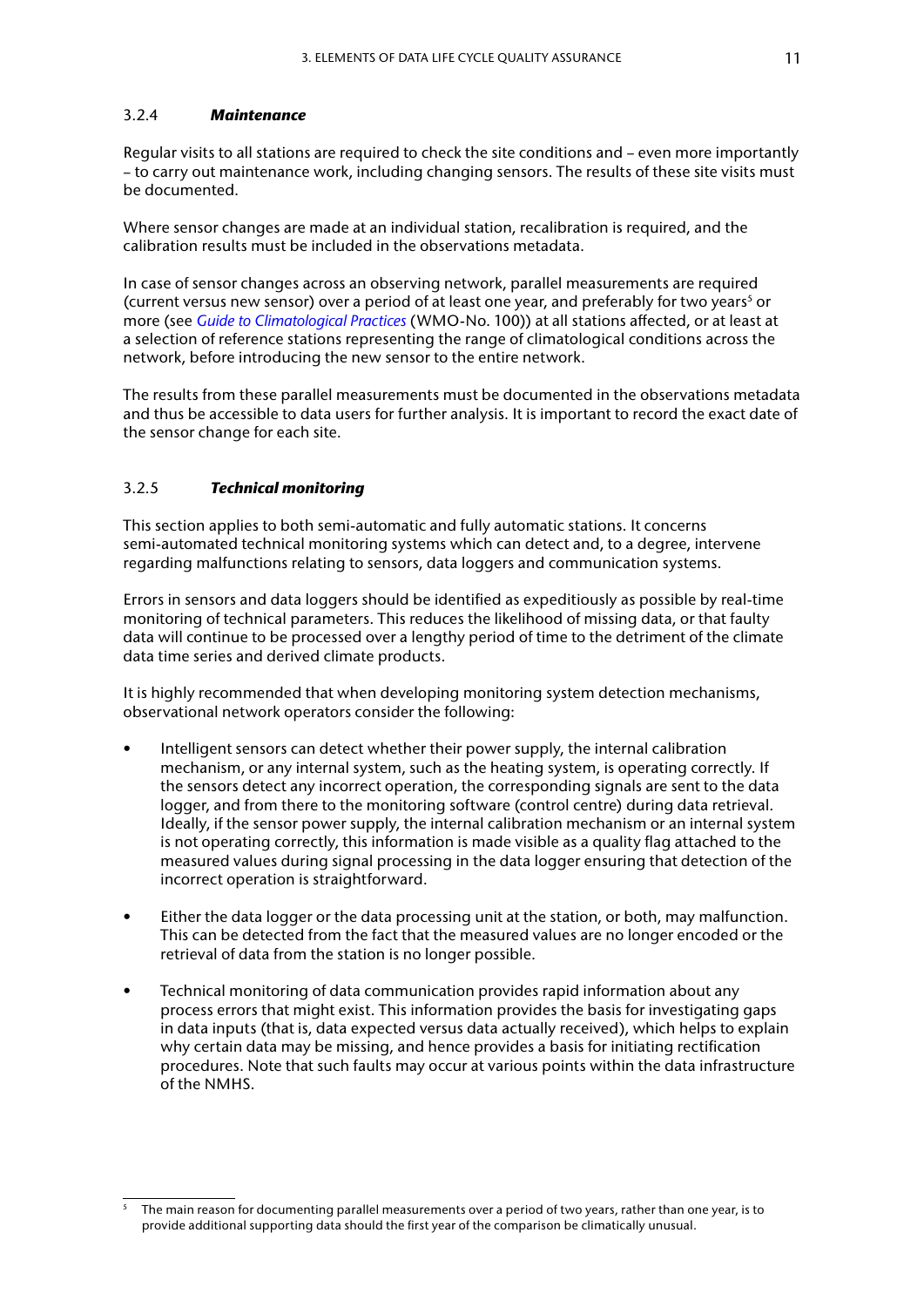### 3.2.4 ***Maintenance***

Regular visits to all stations are required to check the site conditions and – even more importantly – to carry out maintenance work, including changing sensors. The results of these site visits must be documented.

Where sensor changes are made at an individual station, recalibration is required, and the calibration results must be included in the observations metadata.

In case of sensor changes across an observing network, parallel measurements are required (current versus new sensor) over a period of at least one year, and preferably for two years[5] or more (see *Guide to Climatological Practices* (WMO-No. 100)) at all stations affected, or at least at a selection of reference stations representing the range of climatological conditions across the network, before introducing the new sensor to the entire network.

The results from these parallel measurements must be documented in the observations metadata and thus be accessible to data users for further analysis. It is important to record the exact date of the sensor change for each site.

### 3.2.5 ***Technical monitoring***

This section applies to both semi-automatic and fully automatic stations. It concerns semi-automated technical monitoring systems which can detect and, to a degree, intervene regarding malfunctions relating to sensors, data loggers and communication systems.

Errors in sensors and data loggers should be identified as expeditiously as possible by real-time monitoring of technical parameters. This reduces the likelihood of missing data, or that faulty data will continue to be processed over a lengthy period of time to the detriment of the climate data time series and derived climate products.

It is highly recommended that when developing monitoring system detection mechanisms, observational network operators consider the following:

- Intelligent sensors can detect whether their power supply, the internal calibration mechanism, or any internal system, such as the heating system, is operating correctly. If the sensors detect any incorrect operation, the corresponding signals are sent to the data logger, and from there to the monitoring software (control centre) during data retrieval. Ideally, if the sensor power supply, the internal calibration mechanism or an internal system is not operating correctly, this information is made visible as a quality flag attached to the measured values during signal processing in the data logger ensuring that detection of the incorrect operation is straightforward.

- Either the data logger or the data processing unit at the station, or both, may malfunction. This can be detected from the fact that the measured values are no longer encoded or the retrieval of data from the station is no longer possible.

- Technical monitoring of data communication provides rapid information about any process errors that might exist. This information provides the basis for investigating gaps in data inputs (that is, data expected versus data actually received), which helps to explain why certain data may be missing, and hence provides a basis for initiating rectification procedures. Note that such faults may occur at various points within the data infrastructure of the NMHS.

---

[5] The main reason for documenting parallel measurements over a period of two years, rather than one year, is to provide additional supporting data should the first year of the comparison be climatically unusual.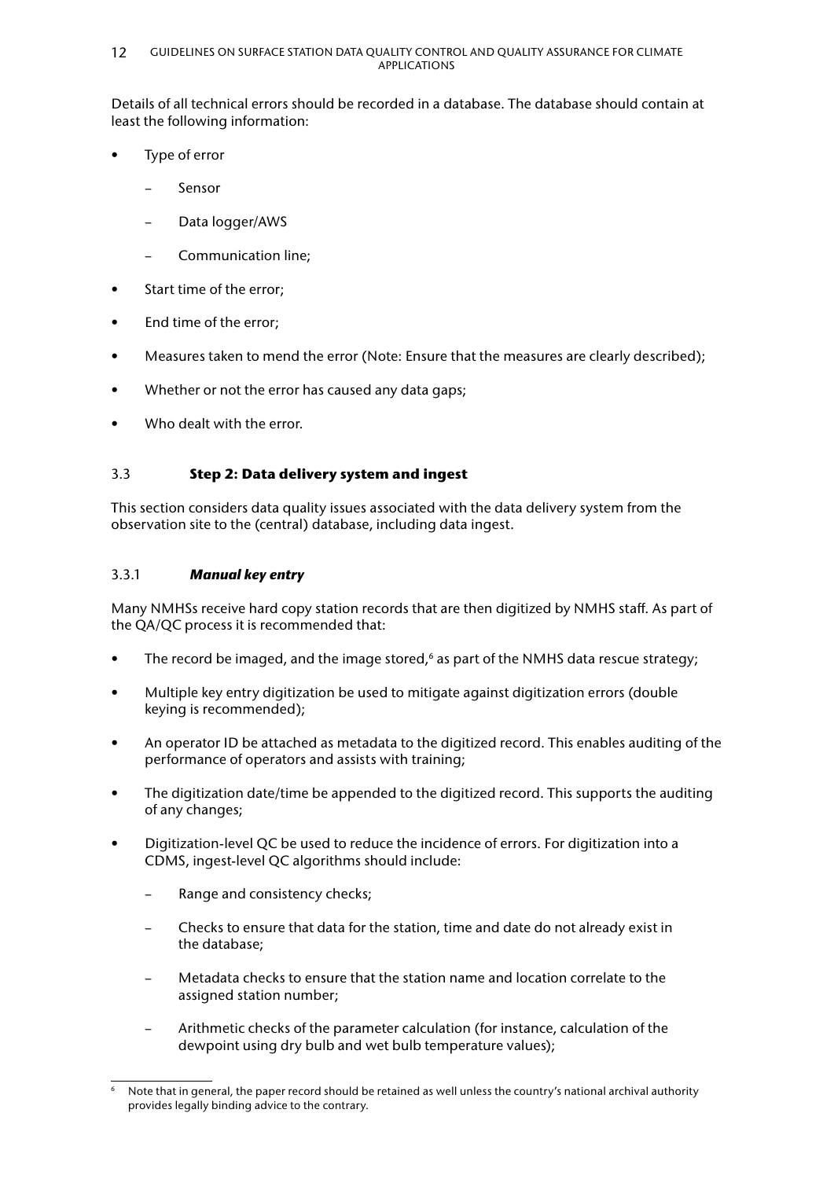Details of all technical errors should be recorded in a database. The database should contain at least the following information:

- Type of error
  - Sensor
  - Data logger/AWS
  - Communication line;
- Start time of the error;
- End time of the error;
- Measures taken to mend the error (Note: Ensure that the measures are clearly described);
- Whether or not the error has caused any data gaps;
- Who dealt with the error.

## 3.3 **Step 2: Data delivery system and ingest**

This section considers data quality issues associated with the data delivery system from the observation site to the (central) database, including data ingest.

### 3.3.1 ***Manual key entry***

Many NMHSs receive hard copy station records that are then digitized by NMHS staff. As part of the QA/QC process it is recommended that:

- The record be imaged, and the image stored,[6] as part of the NMHS data rescue strategy;
- Multiple key entry digitization be used to mitigate against digitization errors (double keying is recommended);
- An operator ID be attached as metadata to the digitized record. This enables auditing of the performance of operators and assists with training;
- The digitization date/time be appended to the digitized record. This supports the auditing of any changes;
- Digitization-level QC be used to reduce the incidence of errors. For digitization into a CDMS, ingest-level QC algorithms should include:
  - Range and consistency checks;
  - Checks to ensure that data for the station, time and date do not already exist in the database;
  - Metadata checks to ensure that the station name and location correlate to the assigned station number;
  - Arithmetic checks of the parameter calculation (for instance, calculation of the dewpoint using dry bulb and wet bulb temperature values);

[6] Note that in general, the paper record should be retained as well unless the country's national archival authority provides legally binding advice to the contrary.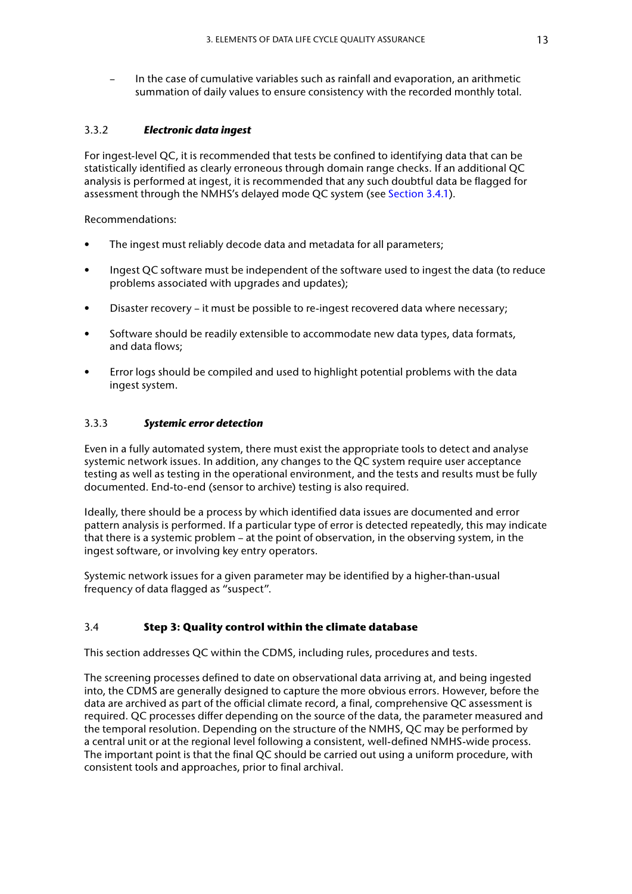- In the case of cumulative variables such as rainfall and evaporation, an arithmetic summation of daily values to ensure consistency with the recorded monthly total.

#### 3.3.2 *Electronic data ingest*

For ingest-level QC, it is recommended that tests be confined to identifying data that can be statistically identified as clearly erroneous through domain range checks. If an additional QC analysis is performed at ingest, it is recommended that any such doubtful data be flagged for assessment through the NMHS's delayed mode QC system (see Section 3.4.1).

Recommendations:

- The ingest must reliably decode data and metadata for all parameters;
- Ingest QC software must be independent of the software used to ingest the data (to reduce problems associated with upgrades and updates);
- Disaster recovery – it must be possible to re-ingest recovered data where necessary;
- Software should be readily extensible to accommodate new data types, data formats, and data flows;
- Error logs should be compiled and used to highlight potential problems with the data ingest system.

#### 3.3.3 *Systemic error detection*

Even in a fully automated system, there must exist the appropriate tools to detect and analyse systemic network issues. In addition, any changes to the QC system require user acceptance testing as well as testing in the operational environment, and the tests and results must be fully documented. End-to-end (sensor to archive) testing is also required.

Ideally, there should be a process by which identified data issues are documented and error pattern analysis is performed. If a particular type of error is detected repeatedly, this may indicate that there is a systemic problem – at the point of observation, in the observing system, in the ingest software, or involving key entry operators.

Systemic network issues for a given parameter may be identified by a higher-than-usual frequency of data flagged as "suspect".

### 3.4 **Step 3: Quality control within the climate database**

This section addresses QC within the CDMS, including rules, procedures and tests.

The screening processes defined to date on observational data arriving at, and being ingested into, the CDMS are generally designed to capture the more obvious errors. However, before the data are archived as part of the official climate record, a final, comprehensive QC assessment is required. QC processes differ depending on the source of the data, the parameter measured and the temporal resolution. Depending on the structure of the NMHS, QC may be performed by a central unit or at the regional level following a consistent, well-defined NMHS-wide process. The important point is that the final QC should be carried out using a uniform procedure, with consistent tools and approaches, prior to final archival.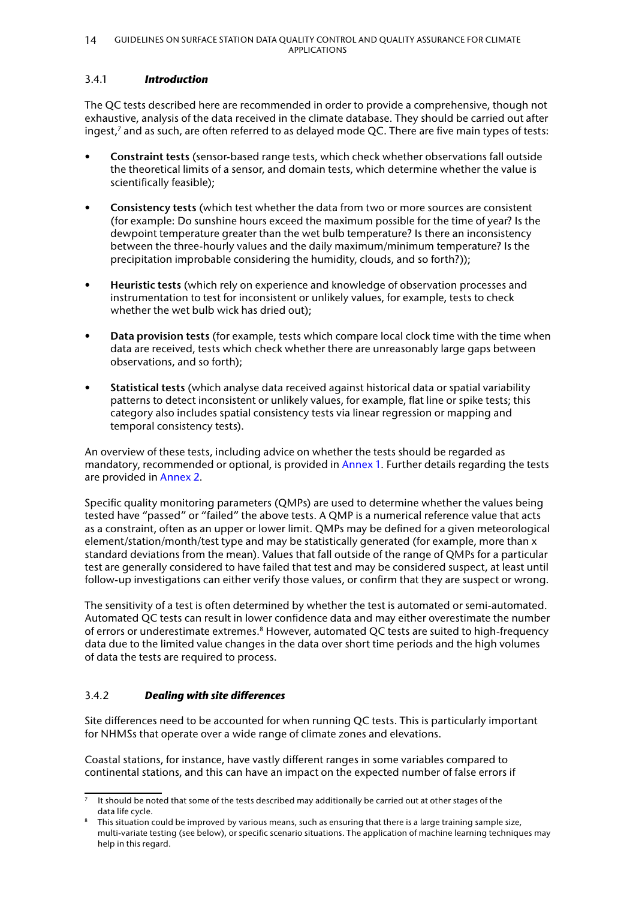### 3.4.1 *Introduction*

The QC tests described here are recommended in order to provide a comprehensive, though not exhaustive, analysis of the data received in the climate database. They should be carried out after ingest,[7] and as such, are often referred to as delayed mode QC. There are five main types of tests:

- **Constraint tests** (sensor-based range tests, which check whether observations fall outside the theoretical limits of a sensor, and domain tests, which determine whether the value is scientifically feasible);

- **Consistency tests** (which test whether the data from two or more sources are consistent (for example: Do sunshine hours exceed the maximum possible for the time of year? Is the dewpoint temperature greater than the wet bulb temperature? Is there an inconsistency between the three-hourly values and the daily maximum/minimum temperature? Is the precipitation improbable considering the humidity, clouds, and so forth?));

- **Heuristic tests** (which rely on experience and knowledge of observation processes and instrumentation to test for inconsistent or unlikely values, for example, tests to check whether the wet bulb wick has dried out);

- **Data provision tests** (for example, tests which compare local clock time with the time when data are received, tests which check whether there are unreasonably large gaps between observations, and so forth);

- **Statistical tests** (which analyse data received against historical data or spatial variability patterns to detect inconsistent or unlikely values, for example, flat line or spike tests; this category also includes spatial consistency tests via linear regression or mapping and temporal consistency tests).

An overview of these tests, including advice on whether the tests should be regarded as mandatory, recommended or optional, is provided in Annex 1. Further details regarding the tests are provided in Annex 2.

Specific quality monitoring parameters (QMPs) are used to determine whether the values being tested have "passed" or "failed" the above tests. A QMP is a numerical reference value that acts as a constraint, often as an upper or lower limit. QMPs may be defined for a given meteorological element/station/month/test type and may be statistically generated (for example, more than x standard deviations from the mean). Values that fall outside of the range of QMPs for a particular test are generally considered to have failed that test and may be considered suspect, at least until follow-up investigations can either verify those values, or confirm that they are suspect or wrong.

The sensitivity of a test is often determined by whether the test is automated or semi-automated. Automated QC tests can result in lower confidence data and may either overestimate the number of errors or underestimate extremes.[8] However, automated QC tests are suited to high-frequency data due to the limited value changes in the data over short time periods and the high volumes of data the tests are required to process.

### 3.4.2 *Dealing with site differences*

Site differences need to be accounted for when running QC tests. This is particularly important for NHMSs that operate over a wide range of climate zones and elevations.

Coastal stations, for instance, have vastly different ranges in some variables compared to continental stations, and this can have an impact on the expected number of false errors if

---

[7] It should be noted that some of the tests described may additionally be carried out at other stages of the data life cycle.

[8] This situation could be improved by various means, such as ensuring that there is a large training sample size, multi-variate testing (see below), or specific scenario situations. The application of machine learning techniques may help in this regard.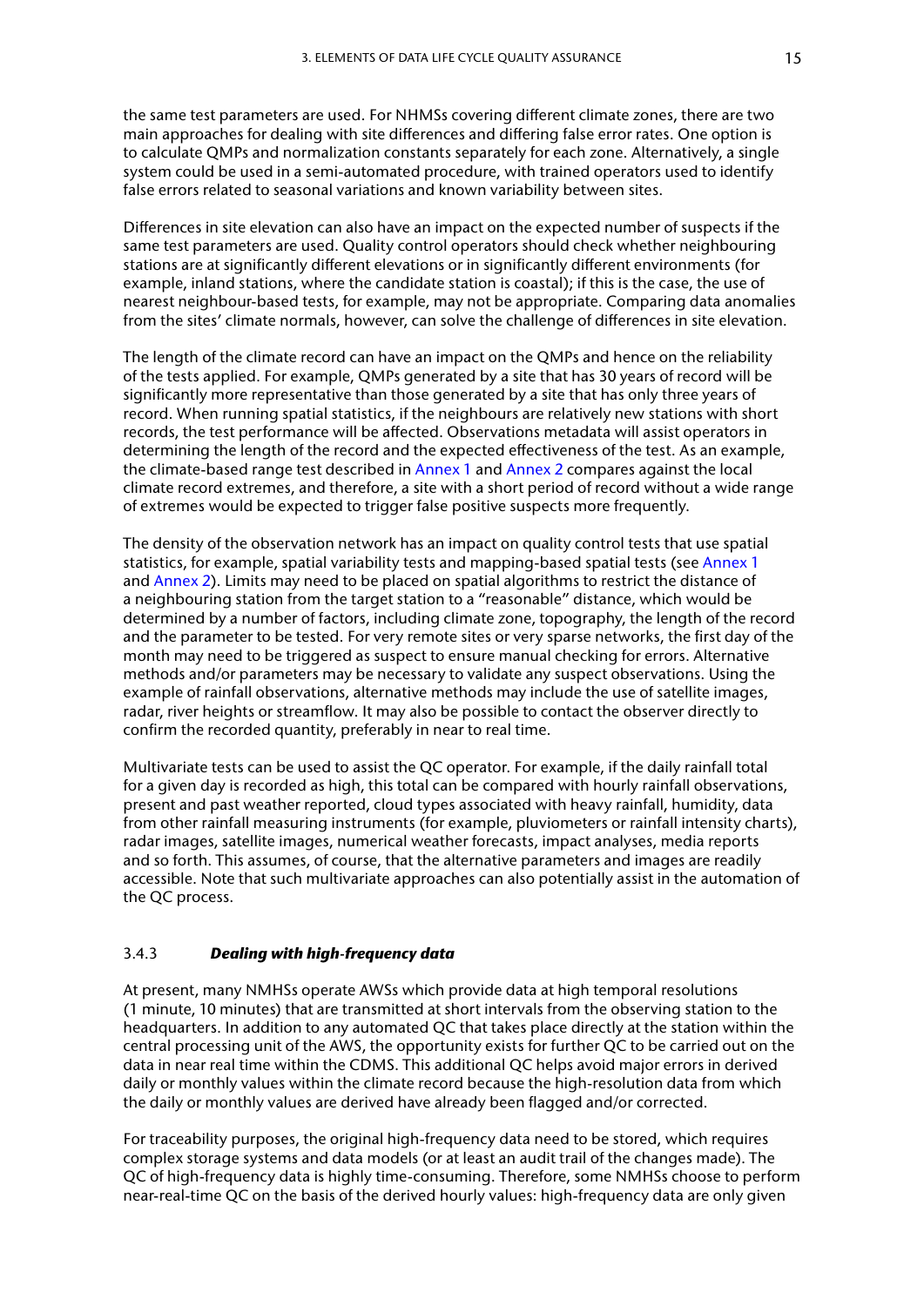the same test parameters are used. For NHMSs covering different climate zones, there are two main approaches for dealing with site differences and differing false error rates. One option is to calculate QMPs and normalization constants separately for each zone. Alternatively, a single system could be used in a semi-automated procedure, with trained operators used to identify false errors related to seasonal variations and known variability between sites.

Differences in site elevation can also have an impact on the expected number of suspects if the same test parameters are used. Quality control operators should check whether neighbouring stations are at significantly different elevations or in significantly different environments (for example, inland stations, where the candidate station is coastal); if this is the case, the use of nearest neighbour-based tests, for example, may not be appropriate. Comparing data anomalies from the sites' climate normals, however, can solve the challenge of differences in site elevation.

The length of the climate record can have an impact on the QMPs and hence on the reliability of the tests applied. For example, QMPs generated by a site that has 30 years of record will be significantly more representative than those generated by a site that has only three years of record. When running spatial statistics, if the neighbours are relatively new stations with short records, the test performance will be affected. Observations metadata will assist operators in determining the length of the record and the expected effectiveness of the test. As an example, the climate-based range test described in Annex 1 and Annex 2 compares against the local climate record extremes, and therefore, a site with a short period of record without a wide range of extremes would be expected to trigger false positive suspects more frequently.

The density of the observation network has an impact on quality control tests that use spatial statistics, for example, spatial variability tests and mapping-based spatial tests (see Annex 1 and Annex 2). Limits may need to be placed on spatial algorithms to restrict the distance of a neighbouring station from the target station to a "reasonable" distance, which would be determined by a number of factors, including climate zone, topography, the length of the record and the parameter to be tested. For very remote sites or very sparse networks, the first day of the month may need to be triggered as suspect to ensure manual checking for errors. Alternative methods and/or parameters may be necessary to validate any suspect observations. Using the example of rainfall observations, alternative methods may include the use of satellite images, radar, river heights or streamflow. It may also be possible to contact the observer directly to confirm the recorded quantity, preferably in near to real time.

Multivariate tests can be used to assist the QC operator. For example, if the daily rainfall total for a given day is recorded as high, this total can be compared with hourly rainfall observations, present and past weather reported, cloud types associated with heavy rainfall, humidity, data from other rainfall measuring instruments (for example, pluviometers or rainfall intensity charts), radar images, satellite images, numerical weather forecasts, impact analyses, media reports and so forth. This assumes, of course, that the alternative parameters and images are readily accessible. Note that such multivariate approaches can also potentially assist in the automation of the QC process.

### 3.4.3 *Dealing with high-frequency data*

At present, many NMHSs operate AWSs which provide data at high temporal resolutions (1 minute, 10 minutes) that are transmitted at short intervals from the observing station to the headquarters. In addition to any automated QC that takes place directly at the station within the central processing unit of the AWS, the opportunity exists for further QC to be carried out on the data in near real time within the CDMS. This additional QC helps avoid major errors in derived daily or monthly values within the climate record because the high-resolution data from which the daily or monthly values are derived have already been flagged and/or corrected.

For traceability purposes, the original high-frequency data need to be stored, which requires complex storage systems and data models (or at least an audit trail of the changes made). The QC of high-frequency data is highly time-consuming. Therefore, some NMHSs choose to perform near-real-time QC on the basis of the derived hourly values: high-frequency data are only given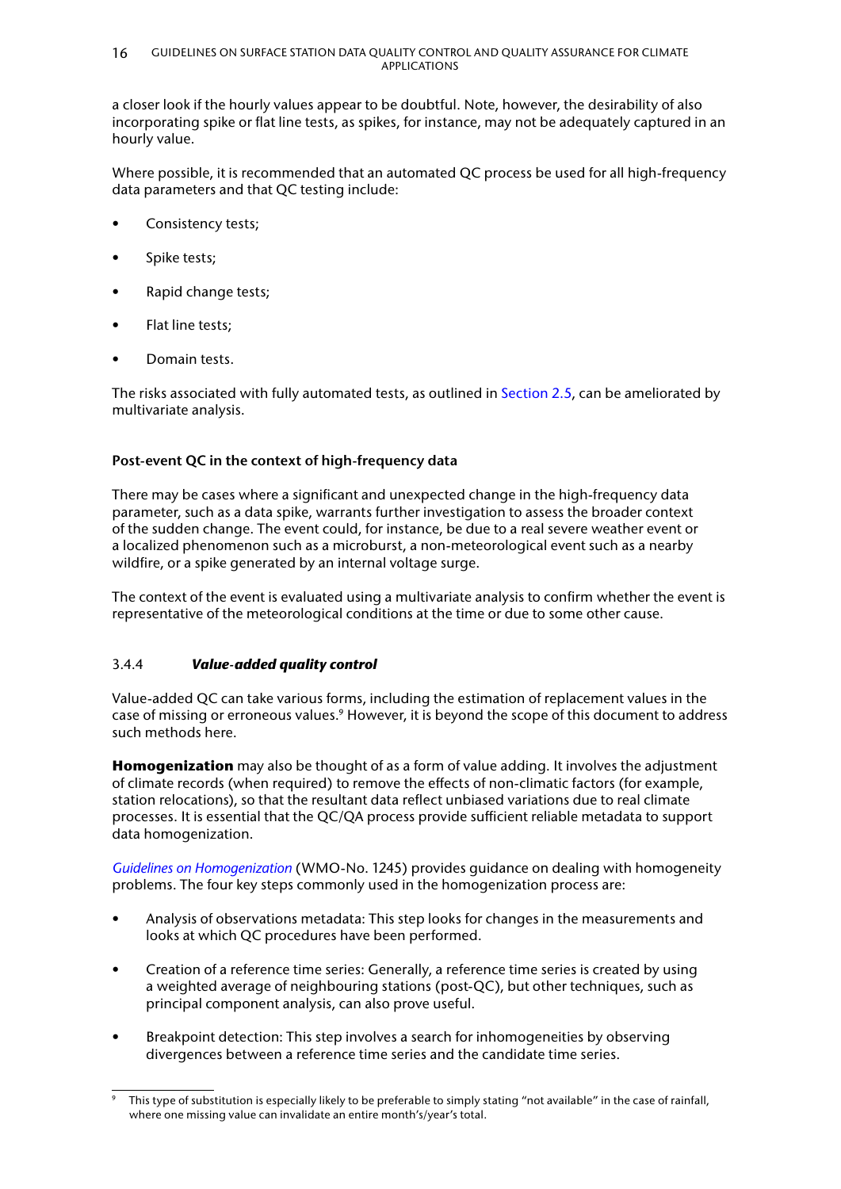a closer look if the hourly values appear to be doubtful. Note, however, the desirability of also incorporating spike or flat line tests, as spikes, for instance, may not be adequately captured in an hourly value.

Where possible, it is recommended that an automated QC process be used for all high-frequency data parameters and that QC testing include:

- Consistency tests;
- Spike tests;
- Rapid change tests;
- Flat line tests;
- Domain tests.

The risks associated with fully automated tests, as outlined in Section 2.5, can be ameliorated by multivariate analysis.

**Post-event QC in the context of high-frequency data**

There may be cases where a significant and unexpected change in the high-frequency data parameter, such as a data spike, warrants further investigation to assess the broader context of the sudden change. The event could, for instance, be due to a real severe weather event or a localized phenomenon such as a microburst, a non-meteorological event such as a nearby wildfire, or a spike generated by an internal voltage surge.

The context of the event is evaluated using a multivariate analysis to confirm whether the event is representative of the meteorological conditions at the time or due to some other cause.

### 3.4.4 ***Value-added quality control***

Value-added QC can take various forms, including the estimation of replacement values in the case of missing or erroneous values.[9] However, it is beyond the scope of this document to address such methods here.

**Homogenization** may also be thought of as a form of value adding. It involves the adjustment of climate records (when required) to remove the effects of non-climatic factors (for example, station relocations), so that the resultant data reflect unbiased variations due to real climate processes. It is essential that the QC/QA process provide sufficient reliable metadata to support data homogenization.

*Guidelines on Homogenization* (WMO-No. 1245) provides guidance on dealing with homogeneity problems. The four key steps commonly used in the homogenization process are:

- Analysis of observations metadata: This step looks for changes in the measurements and looks at which QC procedures have been performed.
- Creation of a reference time series: Generally, a reference time series is created by using a weighted average of neighbouring stations (post-QC), but other techniques, such as principal component analysis, can also prove useful.
- Breakpoint detection: This step involves a search for inhomogeneities by observing divergences between a reference time series and the candidate time series.

---

[9] This type of substitution is especially likely to be preferable to simply stating "not available" in the case of rainfall, where one missing value can invalidate an entire month's/year's total.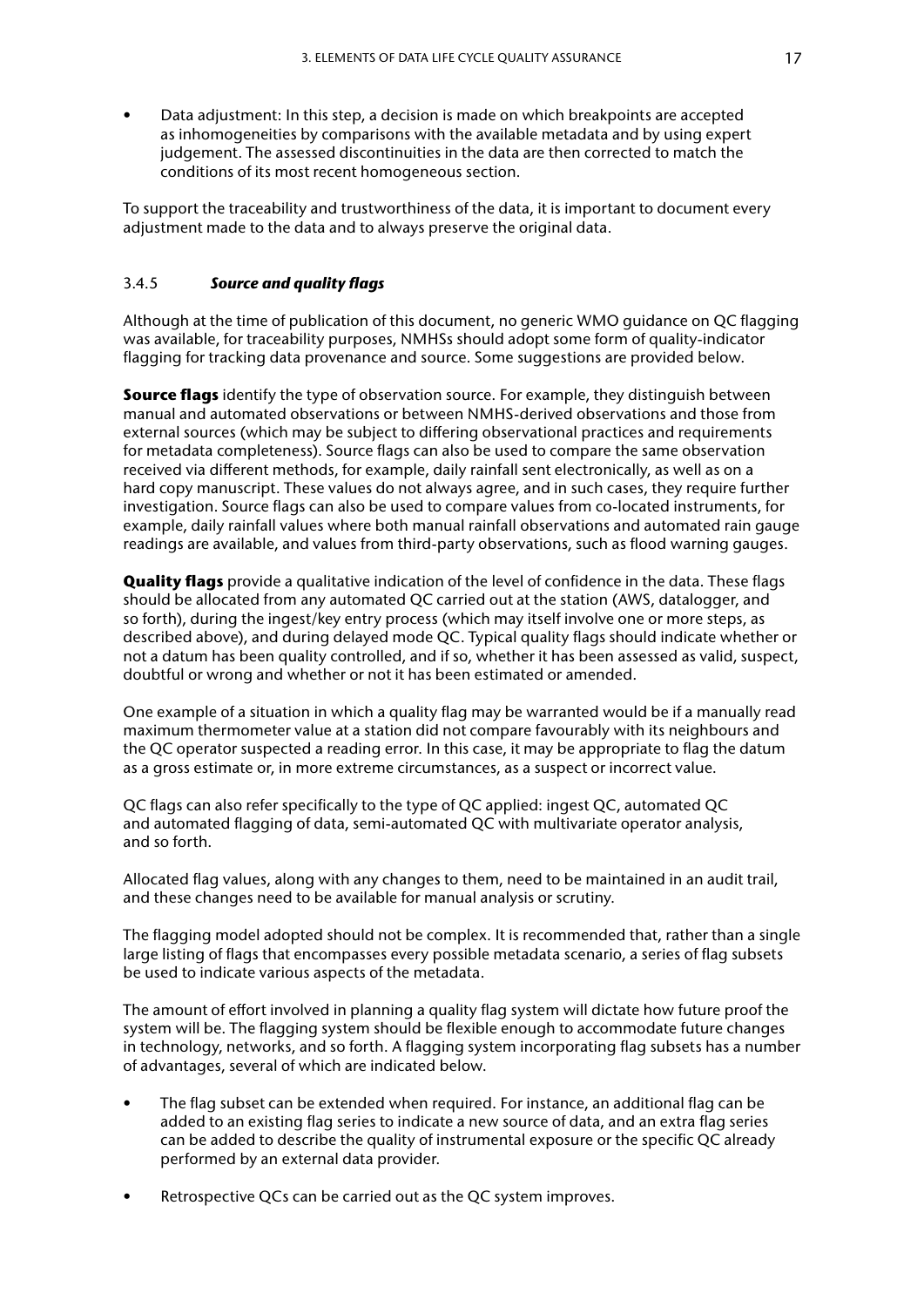- Data adjustment: In this step, a decision is made on which breakpoints are accepted as inhomogeneities by comparisons with the available metadata and by using expert judgement. The assessed discontinuities in the data are then corrected to match the conditions of its most recent homogeneous section.

To support the traceability and trustworthiness of the data, it is important to document every adjustment made to the data and to always preserve the original data.

### 3.4.5 *Source and quality flags*

Although at the time of publication of this document, no generic WMO guidance on QC flagging was available, for traceability purposes, NMHSs should adopt some form of quality-indicator flagging for tracking data provenance and source. Some suggestions are provided below.

**Source flags** identify the type of observation source. For example, they distinguish between manual and automated observations or between NMHS-derived observations and those from external sources (which may be subject to differing observational practices and requirements for metadata completeness). Source flags can also be used to compare the same observation received via different methods, for example, daily rainfall sent electronically, as well as on a hard copy manuscript. These values do not always agree, and in such cases, they require further investigation. Source flags can also be used to compare values from co-located instruments, for example, daily rainfall values where both manual rainfall observations and automated rain gauge readings are available, and values from third-party observations, such as flood warning gauges.

**Quality flags** provide a qualitative indication of the level of confidence in the data. These flags should be allocated from any automated QC carried out at the station (AWS, datalogger, and so forth), during the ingest/key entry process (which may itself involve one or more steps, as described above), and during delayed mode QC. Typical quality flags should indicate whether or not a datum has been quality controlled, and if so, whether it has been assessed as valid, suspect, doubtful or wrong and whether or not it has been estimated or amended.

One example of a situation in which a quality flag may be warranted would be if a manually read maximum thermometer value at a station did not compare favourably with its neighbours and the QC operator suspected a reading error. In this case, it may be appropriate to flag the datum as a gross estimate or, in more extreme circumstances, as a suspect or incorrect value.

QC flags can also refer specifically to the type of QC applied: ingest QC, automated QC and automated flagging of data, semi-automated QC with multivariate operator analysis, and so forth.

Allocated flag values, along with any changes to them, need to be maintained in an audit trail, and these changes need to be available for manual analysis or scrutiny.

The flagging model adopted should not be complex. It is recommended that, rather than a single large listing of flags that encompasses every possible metadata scenario, a series of flag subsets be used to indicate various aspects of the metadata.

The amount of effort involved in planning a quality flag system will dictate how future proof the system will be. The flagging system should be flexible enough to accommodate future changes in technology, networks, and so forth. A flagging system incorporating flag subsets has a number of advantages, several of which are indicated below.

- The flag subset can be extended when required. For instance, an additional flag can be added to an existing flag series to indicate a new source of data, and an extra flag series can be added to describe the quality of instrumental exposure or the specific QC already performed by an external data provider.
- Retrospective QCs can be carried out as the QC system improves.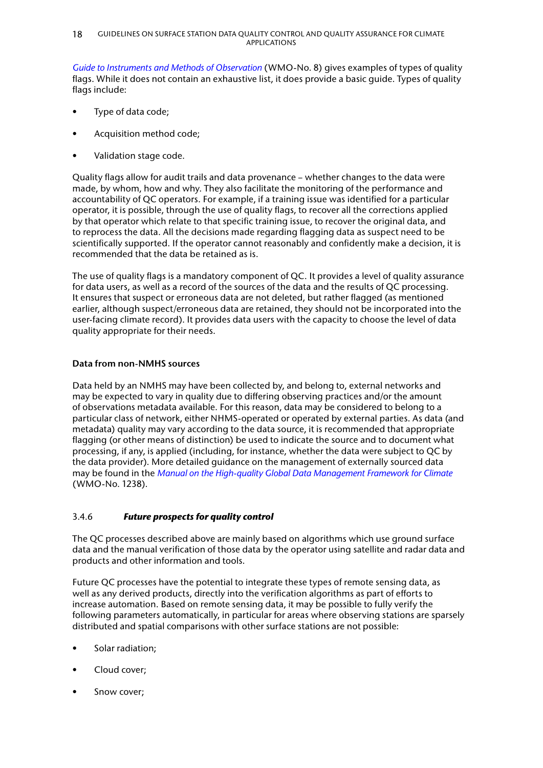*Guide to Instruments and Methods of Observation* (WMO-No. 8) gives examples of types of quality flags. While it does not contain an exhaustive list, it does provide a basic guide. Types of quality flags include:

- Type of data code;
- Acquisition method code;
- Validation stage code.

Quality flags allow for audit trails and data provenance – whether changes to the data were made, by whom, how and why. They also facilitate the monitoring of the performance and accountability of QC operators. For example, if a training issue was identified for a particular operator, it is possible, through the use of quality flags, to recover all the corrections applied by that operator which relate to that specific training issue, to recover the original data, and to reprocess the data. All the decisions made regarding flagging data as suspect need to be scientifically supported. If the operator cannot reasonably and confidently make a decision, it is recommended that the data be retained as is.

The use of quality flags is a mandatory component of QC. It provides a level of quality assurance for data users, as well as a record of the sources of the data and the results of QC processing. It ensures that suspect or erroneous data are not deleted, but rather flagged (as mentioned earlier, although suspect/erroneous data are retained, they should not be incorporated into the user-facing climate record). It provides data users with the capacity to choose the level of data quality appropriate for their needs.

**Data from non-NMHS sources**

Data held by an NMHS may have been collected by, and belong to, external networks and may be expected to vary in quality due to differing observing practices and/or the amount of observations metadata available. For this reason, data may be considered to belong to a particular class of network, either NHMS-operated or operated by external parties. As data (and metadata) quality may vary according to the data source, it is recommended that appropriate flagging (or other means of distinction) be used to indicate the source and to document what processing, if any, is applied (including, for instance, whether the data were subject to QC by the data provider). More detailed guidance on the management of externally sourced data may be found in the *Manual on the High-quality Global Data Management Framework for Climate* (WMO-No. 1238).

### 3.4.6 *Future prospects for quality control*

The QC processes described above are mainly based on algorithms which use ground surface data and the manual verification of those data by the operator using satellite and radar data and products and other information and tools.

Future QC processes have the potential to integrate these types of remote sensing data, as well as any derived products, directly into the verification algorithms as part of efforts to increase automation. Based on remote sensing data, it may be possible to fully verify the following parameters automatically, in particular for areas where observing stations are sparsely distributed and spatial comparisons with other surface stations are not possible:

- Solar radiation;
- Cloud cover;
- Snow cover;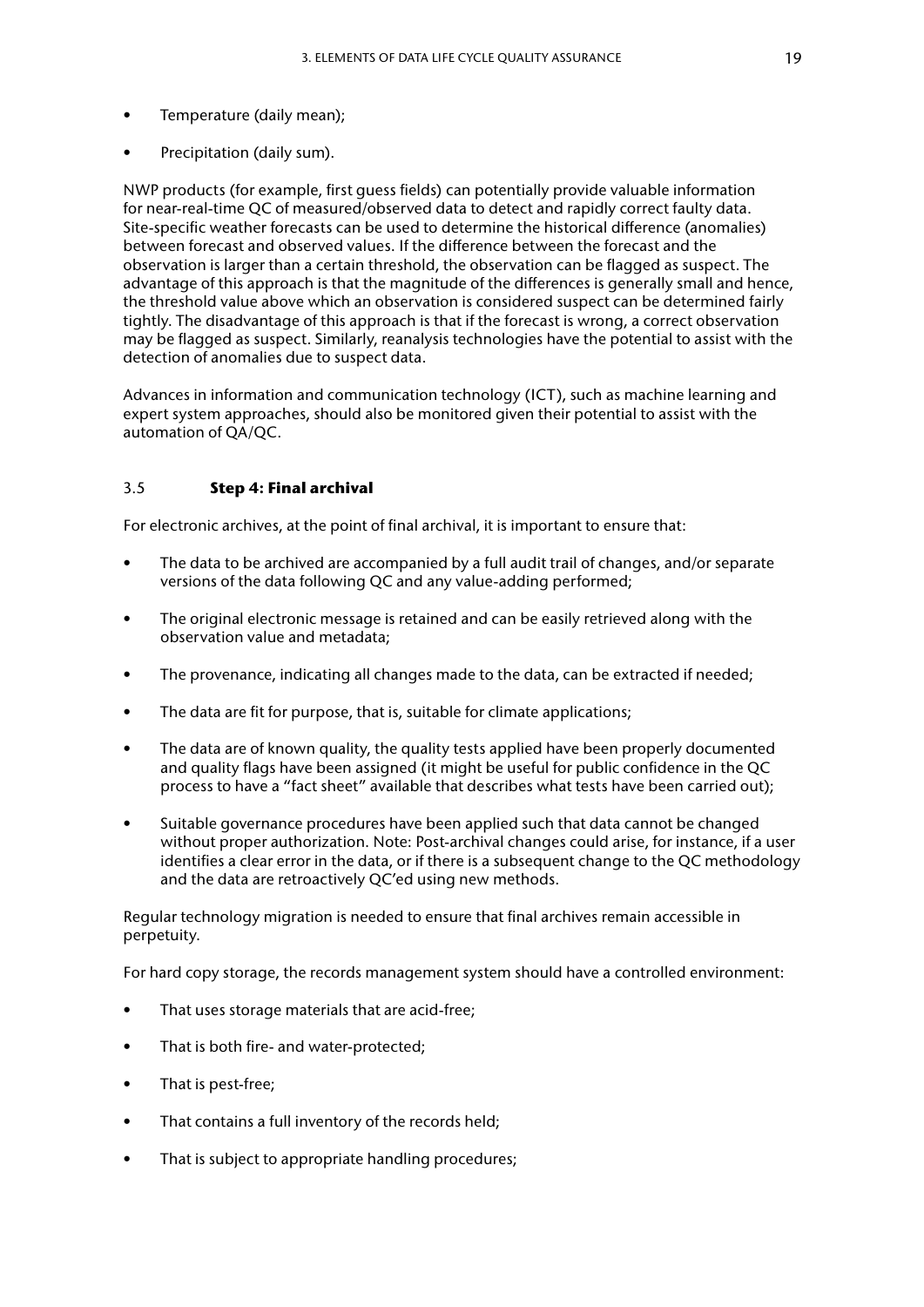- Temperature (daily mean);
- Precipitation (daily sum).

NWP products (for example, first guess fields) can potentially provide valuable information for near-real-time QC of measured/observed data to detect and rapidly correct faulty data. Site-specific weather forecasts can be used to determine the historical difference (anomalies) between forecast and observed values. If the difference between the forecast and the observation is larger than a certain threshold, the observation can be flagged as suspect. The advantage of this approach is that the magnitude of the differences is generally small and hence, the threshold value above which an observation is considered suspect can be determined fairly tightly. The disadvantage of this approach is that if the forecast is wrong, a correct observation may be flagged as suspect. Similarly, reanalysis technologies have the potential to assist with the detection of anomalies due to suspect data.

Advances in information and communication technology (ICT), such as machine learning and expert system approaches, should also be monitored given their potential to assist with the automation of QA/QC.

### 3.5 Step 4: Final archival

For electronic archives, at the point of final archival, it is important to ensure that:

- The data to be archived are accompanied by a full audit trail of changes, and/or separate versions of the data following QC and any value-adding performed;
- The original electronic message is retained and can be easily retrieved along with the observation value and metadata;
- The provenance, indicating all changes made to the data, can be extracted if needed;
- The data are fit for purpose, that is, suitable for climate applications;
- The data are of known quality, the quality tests applied have been properly documented and quality flags have been assigned (it might be useful for public confidence in the QC process to have a "fact sheet" available that describes what tests have been carried out);
- Suitable governance procedures have been applied such that data cannot be changed without proper authorization. Note: Post-archival changes could arise, for instance, if a user identifies a clear error in the data, or if there is a subsequent change to the QC methodology and the data are retroactively QC'ed using new methods.

Regular technology migration is needed to ensure that final archives remain accessible in perpetuity.

For hard copy storage, the records management system should have a controlled environment:

- That uses storage materials that are acid-free;
- That is both fire- and water-protected;
- That is pest-free;
- That contains a full inventory of the records held;
- That is subject to appropriate handling procedures;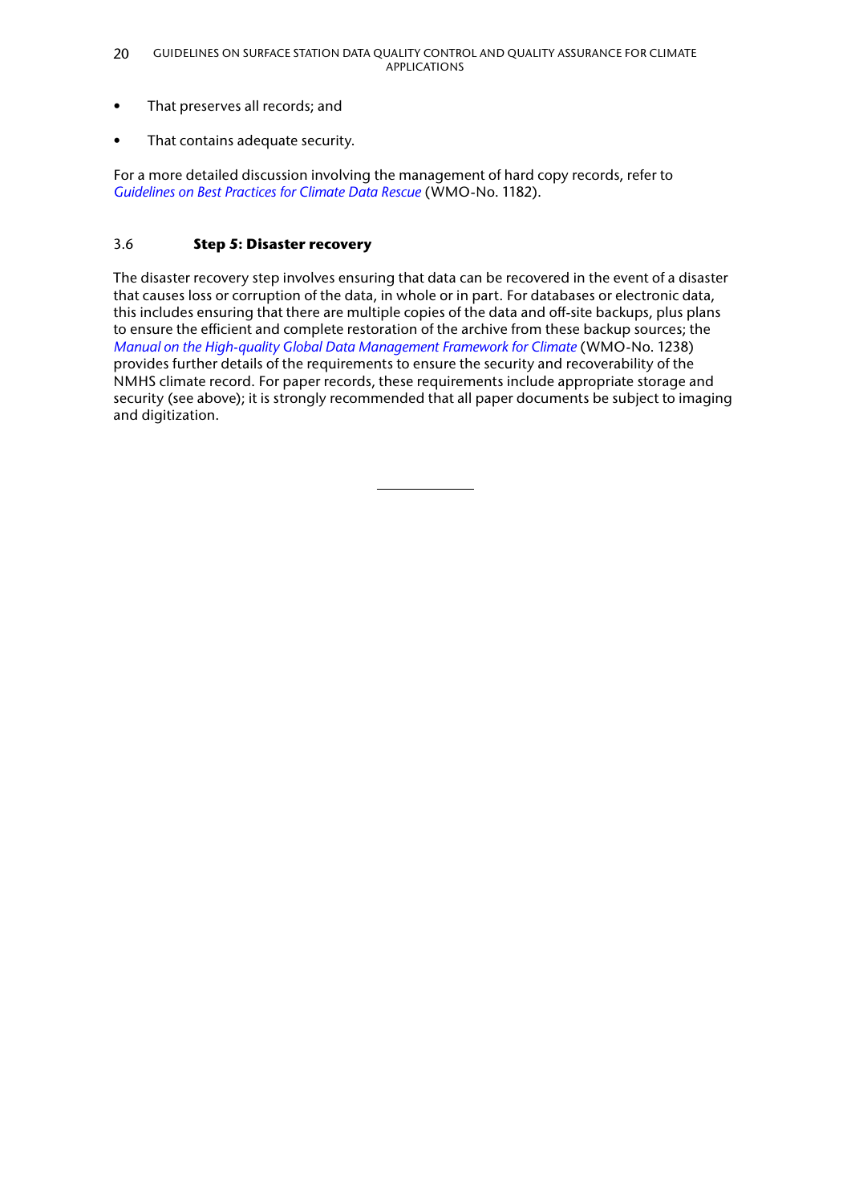- That preserves all records; and

- That contains adequate security.

For a more detailed discussion involving the management of hard copy records, refer to *Guidelines on Best Practices for Climate Data Rescue* (WMO-No. 1182).

## 3.6 Step 5: Disaster recovery

The disaster recovery step involves ensuring that data can be recovered in the event of a disaster that causes loss or corruption of the data, in whole or in part. For databases or electronic data, this includes ensuring that there are multiple copies of the data and off-site backups, plus plans to ensure the efficient and complete restoration of the archive from these backup sources; the *Manual on the High-quality Global Data Management Framework for Climate* (WMO-No. 1238) provides further details of the requirements to ensure the security and recoverability of the NMHS climate record. For paper records, these requirements include appropriate storage and security (see above); it is strongly recommended that all paper documents be subject to imaging and digitization.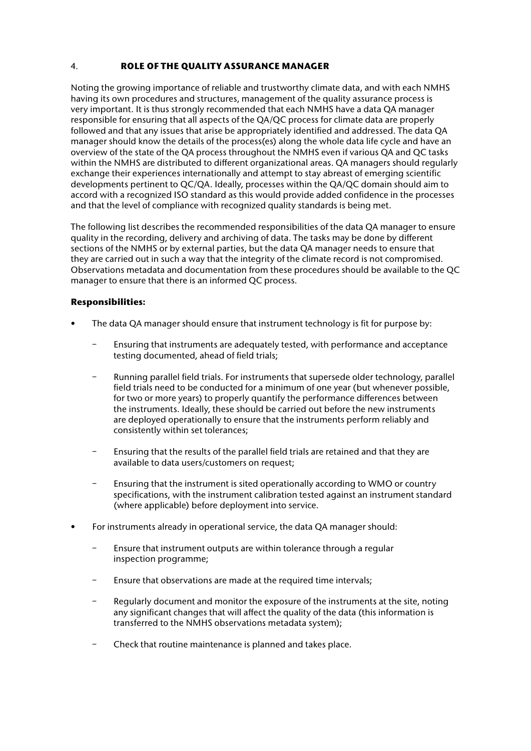## 4. ROLE OF THE QUALITY ASSURANCE MANAGER

Noting the growing importance of reliable and trustworthy climate data, and with each NMHS having its own procedures and structures, management of the quality assurance process is very important. It is thus strongly recommended that each NMHS have a data QA manager responsible for ensuring that all aspects of the QA/QC process for climate data are properly followed and that any issues that arise be appropriately identified and addressed. The data QA manager should know the details of the process(es) along the whole data life cycle and have an overview of the state of the QA process throughout the NMHS even if various QA and QC tasks within the NMHS are distributed to different organizational areas. QA managers should regularly exchange their experiences internationally and attempt to stay abreast of emerging scientific developments pertinent to QC/QA. Ideally, processes within the QA/QC domain should aim to accord with a recognized ISO standard as this would provide added confidence in the processes and that the level of compliance with recognized quality standards is being met.

The following list describes the recommended responsibilities of the data QA manager to ensure quality in the recording, delivery and archiving of data. The tasks may be done by different sections of the NMHS or by external parties, but the data QA manager needs to ensure that they are carried out in such a way that the integrity of the climate record is not compromised. Observations metadata and documentation from these procedures should be available to the QC manager to ensure that there is an informed QC process.

**Responsibilities:**

- The data QA manager should ensure that instrument technology is fit for purpose by:
  - Ensuring that instruments are adequately tested, with performance and acceptance testing documented, ahead of field trials;
  - Running parallel field trials. For instruments that supersede older technology, parallel field trials need to be conducted for a minimum of one year (but whenever possible, for two or more years) to properly quantify the performance differences between the instruments. Ideally, these should be carried out before the new instruments are deployed operationally to ensure that the instruments perform reliably and consistently within set tolerances;
  - Ensuring that the results of the parallel field trials are retained and that they are available to data users/customers on request;
  - Ensuring that the instrument is sited operationally according to WMO or country specifications, with the instrument calibration tested against an instrument standard (where applicable) before deployment into service.
- For instruments already in operational service, the data QA manager should:
  - Ensure that instrument outputs are within tolerance through a regular inspection programme;
  - Ensure that observations are made at the required time intervals;
  - Regularly document and monitor the exposure of the instruments at the site, noting any significant changes that will affect the quality of the data (this information is transferred to the NMHS observations metadata system);
  - Check that routine maintenance is planned and takes place.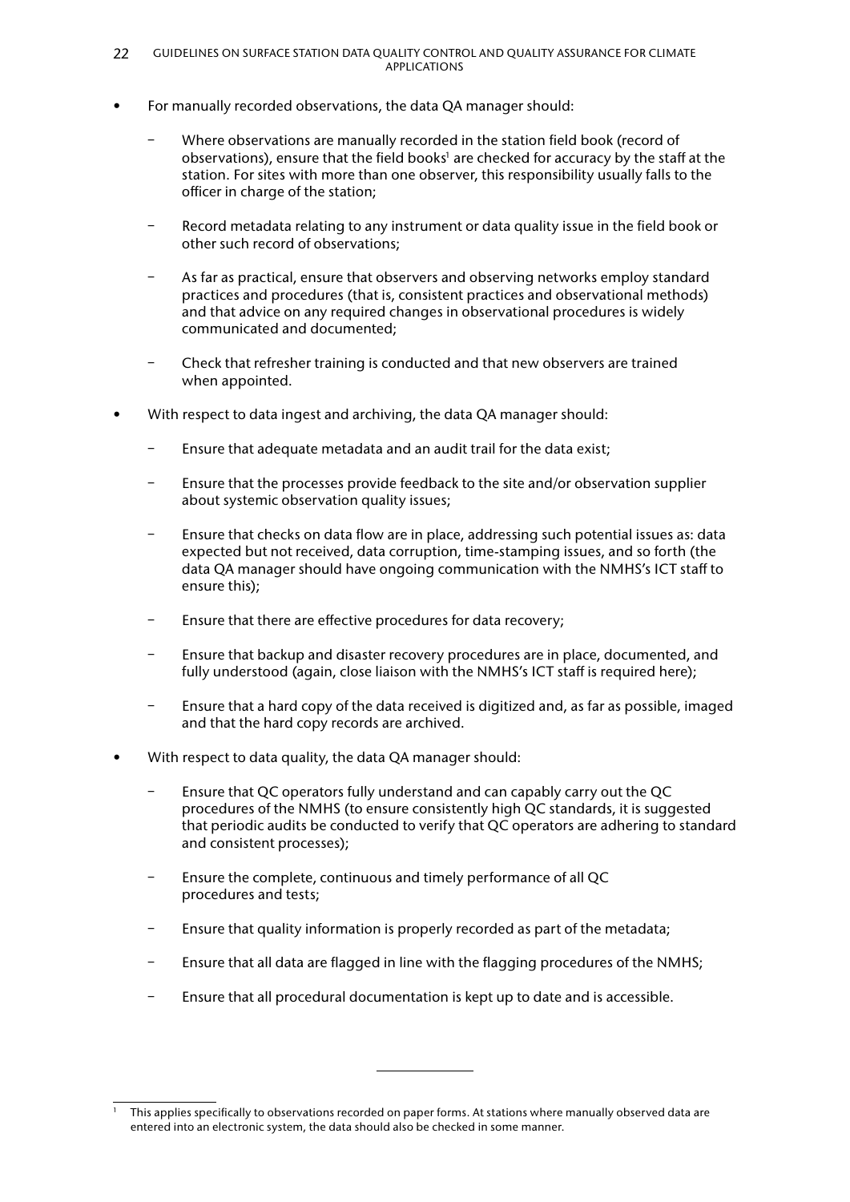- For manually recorded observations, the data QA manager should:

    - Where observations are manually recorded in the station field book (record of observations), ensure that the field books[1] are checked for accuracy by the staff at the station. For sites with more than one observer, this responsibility usually falls to the officer in charge of the station;

    - Record metadata relating to any instrument or data quality issue in the field book or other such record of observations;

    - As far as practical, ensure that observers and observing networks employ standard practices and procedures (that is, consistent practices and observational methods) and that advice on any required changes in observational procedures is widely communicated and documented;

    - Check that refresher training is conducted and that new observers are trained when appointed.

- With respect to data ingest and archiving, the data QA manager should:

    - Ensure that adequate metadata and an audit trail for the data exist;

    - Ensure that the processes provide feedback to the site and/or observation supplier about systemic observation quality issues;

    - Ensure that checks on data flow are in place, addressing such potential issues as: data expected but not received, data corruption, time-stamping issues, and so forth (the data QA manager should have ongoing communication with the NMHS's ICT staff to ensure this);

    - Ensure that there are effective procedures for data recovery;

    - Ensure that backup and disaster recovery procedures are in place, documented, and fully understood (again, close liaison with the NMHS's ICT staff is required here);

    - Ensure that a hard copy of the data received is digitized and, as far as possible, imaged and that the hard copy records are archived.

- With respect to data quality, the data QA manager should:

    - Ensure that QC operators fully understand and can capably carry out the QC procedures of the NMHS (to ensure consistently high QC standards, it is suggested that periodic audits be conducted to verify that QC operators are adhering to standard and consistent processes);

    - Ensure the complete, continuous and timely performance of all QC procedures and tests;

    - Ensure that quality information is properly recorded as part of the metadata;

    - Ensure that all data are flagged in line with the flagging procedures of the NMHS;

    - Ensure that all procedural documentation is kept up to date and is accessible.

---

[1] This applies specifically to observations recorded on paper forms. At stations where manually observed data are entered into an electronic system, the data should also be checked in some manner.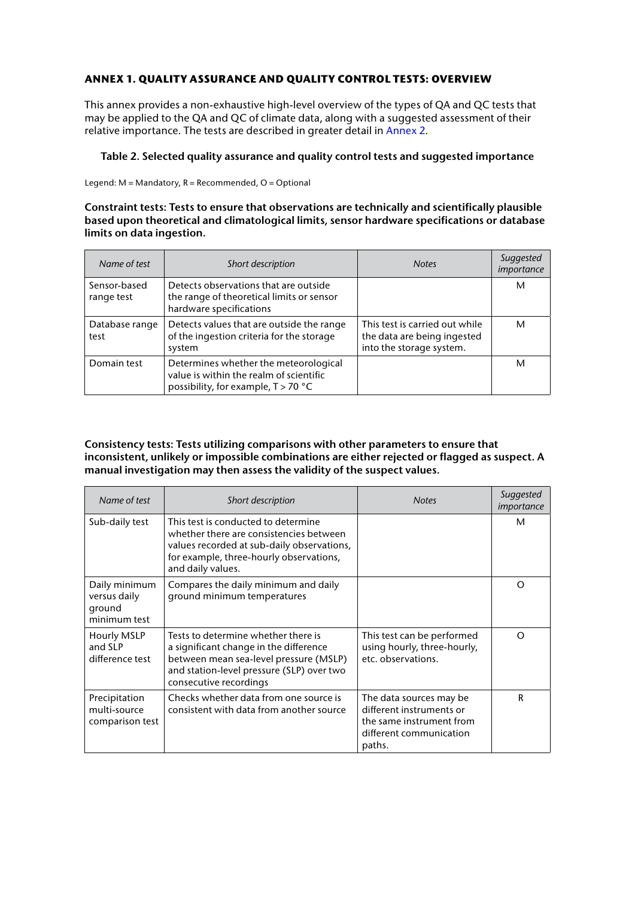## ANNEX 1. QUALITY ASSURANCE AND QUALITY CONTROL TESTS: OVERVIEW

This annex provides a non-exhaustive high-level overview of the types of QA and QC tests that may be applied to the QA and QC of climate data, along with a suggested assessment of their relative importance. The tests are described in greater detail in Annex 2.

**Table 2. Selected quality assurance and quality control tests and suggested importance**

Legend: M = Mandatory, R = Recommended, O = Optional

**Constraint tests: Tests to ensure that observations are technically and scientifically plausible based upon theoretical and climatological limits, sensor hardware specifications or database limits on data ingestion.**

| *Name of test* | *Short description* | *Notes* | *Suggested importance* |
|---|---|---|---|
| Sensor-based range test | Detects observations that are outside the range of theoretical limits or sensor hardware specifications | | M |
| Database range test | Detects values that are outside the range of the ingestion criteria for the storage system | This test is carried out while the data are being ingested into the storage system. | M |
| Domain test | Determines whether the meteorological value is within the realm of scientific possibility, for example, T > 70 °C | | M |

**Consistency tests: Tests utilizing comparisons with other parameters to ensure that inconsistent, unlikely or impossible combinations are either rejected or flagged as suspect. A manual investigation may then assess the validity of the suspect values.**

| *Name of test* | *Short description* | *Notes* | *Suggested importance* |
|---|---|---|---|
| Sub-daily test | This test is conducted to determine whether there are consistencies between values recorded at sub-daily observations, for example, three-hourly observations, and daily values. | | M |
| Daily minimum versus daily ground minimum test | Compares the daily minimum and daily ground minimum temperatures | | O |
| Hourly MSLP and SLP difference test | Tests to determine whether there is a significant change in the difference between mean sea-level pressure (MSLP) and station-level pressure (SLP) over two consecutive recordings | This test can be performed using hourly, three-hourly, etc. observations. | O |
| Precipitation multi-source comparison test | Checks whether data from one source is consistent with data from another source | The data sources may be different instruments or the same instrument from different communication paths. | R |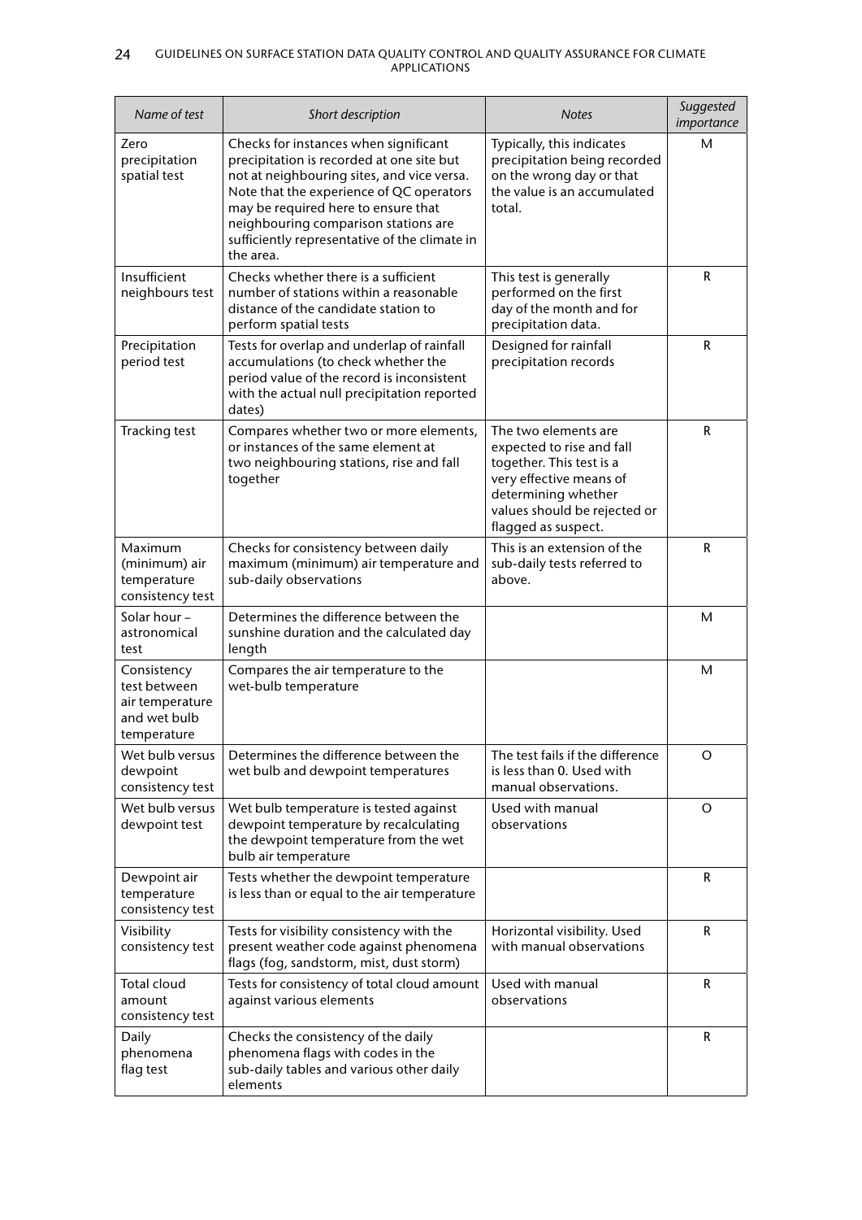| *Name of test* | *Short description* | *Notes* | *Suggested importance* |
|---|---|---|---|
| Zero precipitation spatial test | Checks for instances when significant precipitation is recorded at one site but not at neighbouring sites, and vice versa. Note that the experience of QC operators may be required here to ensure that neighbouring comparison stations are sufficiently representative of the climate in the area. | Typically, this indicates precipitation being recorded on the wrong day or that the value is an accumulated total. | M |
| Insufficient neighbours test | Checks whether there is a sufficient number of stations within a reasonable distance of the candidate station to perform spatial tests | This test is generally performed on the first day of the month and for precipitation data. | R |
| Precipitation period test | Tests for overlap and underlap of rainfall accumulations (to check whether the period value of the record is inconsistent with the actual null precipitation reported dates) | Designed for rainfall precipitation records | R |
| Tracking test | Compares whether two or more elements, or instances of the same element at two neighbouring stations, rise and fall together | The two elements are expected to rise and fall together. This test is a very effective means of determining whether values should be rejected or flagged as suspect. | R |
| Maximum (minimum) air temperature consistency test | Checks for consistency between daily maximum (minimum) air temperature and sub-daily observations | This is an extension of the sub-daily tests referred to above. | R |
| Solar hour – astronomical test | Determines the difference between the sunshine duration and the calculated day length | | M |
| Consistency test between air temperature and wet bulb temperature | Compares the air temperature to the wet-bulb temperature | | M |
| Wet bulb versus dewpoint consistency test | Determines the difference between the wet bulb and dewpoint temperatures | The test fails if the difference is less than 0. Used with manual observations. | O |
| Wet bulb versus dewpoint test | Wet bulb temperature is tested against dewpoint temperature by recalculating the dewpoint temperature from the wet bulb air temperature | Used with manual observations | O |
| Dewpoint air temperature consistency test | Tests whether the dewpoint temperature is less than or equal to the air temperature | | R |
| Visibility consistency test | Tests for visibility consistency with the present weather code against phenomena flags (fog, sandstorm, mist, dust storm) | Horizontal visibility. Used with manual observations | R |
| Total cloud amount consistency test | Tests for consistency of total cloud amount against various elements | Used with manual observations | R |
| Daily phenomena flag test | Checks the consistency of the daily phenomena flags with codes in the sub-daily tables and various other daily elements | | R |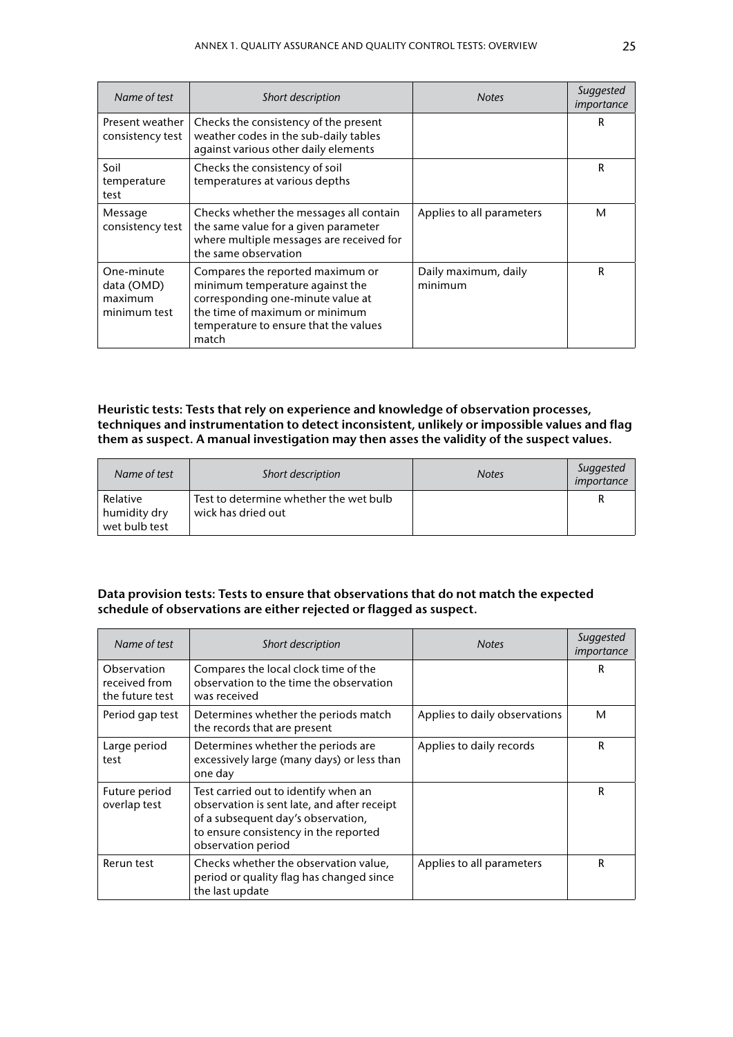| *Name of test* | *Short description* | *Notes* | *Suggested importance* |
|---|---|---|---|
| Present weather consistency test | Checks the consistency of the present weather codes in the sub-daily tables against various other daily elements | | R |
| Soil temperature test | Checks the consistency of soil temperatures at various depths | | R |
| Message consistency test | Checks whether the messages all contain the same value for a given parameter where multiple messages are received for the same observation | Applies to all parameters | M |
| One-minute data (OMD) maximum minimum test | Compares the reported maximum or minimum temperature against the corresponding one-minute value at the time of maximum or minimum temperature to ensure that the values match | Daily maximum, daily minimum | R |

**Heuristic tests: Tests that rely on experience and knowledge of observation processes, techniques and instrumentation to detect inconsistent, unlikely or impossible values and flag them as suspect. A manual investigation may then asses the validity of the suspect values.**

| *Name of test* | *Short description* | *Notes* | *Suggested importance* |
|---|---|---|---|
| Relative humidity dry wet bulb test | Test to determine whether the wet bulb wick has dried out | | R |

**Data provision tests: Tests to ensure that observations that do not match the expected schedule of observations are either rejected or flagged as suspect.**

| *Name of test* | *Short description* | *Notes* | *Suggested importance* |
|---|---|---|---|
| Observation received from the future test | Compares the local clock time of the observation to the time the observation was received | | R |
| Period gap test | Determines whether the periods match the records that are present | Applies to daily observations | M |
| Large period test | Determines whether the periods are excessively large (many days) or less than one day | Applies to daily records | R |
| Future period overlap test | Test carried out to identify when an observation is sent late, and after receipt of a subsequent day's observation, to ensure consistency in the reported observation period | | R |
| Rerun test | Checks whether the observation value, period or quality flag has changed since the last update | Applies to all parameters | R |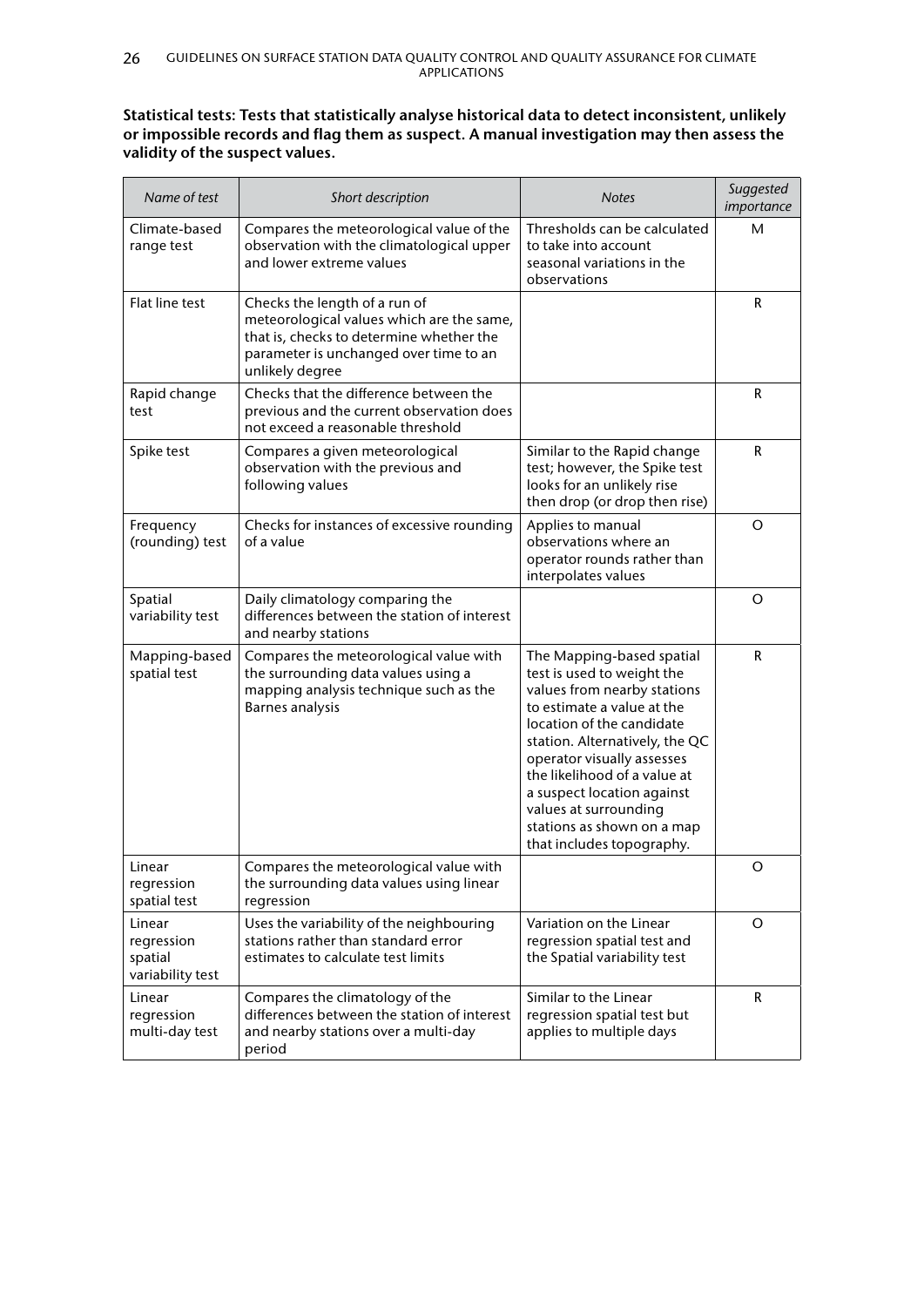**Statistical tests: Tests that statistically analyse historical data to detect inconsistent, unlikely or impossible records and flag them as suspect. A manual investigation may then assess the validity of the suspect values.**

| *Name of test* | *Short description* | *Notes* | *Suggested importance* |
|---|---|---|---|
| Climate-based range test | Compares the meteorological value of the observation with the climatological upper and lower extreme values | Thresholds can be calculated to take into account seasonal variations in the observations | M |
| Flat line test | Checks the length of a run of meteorological values which are the same, that is, checks to determine whether the parameter is unchanged over time to an unlikely degree | | R |
| Rapid change test | Checks that the difference between the previous and the current observation does not exceed a reasonable threshold | | R |
| Spike test | Compares a given meteorological observation with the previous and following values | Similar to the Rapid change test; however, the Spike test looks for an unlikely rise then drop (or drop then rise) | R |
| Frequency (rounding) test | Checks for instances of excessive rounding of a value | Applies to manual observations where an operator rounds rather than interpolates values | O |
| Spatial variability test | Daily climatology comparing the differences between the station of interest and nearby stations | | O |
| Mapping-based spatial test | Compares the meteorological value with the surrounding data values using a mapping analysis technique such as the Barnes analysis | The Mapping-based spatial test is used to weight the values from nearby stations to estimate a value at the location of the candidate station. Alternatively, the QC operator visually assesses the likelihood of a value at a suspect location against values at surrounding stations as shown on a map that includes topography. | R |
| Linear regression spatial test | Compares the meteorological value with the surrounding data values using linear regression | | O |
| Linear regression spatial variability test | Uses the variability of the neighbouring stations rather than standard error estimates to calculate test limits | Variation on the Linear regression spatial test and the Spatial variability test | O |
| Linear regression multi-day test | Compares the climatology of the differences between the station of interest and nearby stations over a multi-day period | Similar to the Linear regression spatial test but applies to multiple days | R |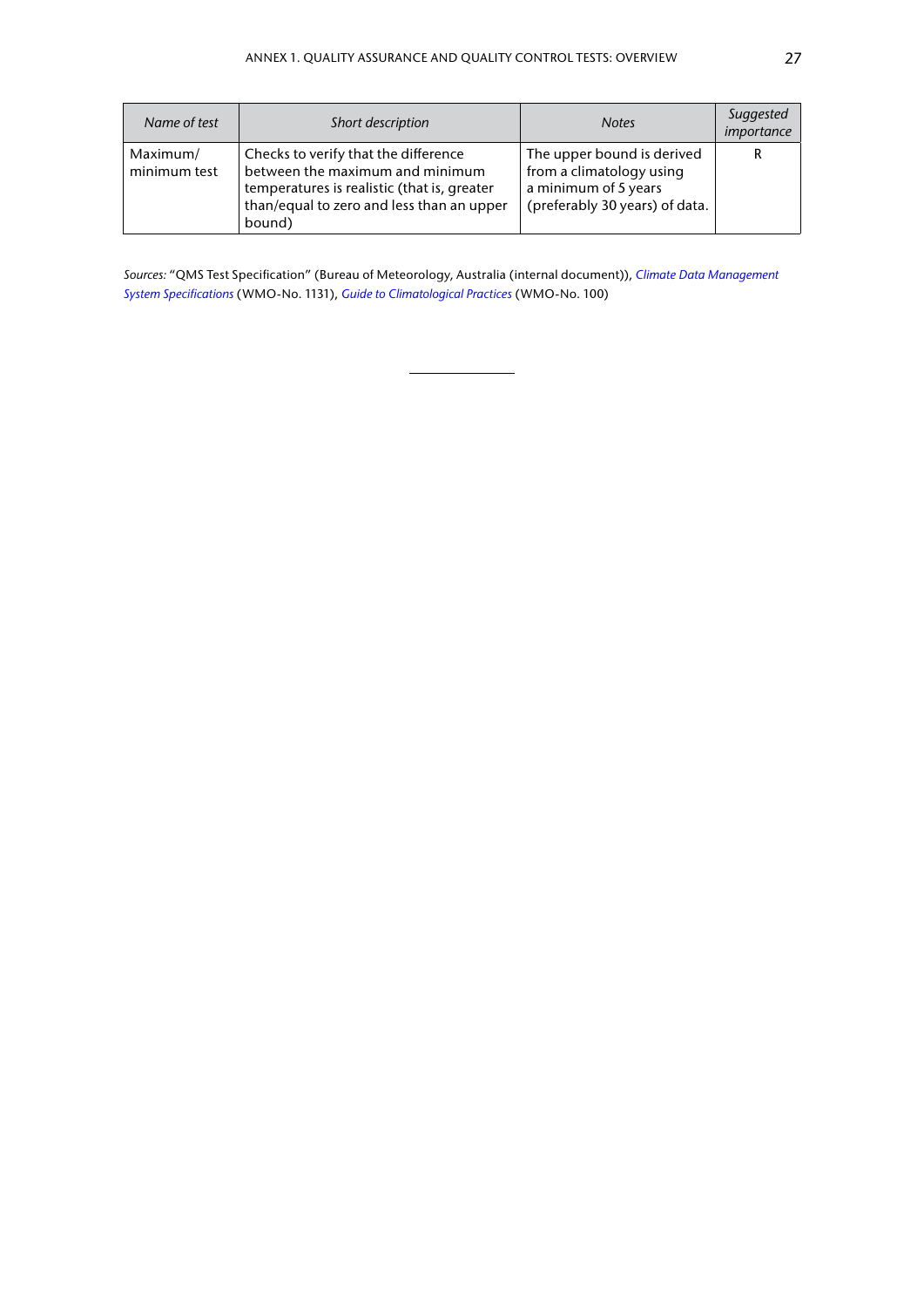| *Name of test* | *Short description* | *Notes* | *Suggested importance* |
|---|---|---|---|
| Maximum/ minimum test | Checks to verify that the difference between the maximum and minimum temperatures is realistic (that is, greater than/equal to zero and less than an upper bound) | The upper bound is derived from a climatology using a minimum of 5 years (preferably 30 years) of data. | R |

*Sources:* "QMS Test Specification" (Bureau of Meteorology, Australia (internal document)), *Climate Data Management System Specifications* (WMO-No. 1131), *Guide to Climatological Practices* (WMO-No. 100)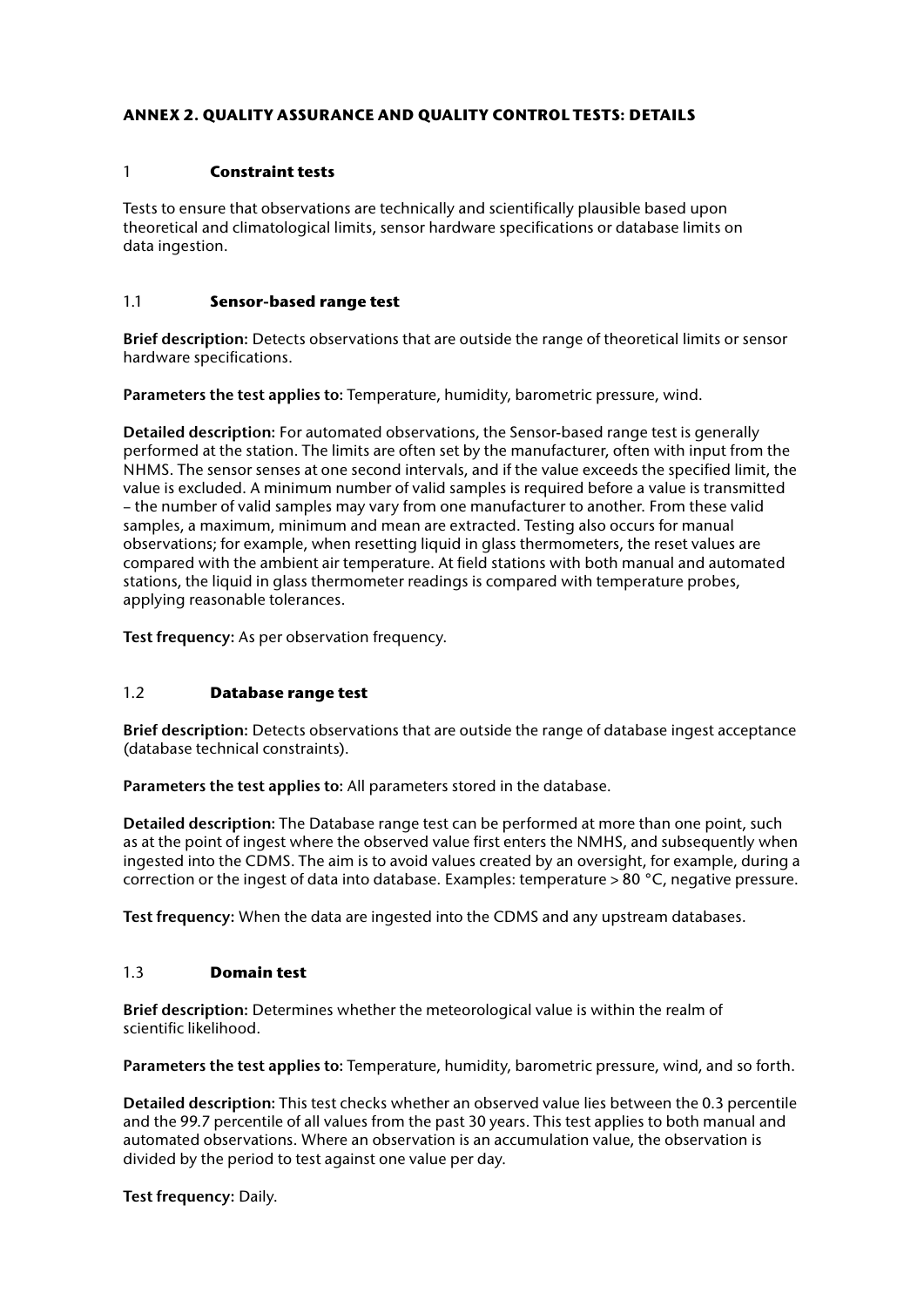## ANNEX 2. QUALITY ASSURANCE AND QUALITY CONTROL TESTS: DETAILS

### 1 Constraint tests

Tests to ensure that observations are technically and scientifically plausible based upon theoretical and climatological limits, sensor hardware specifications or database limits on data ingestion.

#### 1.1 Sensor-based range test

**Brief description:** Detects observations that are outside the range of theoretical limits or sensor hardware specifications.

**Parameters the test applies to:** Temperature, humidity, barometric pressure, wind.

**Detailed description:** For automated observations, the Sensor-based range test is generally performed at the station. The limits are often set by the manufacturer, often with input from the NHMS. The sensor senses at one second intervals, and if the value exceeds the specified limit, the value is excluded. A minimum number of valid samples is required before a value is transmitted – the number of valid samples may vary from one manufacturer to another. From these valid samples, a maximum, minimum and mean are extracted. Testing also occurs for manual observations; for example, when resetting liquid in glass thermometers, the reset values are compared with the ambient air temperature. At field stations with both manual and automated stations, the liquid in glass thermometer readings is compared with temperature probes, applying reasonable tolerances.

**Test frequency:** As per observation frequency.

#### 1.2 Database range test

**Brief description:** Detects observations that are outside the range of database ingest acceptance (database technical constraints).

**Parameters the test applies to:** All parameters stored in the database.

**Detailed description:** The Database range test can be performed at more than one point, such as at the point of ingest where the observed value first enters the NMHS, and subsequently when ingested into the CDMS. The aim is to avoid values created by an oversight, for example, during a correction or the ingest of data into database. Examples: temperature > 80 °C, negative pressure.

**Test frequency:** When the data are ingested into the CDMS and any upstream databases.

#### 1.3 Domain test

**Brief description:** Determines whether the meteorological value is within the realm of scientific likelihood.

**Parameters the test applies to:** Temperature, humidity, barometric pressure, wind, and so forth.

**Detailed description:** This test checks whether an observed value lies between the 0.3 percentile and the 99.7 percentile of all values from the past 30 years. This test applies to both manual and automated observations. Where an observation is an accumulation value, the observation is divided by the period to test against one value per day.

**Test frequency:** Daily.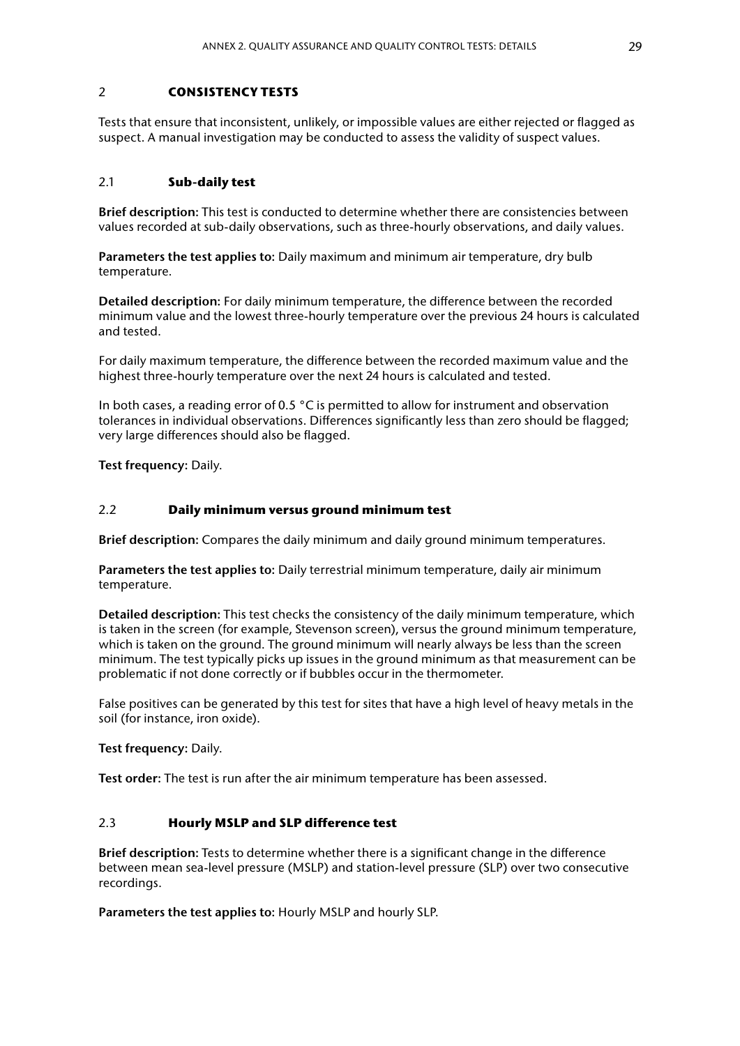## 2 CONSISTENCY TESTS

Tests that ensure that inconsistent, unlikely, or impossible values are either rejected or flagged as suspect. A manual investigation may be conducted to assess the validity of suspect values.

### 2.1 Sub-daily test

**Brief description:** This test is conducted to determine whether there are consistencies between values recorded at sub-daily observations, such as three-hourly observations, and daily values.

**Parameters the test applies to:** Daily maximum and minimum air temperature, dry bulb temperature.

**Detailed description:** For daily minimum temperature, the difference between the recorded minimum value and the lowest three-hourly temperature over the previous 24 hours is calculated and tested.

For daily maximum temperature, the difference between the recorded maximum value and the highest three-hourly temperature over the next 24 hours is calculated and tested.

In both cases, a reading error of 0.5 °C is permitted to allow for instrument and observation tolerances in individual observations. Differences significantly less than zero should be flagged; very large differences should also be flagged.

**Test frequency:** Daily.

### 2.2 Daily minimum versus ground minimum test

**Brief description:** Compares the daily minimum and daily ground minimum temperatures.

**Parameters the test applies to:** Daily terrestrial minimum temperature, daily air minimum temperature.

**Detailed description:** This test checks the consistency of the daily minimum temperature, which is taken in the screen (for example, Stevenson screen), versus the ground minimum temperature, which is taken on the ground. The ground minimum will nearly always be less than the screen minimum. The test typically picks up issues in the ground minimum as that measurement can be problematic if not done correctly or if bubbles occur in the thermometer.

False positives can be generated by this test for sites that have a high level of heavy metals in the soil (for instance, iron oxide).

**Test frequency:** Daily.

**Test order:** The test is run after the air minimum temperature has been assessed.

### 2.3 Hourly MSLP and SLP difference test

**Brief description:** Tests to determine whether there is a significant change in the difference between mean sea-level pressure (MSLP) and station-level pressure (SLP) over two consecutive recordings.

**Parameters the test applies to:** Hourly MSLP and hourly SLP.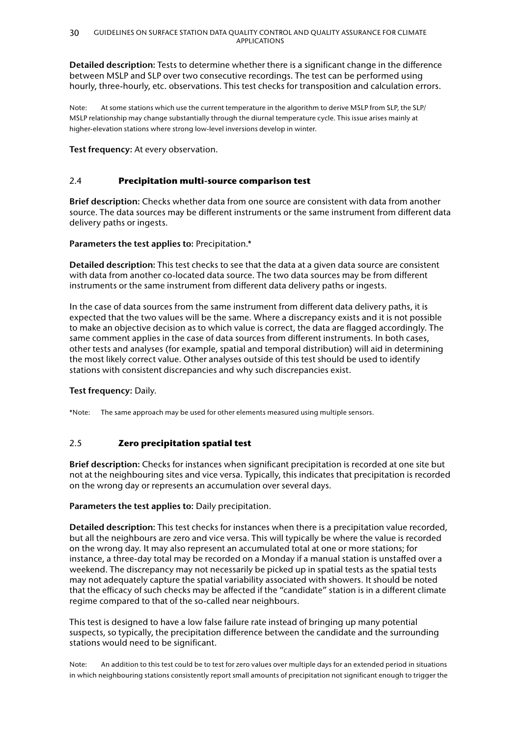**Detailed description:** Tests to determine whether there is a significant change in the difference between MSLP and SLP over two consecutive recordings. The test can be performed using hourly, three-hourly, etc. observations. This test checks for transposition and calculation errors.

Note: At some stations which use the current temperature in the algorithm to derive MSLP from SLP, the SLP/MSLP relationship may change substantially through the diurnal temperature cycle. This issue arises mainly at higher-elevation stations where strong low-level inversions develop in winter.

**Test frequency:** At every observation.

## 2.4 Precipitation multi-source comparison test

**Brief description:** Checks whether data from one source are consistent with data from another source. The data sources may be different instruments or the same instrument from different data delivery paths or ingests.

**Parameters the test applies to:** Precipitation.*

**Detailed description:** This test checks to see that the data at a given data source are consistent with data from another co-located data source. The two data sources may be from different instruments or the same instrument from different data delivery paths or ingests.

In the case of data sources from the same instrument from different data delivery paths, it is expected that the two values will be the same. Where a discrepancy exists and it is not possible to make an objective decision as to which value is correct, the data are flagged accordingly. The same comment applies in the case of data sources from different instruments. In both cases, other tests and analyses (for example, spatial and temporal distribution) will aid in determining the most likely correct value. Other analyses outside of this test should be used to identify stations with consistent discrepancies and why such discrepancies exist.

**Test frequency:** Daily.

*Note: The same approach may be used for other elements measured using multiple sensors.

## 2.5 Zero precipitation spatial test

**Brief description:** Checks for instances when significant precipitation is recorded at one site but not at the neighbouring sites and vice versa. Typically, this indicates that precipitation is recorded on the wrong day or represents an accumulation over several days.

**Parameters the test applies to:** Daily precipitation.

**Detailed description:** This test checks for instances when there is a precipitation value recorded, but all the neighbours are zero and vice versa. This will typically be where the value is recorded on the wrong day. It may also represent an accumulated total at one or more stations; for instance, a three-day total may be recorded on a Monday if a manual station is unstaffed over a weekend. The discrepancy may not necessarily be picked up in spatial tests as the spatial tests may not adequately capture the spatial variability associated with showers. It should be noted that the efficacy of such checks may be affected if the "candidate" station is in a different climate regime compared to that of the so-called near neighbours.

This test is designed to have a low false failure rate instead of bringing up many potential suspects, so typically, the precipitation difference between the candidate and the surrounding stations would need to be significant.

Note: An addition to this test could be to test for zero values over multiple days for an extended period in situations in which neighbouring stations consistently report small amounts of precipitation not significant enough to trigger the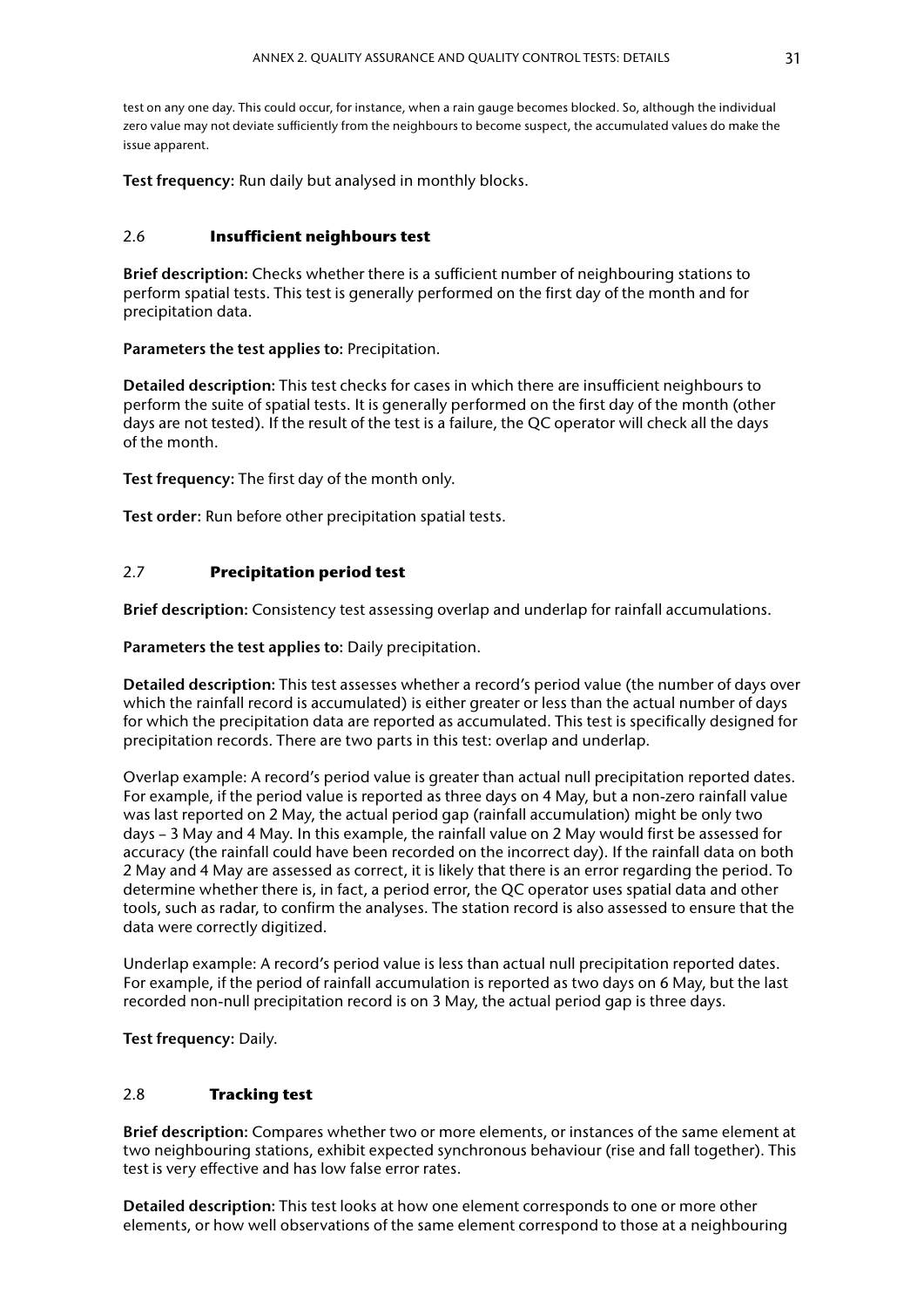test on any one day. This could occur, for instance, when a rain gauge becomes blocked. So, although the individual zero value may not deviate sufficiently from the neighbours to become suspect, the accumulated values do make the issue apparent.

**Test frequency:** Run daily but analysed in monthly blocks.

### 2.6 Insufficient neighbours test

**Brief description:** Checks whether there is a sufficient number of neighbouring stations to perform spatial tests. This test is generally performed on the first day of the month and for precipitation data.

**Parameters the test applies to:** Precipitation.

**Detailed description:** This test checks for cases in which there are insufficient neighbours to perform the suite of spatial tests. It is generally performed on the first day of the month (other days are not tested). If the result of the test is a failure, the QC operator will check all the days of the month.

**Test frequency:** The first day of the month only.

**Test order:** Run before other precipitation spatial tests.

### 2.7 Precipitation period test

**Brief description:** Consistency test assessing overlap and underlap for rainfall accumulations.

**Parameters the test applies to:** Daily precipitation.

**Detailed description:** This test assesses whether a record's period value (the number of days over which the rainfall record is accumulated) is either greater or less than the actual number of days for which the precipitation data are reported as accumulated. This test is specifically designed for precipitation records. There are two parts in this test: overlap and underlap.

Overlap example: A record's period value is greater than actual null precipitation reported dates. For example, if the period value is reported as three days on 4 May, but a non-zero rainfall value was last reported on 2 May, the actual period gap (rainfall accumulation) might be only two days – 3 May and 4 May. In this example, the rainfall value on 2 May would first be assessed for accuracy (the rainfall could have been recorded on the incorrect day). If the rainfall data on both 2 May and 4 May are assessed as correct, it is likely that there is an error regarding the period. To determine whether there is, in fact, a period error, the QC operator uses spatial data and other tools, such as radar, to confirm the analyses. The station record is also assessed to ensure that the data were correctly digitized.

Underlap example: A record's period value is less than actual null precipitation reported dates. For example, if the period of rainfall accumulation is reported as two days on 6 May, but the last recorded non-null precipitation record is on 3 May, the actual period gap is three days.

**Test frequency:** Daily.

### 2.8 Tracking test

**Brief description:** Compares whether two or more elements, or instances of the same element at two neighbouring stations, exhibit expected synchronous behaviour (rise and fall together). This test is very effective and has low false error rates.

**Detailed description:** This test looks at how one element corresponds to one or more other elements, or how well observations of the same element correspond to those at a neighbouring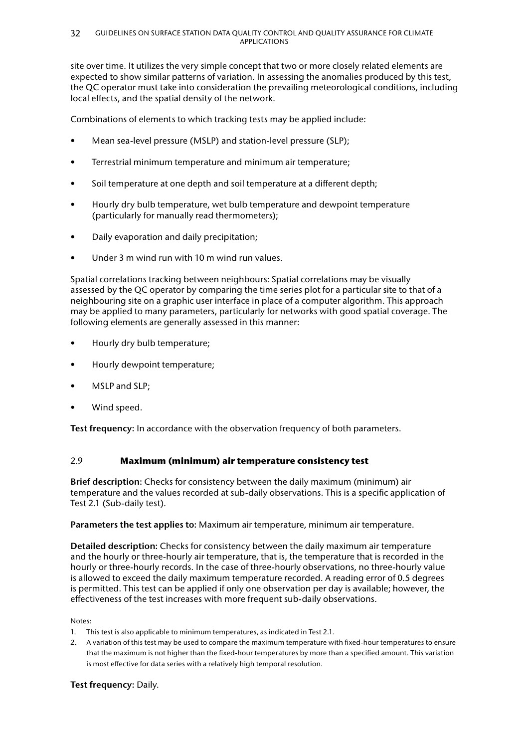site over time. It utilizes the very simple concept that two or more closely related elements are expected to show similar patterns of variation. In assessing the anomalies produced by this test, the QC operator must take into consideration the prevailing meteorological conditions, including local effects, and the spatial density of the network.

Combinations of elements to which tracking tests may be applied include:

- Mean sea-level pressure (MSLP) and station-level pressure (SLP);
- Terrestrial minimum temperature and minimum air temperature;
- Soil temperature at one depth and soil temperature at a different depth;
- Hourly dry bulb temperature, wet bulb temperature and dewpoint temperature (particularly for manually read thermometers);
- Daily evaporation and daily precipitation;
- Under 3 m wind run with 10 m wind run values.

Spatial correlations tracking between neighbours: Spatial correlations may be visually assessed by the QC operator by comparing the time series plot for a particular site to that of a neighbouring site on a graphic user interface in place of a computer algorithm. This approach may be applied to many parameters, particularly for networks with good spatial coverage. The following elements are generally assessed in this manner:

- Hourly dry bulb temperature;
- Hourly dewpoint temperature;
- MSLP and SLP;
- Wind speed.

**Test frequency:** In accordance with the observation frequency of both parameters.

## 2.9 Maximum (minimum) air temperature consistency test

**Brief description:** Checks for consistency between the daily maximum (minimum) air temperature and the values recorded at sub-daily observations. This is a specific application of Test 2.1 (Sub-daily test).

**Parameters the test applies to:** Maximum air temperature, minimum air temperature.

**Detailed description:** Checks for consistency between the daily maximum air temperature and the hourly or three-hourly air temperature, that is, the temperature that is recorded in the hourly or three-hourly records. In the case of three-hourly observations, no three-hourly value is allowed to exceed the daily maximum temperature recorded. A reading error of 0.5 degrees is permitted. This test can be applied if only one observation per day is available; however, the effectiveness of the test increases with more frequent sub-daily observations.

Notes:

1. This test is also applicable to minimum temperatures, as indicated in Test 2.1.
2. A variation of this test may be used to compare the maximum temperature with fixed-hour temperatures to ensure that the maximum is not higher than the fixed-hour temperatures by more than a specified amount. This variation is most effective for data series with a relatively high temporal resolution.

**Test frequency:** Daily.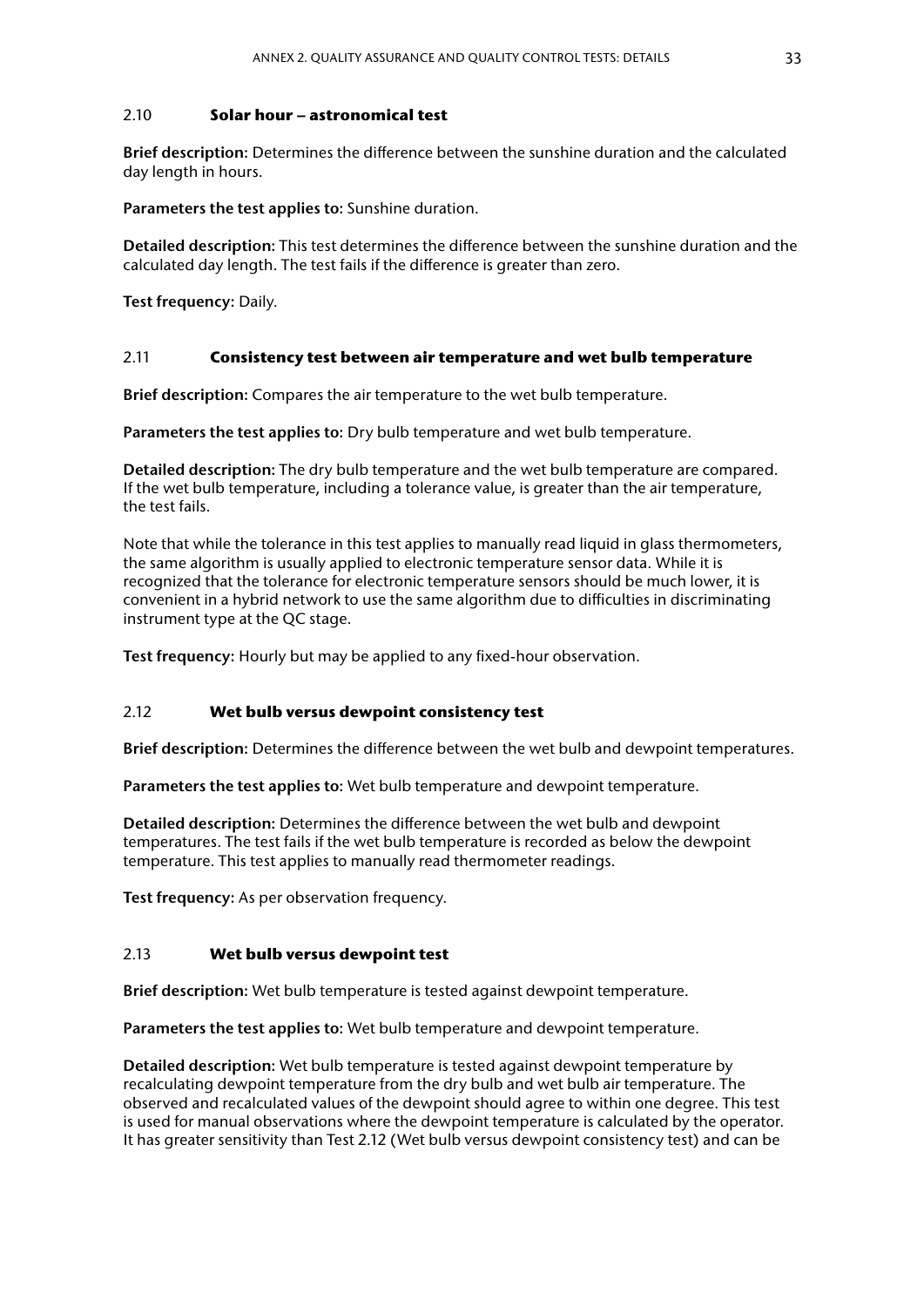### 2.10 **Solar hour – astronomical test**

**Brief description:** Determines the difference between the sunshine duration and the calculated day length in hours.

**Parameters the test applies to:** Sunshine duration.

**Detailed description:** This test determines the difference between the sunshine duration and the calculated day length. The test fails if the difference is greater than zero.

**Test frequency:** Daily.

### 2.11 **Consistency test between air temperature and wet bulb temperature**

**Brief description:** Compares the air temperature to the wet bulb temperature.

**Parameters the test applies to:** Dry bulb temperature and wet bulb temperature.

**Detailed description:** The dry bulb temperature and the wet bulb temperature are compared. If the wet bulb temperature, including a tolerance value, is greater than the air temperature, the test fails.

Note that while the tolerance in this test applies to manually read liquid in glass thermometers, the same algorithm is usually applied to electronic temperature sensor data. While it is recognized that the tolerance for electronic temperature sensors should be much lower, it is convenient in a hybrid network to use the same algorithm due to difficulties in discriminating instrument type at the QC stage.

**Test frequency:** Hourly but may be applied to any fixed-hour observation.

### 2.12 **Wet bulb versus dewpoint consistency test**

**Brief description:** Determines the difference between the wet bulb and dewpoint temperatures.

**Parameters the test applies to:** Wet bulb temperature and dewpoint temperature.

**Detailed description:** Determines the difference between the wet bulb and dewpoint temperatures. The test fails if the wet bulb temperature is recorded as below the dewpoint temperature. This test applies to manually read thermometer readings.

**Test frequency:** As per observation frequency.

### 2.13 **Wet bulb versus dewpoint test**

**Brief description:** Wet bulb temperature is tested against dewpoint temperature.

**Parameters the test applies to:** Wet bulb temperature and dewpoint temperature.

**Detailed description:** Wet bulb temperature is tested against dewpoint temperature by recalculating dewpoint temperature from the dry bulb and wet bulb air temperature. The observed and recalculated values of the dewpoint should agree to within one degree. This test is used for manual observations where the dewpoint temperature is calculated by the operator. It has greater sensitivity than Test 2.12 (Wet bulb versus dewpoint consistency test) and can be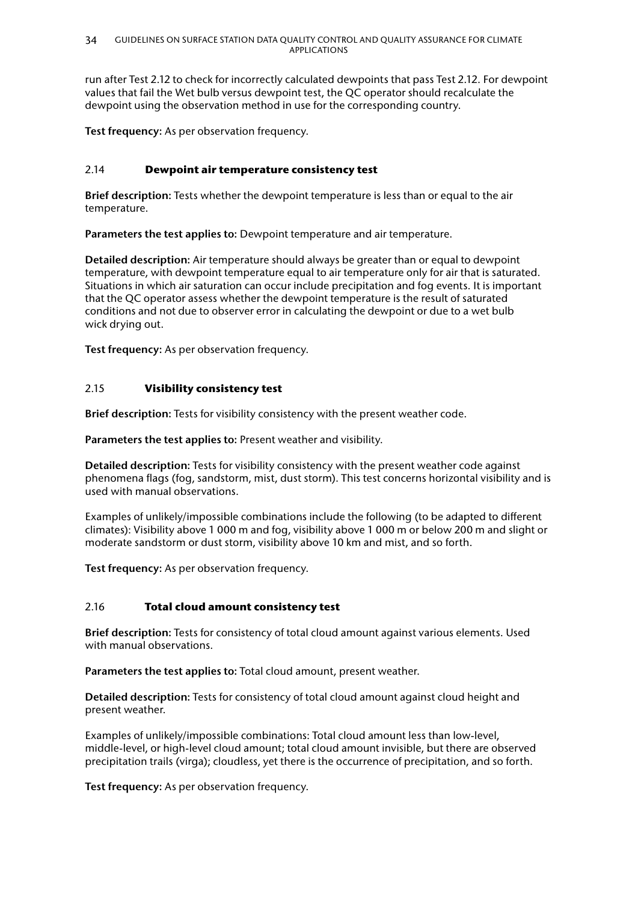run after Test 2.12 to check for incorrectly calculated dewpoints that pass Test 2.12. For dewpoint values that fail the Wet bulb versus dewpoint test, the QC operator should recalculate the dewpoint using the observation method in use for the corresponding country.

**Test frequency:** As per observation frequency.

## 2.14 Dewpoint air temperature consistency test

**Brief description:** Tests whether the dewpoint temperature is less than or equal to the air temperature.

**Parameters the test applies to:** Dewpoint temperature and air temperature.

**Detailed description:** Air temperature should always be greater than or equal to dewpoint temperature, with dewpoint temperature equal to air temperature only for air that is saturated. Situations in which air saturation can occur include precipitation and fog events. It is important that the QC operator assess whether the dewpoint temperature is the result of saturated conditions and not due to observer error in calculating the dewpoint or due to a wet bulb wick drying out.

**Test frequency:** As per observation frequency.

## 2.15 Visibility consistency test

**Brief description:** Tests for visibility consistency with the present weather code.

**Parameters the test applies to:** Present weather and visibility.

**Detailed description:** Tests for visibility consistency with the present weather code against phenomena flags (fog, sandstorm, mist, dust storm). This test concerns horizontal visibility and is used with manual observations.

Examples of unlikely/impossible combinations include the following (to be adapted to different climates): Visibility above 1 000 m and fog, visibility above 1 000 m or below 200 m and slight or moderate sandstorm or dust storm, visibility above 10 km and mist, and so forth.

**Test frequency:** As per observation frequency.

## 2.16 Total cloud amount consistency test

**Brief description:** Tests for consistency of total cloud amount against various elements. Used with manual observations.

**Parameters the test applies to:** Total cloud amount, present weather.

**Detailed description:** Tests for consistency of total cloud amount against cloud height and present weather.

Examples of unlikely/impossible combinations: Total cloud amount less than low-level, middle-level, or high-level cloud amount; total cloud amount invisible, but there are observed precipitation trails (virga); cloudless, yet there is the occurrence of precipitation, and so forth.

**Test frequency:** As per observation frequency.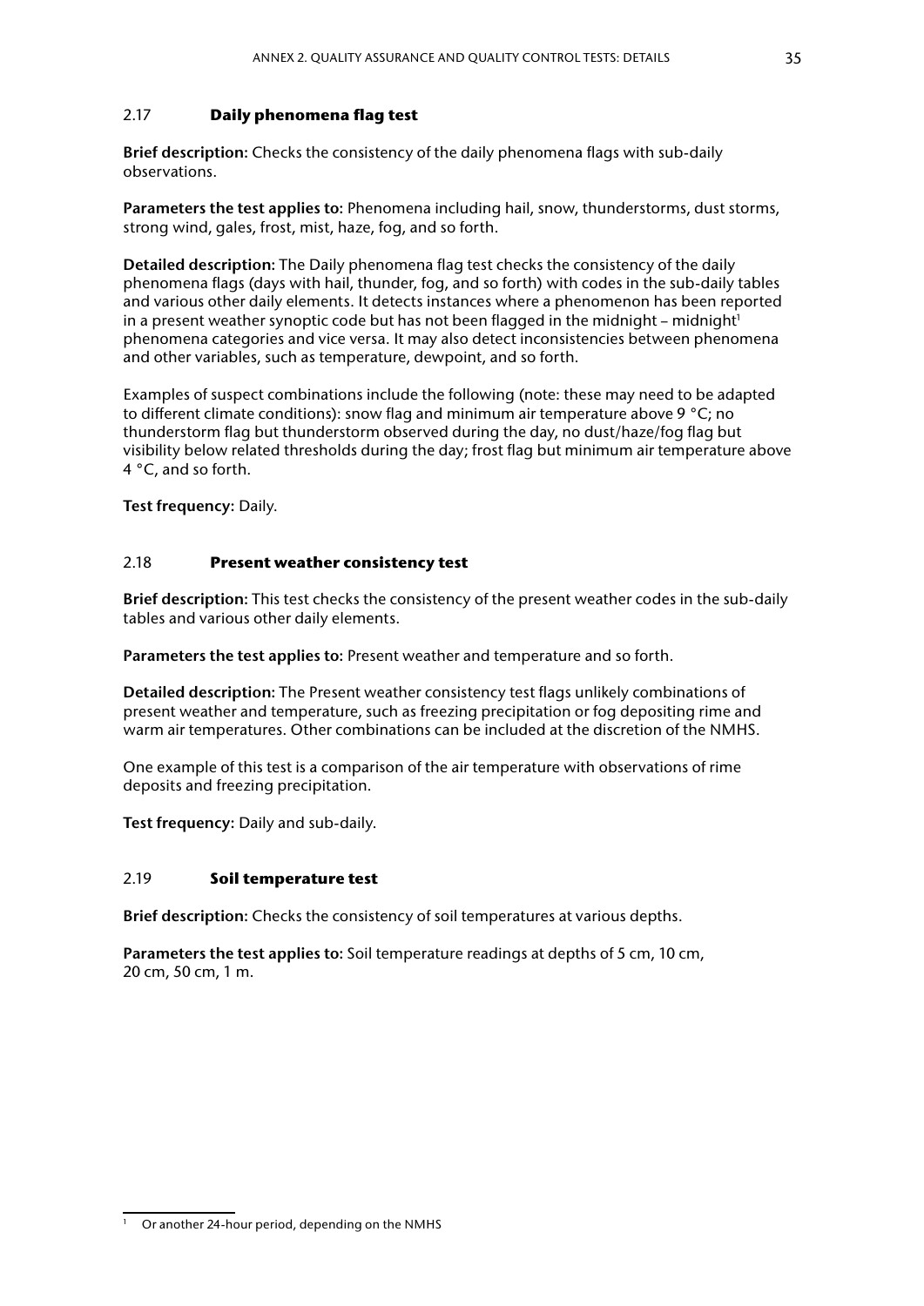### 2.17 Daily phenomena flag test

**Brief description:** Checks the consistency of the daily phenomena flags with sub-daily observations.

**Parameters the test applies to:** Phenomena including hail, snow, thunderstorms, dust storms, strong wind, gales, frost, mist, haze, fog, and so forth.

**Detailed description:** The Daily phenomena flag test checks the consistency of the daily phenomena flags (days with hail, thunder, fog, and so forth) with codes in the sub-daily tables and various other daily elements. It detects instances where a phenomenon has been reported in a present weather synoptic code but has not been flagged in the midnight – midnight[1] phenomena categories and vice versa. It may also detect inconsistencies between phenomena and other variables, such as temperature, dewpoint, and so forth.

Examples of suspect combinations include the following (note: these may need to be adapted to different climate conditions): snow flag and minimum air temperature above 9 °C; no thunderstorm flag but thunderstorm observed during the day, no dust/haze/fog flag but visibility below related thresholds during the day; frost flag but minimum air temperature above 4 °C, and so forth.

**Test frequency:** Daily.

### 2.18 Present weather consistency test

**Brief description:** This test checks the consistency of the present weather codes in the sub-daily tables and various other daily elements.

**Parameters the test applies to:** Present weather and temperature and so forth.

**Detailed description:** The Present weather consistency test flags unlikely combinations of present weather and temperature, such as freezing precipitation or fog depositing rime and warm air temperatures. Other combinations can be included at the discretion of the NMHS.

One example of this test is a comparison of the air temperature with observations of rime deposits and freezing precipitation.

**Test frequency:** Daily and sub-daily.

### 2.19 Soil temperature test

**Brief description:** Checks the consistency of soil temperatures at various depths.

**Parameters the test applies to:** Soil temperature readings at depths of 5 cm, 10 cm, 20 cm, 50 cm, 1 m.

---

[1] Or another 24-hour period, depending on the NMHS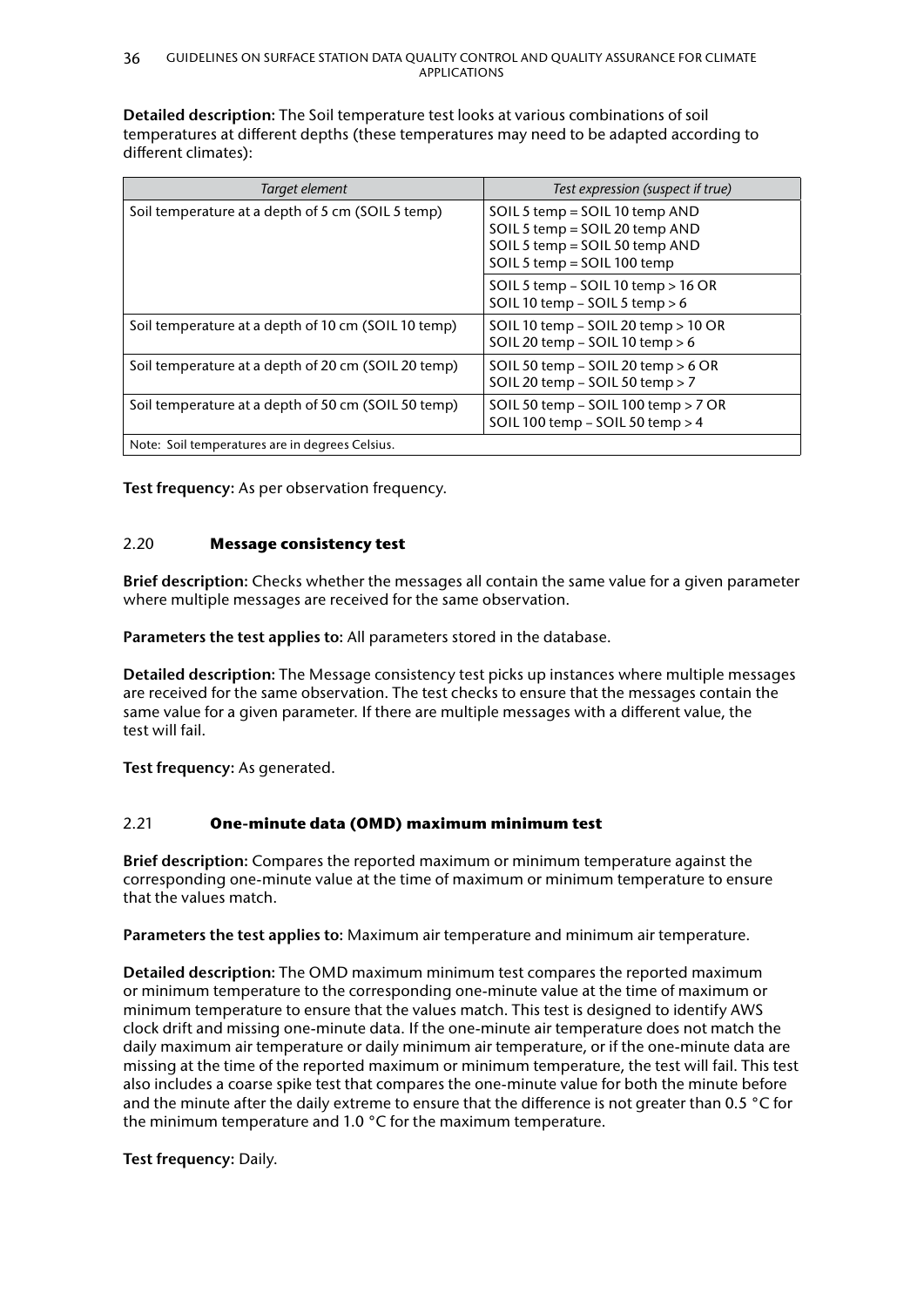**Detailed description:** The Soil temperature test looks at various combinations of soil temperatures at different depths (these temperatures may need to be adapted according to different climates):

| *Target element* | *Test expression (suspect if true)* |
|---|---|
| Soil temperature at a depth of 5 cm (SOIL 5 temp) | SOIL 5 temp = SOIL 10 temp AND<br>SOIL 5 temp = SOIL 20 temp AND<br>SOIL 5 temp = SOIL 50 temp AND<br>SOIL 5 temp = SOIL 100 temp |
| | SOIL 5 temp – SOIL 10 temp > 16 OR<br>SOIL 10 temp – SOIL 5 temp > 6 |
| Soil temperature at a depth of 10 cm (SOIL 10 temp) | SOIL 10 temp – SOIL 20 temp > 10 OR<br>SOIL 20 temp – SOIL 10 temp > 6 |
| Soil temperature at a depth of 20 cm (SOIL 20 temp) | SOIL 50 temp – SOIL 20 temp > 6 OR<br>SOIL 20 temp – SOIL 50 temp > 7 |
| Soil temperature at a depth of 50 cm (SOIL 50 temp) | SOIL 50 temp – SOIL 100 temp > 7 OR<br>SOIL 100 temp – SOIL 50 temp > 4 |
| Note: Soil temperatures are in degrees Celsius. | |

**Test frequency:** As per observation frequency.

## 2.20 Message consistency test

**Brief description:** Checks whether the messages all contain the same value for a given parameter where multiple messages are received for the same observation.

**Parameters the test applies to:** All parameters stored in the database.

**Detailed description:** The Message consistency test picks up instances where multiple messages are received for the same observation. The test checks to ensure that the messages contain the same value for a given parameter. If there are multiple messages with a different value, the test will fail.

**Test frequency:** As generated.

## 2.21 One-minute data (OMD) maximum minimum test

**Brief description:** Compares the reported maximum or minimum temperature against the corresponding one-minute value at the time of maximum or minimum temperature to ensure that the values match.

**Parameters the test applies to:** Maximum air temperature and minimum air temperature.

**Detailed description:** The OMD maximum minimum test compares the reported maximum or minimum temperature to the corresponding one-minute value at the time of maximum or minimum temperature to ensure that the values match. This test is designed to identify AWS clock drift and missing one-minute data. If the one-minute air temperature does not match the daily maximum air temperature or daily minimum air temperature, or if the one-minute data are missing at the time of the reported maximum or minimum temperature, the test will fail. This test also includes a coarse spike test that compares the one-minute value for both the minute before and the minute after the daily extreme to ensure that the difference is not greater than 0.5 °C for the minimum temperature and 1.0 °C for the maximum temperature.

**Test frequency:** Daily.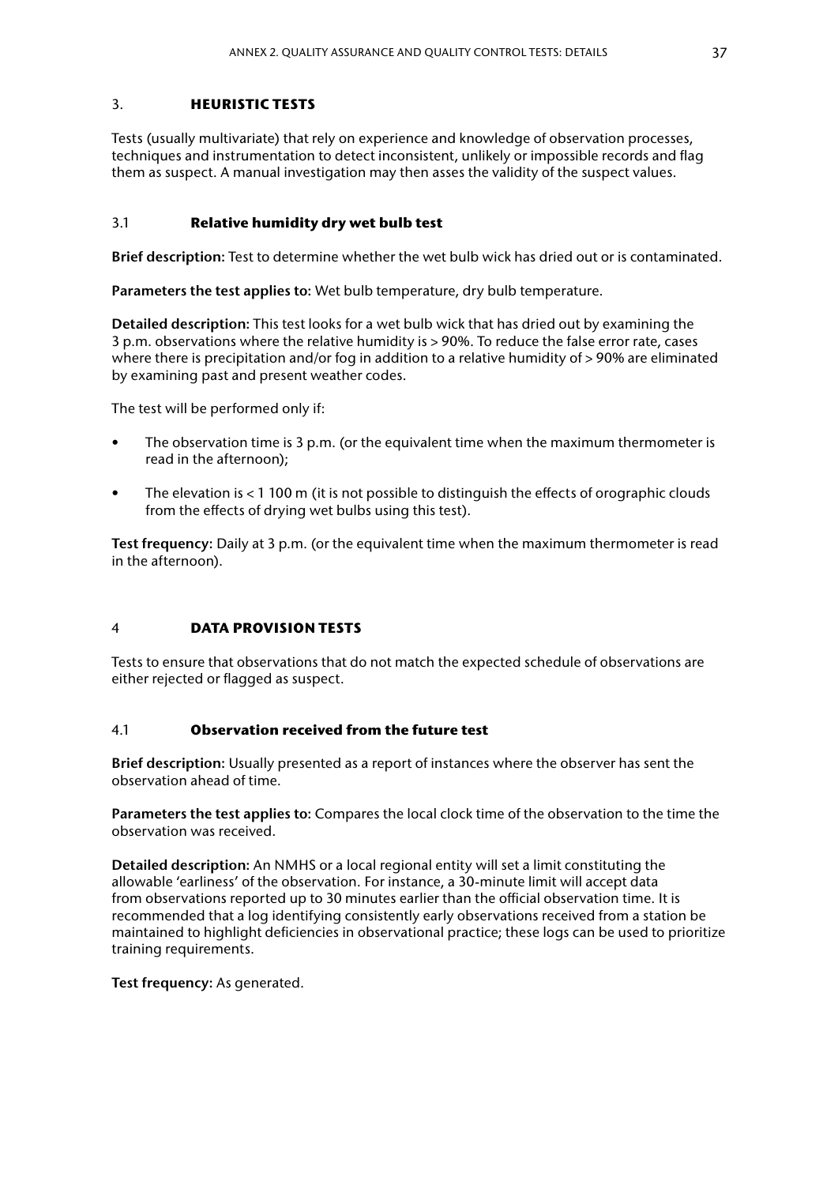## 3. HEURISTIC TESTS

Tests (usually multivariate) that rely on experience and knowledge of observation processes, techniques and instrumentation to detect inconsistent, unlikely or impossible records and flag them as suspect. A manual investigation may then asses the validity of the suspect values.

### 3.1 Relative humidity dry wet bulb test

**Brief description:** Test to determine whether the wet bulb wick has dried out or is contaminated.

**Parameters the test applies to:** Wet bulb temperature, dry bulb temperature.

**Detailed description:** This test looks for a wet bulb wick that has dried out by examining the 3 p.m. observations where the relative humidity is > 90%. To reduce the false error rate, cases where there is precipitation and/or fog in addition to a relative humidity of > 90% are eliminated by examining past and present weather codes.

The test will be performed only if:

- The observation time is 3 p.m. (or the equivalent time when the maximum thermometer is read in the afternoon);
- The elevation is < 1 100 m (it is not possible to distinguish the effects of orographic clouds from the effects of drying wet bulbs using this test).

**Test frequency:** Daily at 3 p.m. (or the equivalent time when the maximum thermometer is read in the afternoon).

## 4 DATA PROVISION TESTS

Tests to ensure that observations that do not match the expected schedule of observations are either rejected or flagged as suspect.

### 4.1 Observation received from the future test

**Brief description:** Usually presented as a report of instances where the observer has sent the observation ahead of time.

**Parameters the test applies to:** Compares the local clock time of the observation to the time the observation was received.

**Detailed description:** An NMHS or a local regional entity will set a limit constituting the allowable 'earliness' of the observation. For instance, a 30-minute limit will accept data from observations reported up to 30 minutes earlier than the official observation time. It is recommended that a log identifying consistently early observations received from a station be maintained to highlight deficiencies in observational practice; these logs can be used to prioritize training requirements.

**Test frequency:** As generated.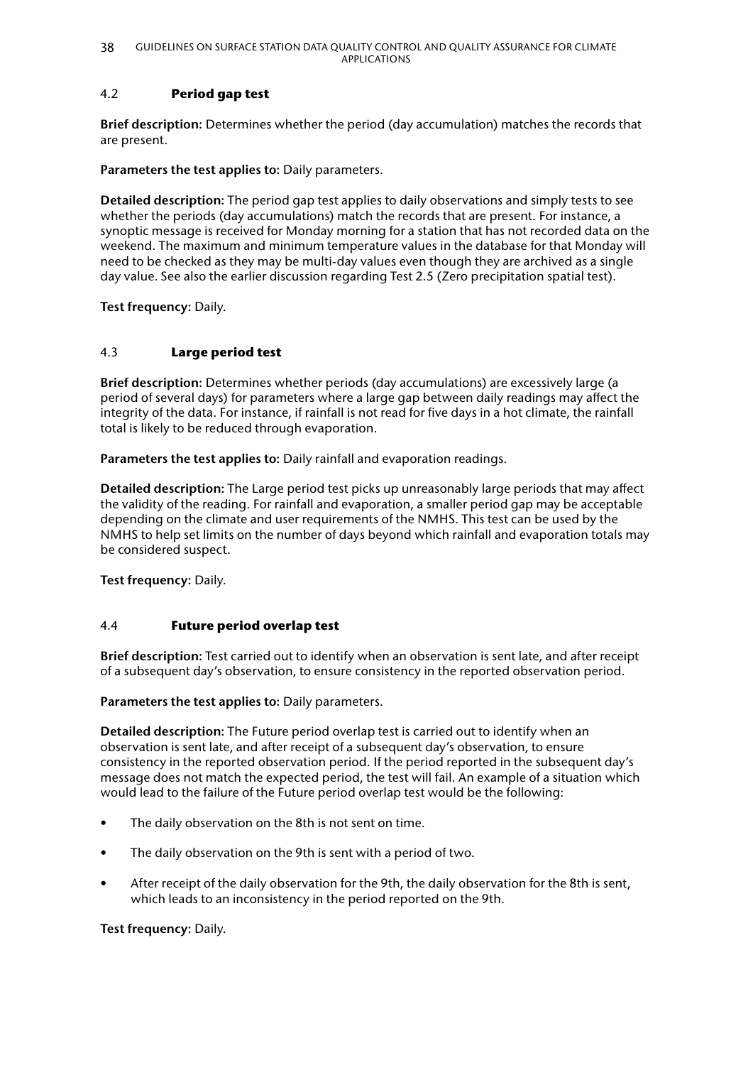## 4.2 **Period gap test**

**Brief description:** Determines whether the period (day accumulation) matches the records that are present.

**Parameters the test applies to:** Daily parameters.

**Detailed description:** The period gap test applies to daily observations and simply tests to see whether the periods (day accumulations) match the records that are present. For instance, a synoptic message is received for Monday morning for a station that has not recorded data on the weekend. The maximum and minimum temperature values in the database for that Monday will need to be checked as they may be multi-day values even though they are archived as a single day value. See also the earlier discussion regarding Test 2.5 (Zero precipitation spatial test).

**Test frequency:** Daily.

## 4.3 **Large period test**

**Brief description:** Determines whether periods (day accumulations) are excessively large (a period of several days) for parameters where a large gap between daily readings may affect the integrity of the data. For instance, if rainfall is not read for five days in a hot climate, the rainfall total is likely to be reduced through evaporation.

**Parameters the test applies to:** Daily rainfall and evaporation readings.

**Detailed description:** The Large period test picks up unreasonably large periods that may affect the validity of the reading. For rainfall and evaporation, a smaller period gap may be acceptable depending on the climate and user requirements of the NMHS. This test can be used by the NMHS to help set limits on the number of days beyond which rainfall and evaporation totals may be considered suspect.

**Test frequency:** Daily.

## 4.4 **Future period overlap test**

**Brief description:** Test carried out to identify when an observation is sent late, and after receipt of a subsequent day's observation, to ensure consistency in the reported observation period.

**Parameters the test applies to:** Daily parameters.

**Detailed description:** The Future period overlap test is carried out to identify when an observation is sent late, and after receipt of a subsequent day's observation, to ensure consistency in the reported observation period. If the period reported in the subsequent day's message does not match the expected period, the test will fail. An example of a situation which would lead to the failure of the Future period overlap test would be the following:

- The daily observation on the 8th is not sent on time.
- The daily observation on the 9th is sent with a period of two.
- After receipt of the daily observation for the 9th, the daily observation for the 8th is sent, which leads to an inconsistency in the period reported on the 9th.

**Test frequency:** Daily.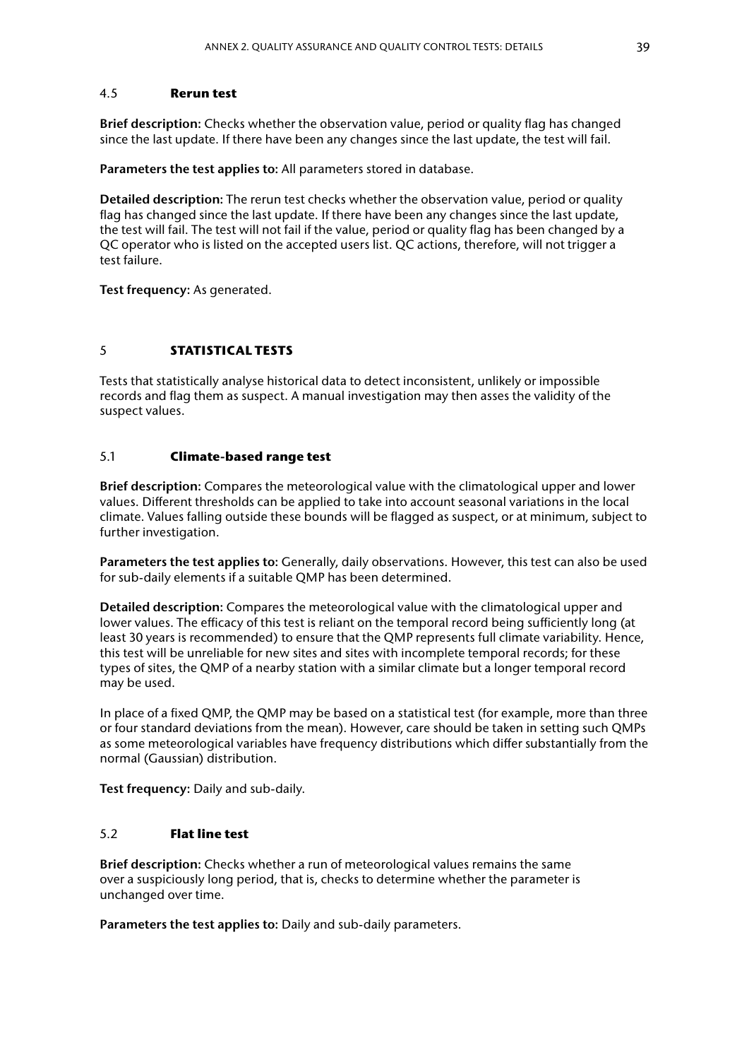### 4.5 **Rerun test**

**Brief description:** Checks whether the observation value, period or quality flag has changed since the last update. If there have been any changes since the last update, the test will fail.

**Parameters the test applies to:** All parameters stored in database.

**Detailed description:** The rerun test checks whether the observation value, period or quality flag has changed since the last update. If there have been any changes since the last update, the test will fail. The test will not fail if the value, period or quality flag has been changed by a QC operator who is listed on the accepted users list. QC actions, therefore, will not trigger a test failure.

**Test frequency:** As generated.

## 5 **STATISTICAL TESTS**

Tests that statistically analyse historical data to detect inconsistent, unlikely or impossible records and flag them as suspect. A manual investigation may then asses the validity of the suspect values.

### 5.1 **Climate-based range test**

**Brief description:** Compares the meteorological value with the climatological upper and lower values. Different thresholds can be applied to take into account seasonal variations in the local climate. Values falling outside these bounds will be flagged as suspect, or at minimum, subject to further investigation.

**Parameters the test applies to:** Generally, daily observations. However, this test can also be used for sub-daily elements if a suitable QMP has been determined.

**Detailed description:** Compares the meteorological value with the climatological upper and lower values. The efficacy of this test is reliant on the temporal record being sufficiently long (at least 30 years is recommended) to ensure that the QMP represents full climate variability. Hence, this test will be unreliable for new sites and sites with incomplete temporal records; for these types of sites, the QMP of a nearby station with a similar climate but a longer temporal record may be used.

In place of a fixed QMP, the QMP may be based on a statistical test (for example, more than three or four standard deviations from the mean). However, care should be taken in setting such QMPs as some meteorological variables have frequency distributions which differ substantially from the normal (Gaussian) distribution.

**Test frequency:** Daily and sub-daily.

### 5.2 **Flat line test**

**Brief description:** Checks whether a run of meteorological values remains the same over a suspiciously long period, that is, checks to determine whether the parameter is unchanged over time.

**Parameters the test applies to:** Daily and sub-daily parameters.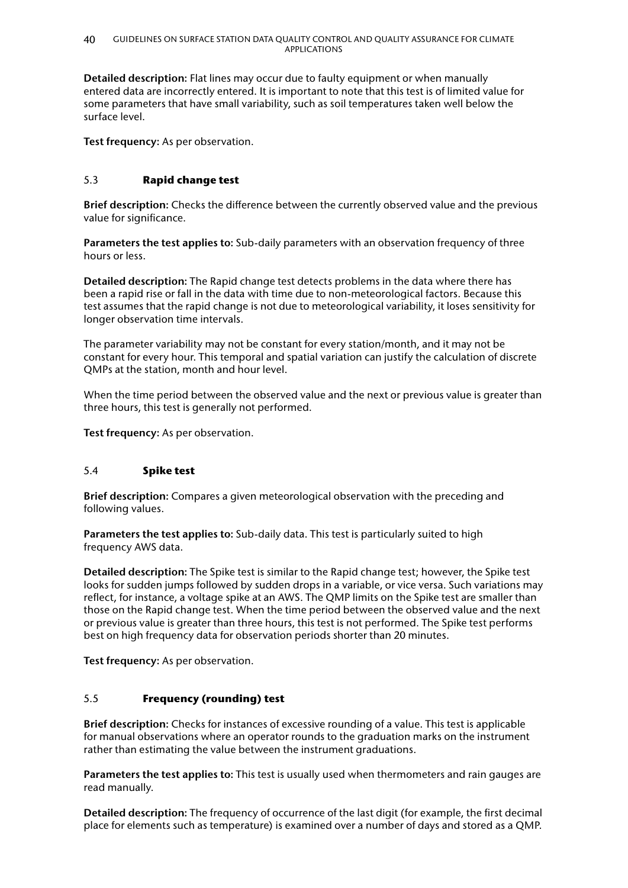**Detailed description:** Flat lines may occur due to faulty equipment or when manually entered data are incorrectly entered. It is important to note that this test is of limited value for some parameters that have small variability, such as soil temperatures taken well below the surface level.

**Test frequency:** As per observation.

## 5.3 Rapid change test

**Brief description:** Checks the difference between the currently observed value and the previous value for significance.

**Parameters the test applies to:** Sub-daily parameters with an observation frequency of three hours or less.

**Detailed description:** The Rapid change test detects problems in the data where there has been a rapid rise or fall in the data with time due to non-meteorological factors. Because this test assumes that the rapid change is not due to meteorological variability, it loses sensitivity for longer observation time intervals.

The parameter variability may not be constant for every station/month, and it may not be constant for every hour. This temporal and spatial variation can justify the calculation of discrete QMPs at the station, month and hour level.

When the time period between the observed value and the next or previous value is greater than three hours, this test is generally not performed.

**Test frequency:** As per observation.

## 5.4 Spike test

**Brief description:** Compares a given meteorological observation with the preceding and following values.

**Parameters the test applies to:** Sub-daily data. This test is particularly suited to high frequency AWS data.

**Detailed description:** The Spike test is similar to the Rapid change test; however, the Spike test looks for sudden jumps followed by sudden drops in a variable, or vice versa. Such variations may reflect, for instance, a voltage spike at an AWS. The QMP limits on the Spike test are smaller than those on the Rapid change test. When the time period between the observed value and the next or previous value is greater than three hours, this test is not performed. The Spike test performs best on high frequency data for observation periods shorter than 20 minutes.

**Test frequency:** As per observation.

## 5.5 Frequency (rounding) test

**Brief description:** Checks for instances of excessive rounding of a value. This test is applicable for manual observations where an operator rounds to the graduation marks on the instrument rather than estimating the value between the instrument graduations.

**Parameters the test applies to:** This test is usually used when thermometers and rain gauges are read manually.

**Detailed description:** The frequency of occurrence of the last digit (for example, the first decimal place for elements such as temperature) is examined over a number of days and stored as a QMP.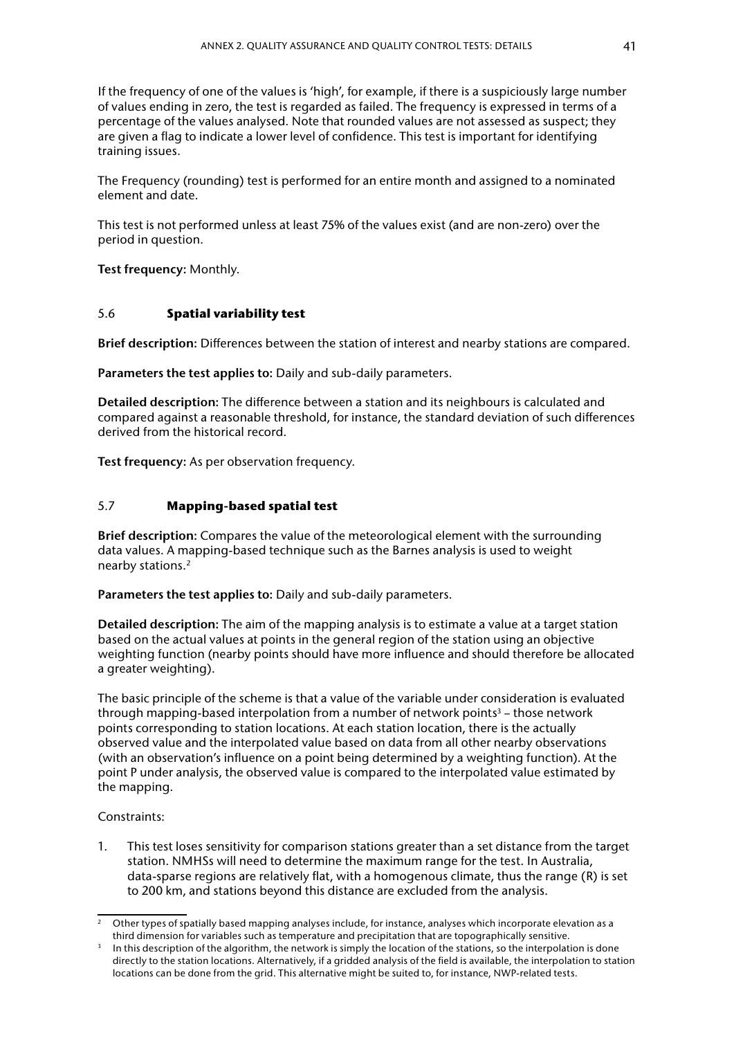If the frequency of one of the values is 'high', for example, if there is a suspiciously large number of values ending in zero, the test is regarded as failed. The frequency is expressed in terms of a percentage of the values analysed. Note that rounded values are not assessed as suspect; they are given a flag to indicate a lower level of confidence. This test is important for identifying training issues.

The Frequency (rounding) test is performed for an entire month and assigned to a nominated element and date.

This test is not performed unless at least 75% of the values exist (and are non-zero) over the period in question.

**Test frequency:** Monthly.

### 5.6 Spatial variability test

**Brief description:** Differences between the station of interest and nearby stations are compared.

**Parameters the test applies to:** Daily and sub-daily parameters.

**Detailed description:** The difference between a station and its neighbours is calculated and compared against a reasonable threshold, for instance, the standard deviation of such differences derived from the historical record.

**Test frequency:** As per observation frequency.

### 5.7 Mapping-based spatial test

**Brief description:** Compares the value of the meteorological element with the surrounding data values. A mapping-based technique such as the Barnes analysis is used to weight nearby stations.[2]

**Parameters the test applies to:** Daily and sub-daily parameters.

**Detailed description:** The aim of the mapping analysis is to estimate a value at a target station based on the actual values at points in the general region of the station using an objective weighting function (nearby points should have more influence and should therefore be allocated a greater weighting).

The basic principle of the scheme is that a value of the variable under consideration is evaluated through mapping-based interpolation from a number of network points[3] – those network points corresponding to station locations. At each station location, there is the actually observed value and the interpolated value based on data from all other nearby observations (with an observation's influence on a point being determined by a weighting function). At the point P under analysis, the observed value is compared to the interpolated value estimated by the mapping.

Constraints:

1. This test loses sensitivity for comparison stations greater than a set distance from the target station. NMHSs will need to determine the maximum range for the test. In Australia, data-sparse regions are relatively flat, with a homogenous climate, thus the range (R) is set to 200 km, and stations beyond this distance are excluded from the analysis.

---

[2] Other types of spatially based mapping analyses include, for instance, analyses which incorporate elevation as a third dimension for variables such as temperature and precipitation that are topographically sensitive.

[3] In this description of the algorithm, the network is simply the location of the stations, so the interpolation is done directly to the station locations. Alternatively, if a gridded analysis of the field is available, the interpolation to station locations can be done from the grid. This alternative might be suited to, for instance, NWP-related tests.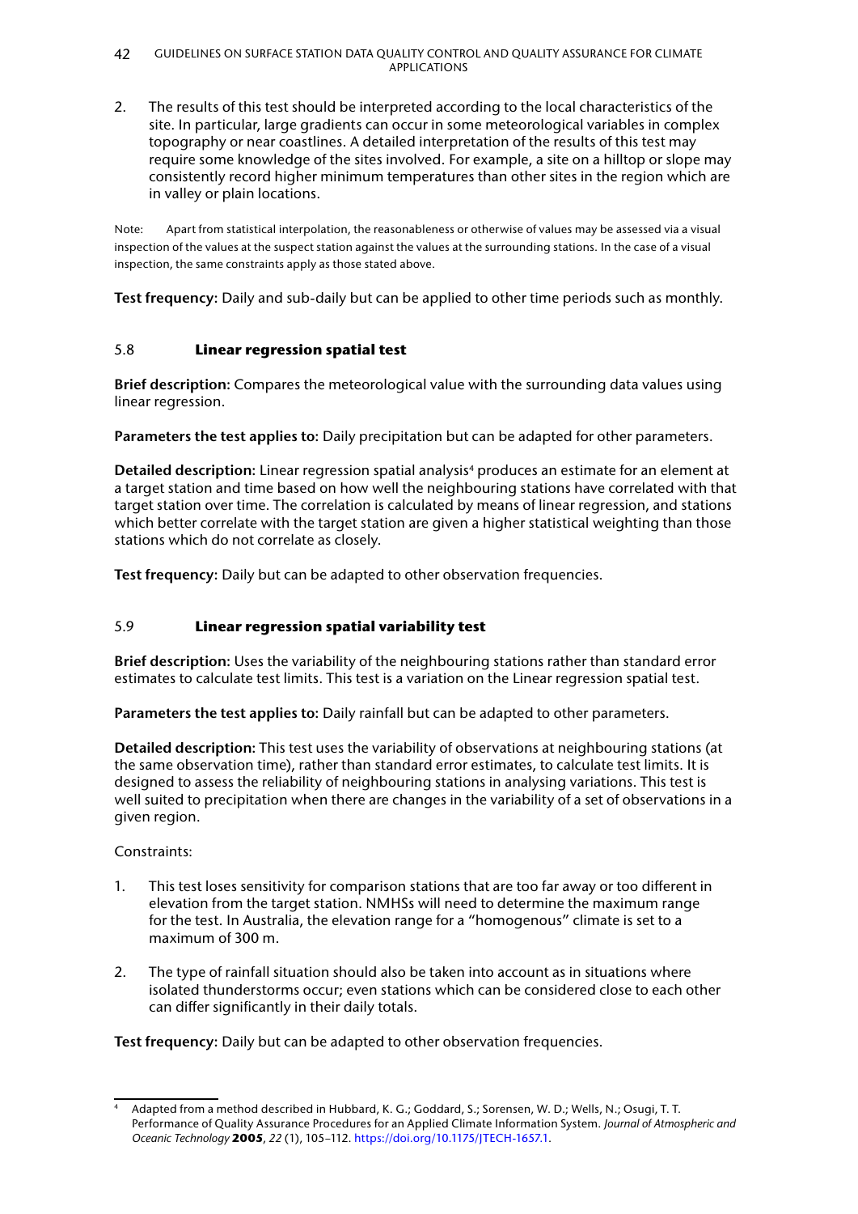2. The results of this test should be interpreted according to the local characteristics of the site. In particular, large gradients can occur in some meteorological variables in complex topography or near coastlines. A detailed interpretation of the results of this test may require some knowledge of the sites involved. For example, a site on a hilltop or slope may consistently record higher minimum temperatures than other sites in the region which are in valley or plain locations.

Note: Apart from statistical interpolation, the reasonableness or otherwise of values may be assessed via a visual inspection of the values at the suspect station against the values at the surrounding stations. In the case of a visual inspection, the same constraints apply as those stated above.

**Test frequency:** Daily and sub-daily but can be applied to other time periods such as monthly.

### 5.8 Linear regression spatial test

**Brief description:** Compares the meteorological value with the surrounding data values using linear regression.

**Parameters the test applies to:** Daily precipitation but can be adapted for other parameters.

**Detailed description:** Linear regression spatial analysis[4] produces an estimate for an element at a target station and time based on how well the neighbouring stations have correlated with that target station over time. The correlation is calculated by means of linear regression, and stations which better correlate with the target station are given a higher statistical weighting than those stations which do not correlate as closely.

**Test frequency:** Daily but can be adapted to other observation frequencies.

### 5.9 Linear regression spatial variability test

**Brief description:** Uses the variability of the neighbouring stations rather than standard error estimates to calculate test limits. This test is a variation on the Linear regression spatial test.

**Parameters the test applies to:** Daily rainfall but can be adapted to other parameters.

**Detailed description:** This test uses the variability of observations at neighbouring stations (at the same observation time), rather than standard error estimates, to calculate test limits. It is designed to assess the reliability of neighbouring stations in analysing variations. This test is well suited to precipitation when there are changes in the variability of a set of observations in a given region.

Constraints:

1. This test loses sensitivity for comparison stations that are too far away or too different in elevation from the target station. NMHSs will need to determine the maximum range for the test. In Australia, the elevation range for a "homogenous" climate is set to a maximum of 300 m.

2. The type of rainfall situation should also be taken into account as in situations where isolated thunderstorms occur; even stations which can be considered close to each other can differ significantly in their daily totals.

**Test frequency:** Daily but can be adapted to other observation frequencies.

---

[4] Adapted from a method described in Hubbard, K. G.; Goddard, S.; Sorensen, W. D.; Wells, N.; Osugi, T. T. Performance of Quality Assurance Procedures for an Applied Climate Information System. *Journal of Atmospheric and Oceanic Technology* **2005**, *22* (1), 105–112. https://doi.org/10.1175/JTECH-1657.1.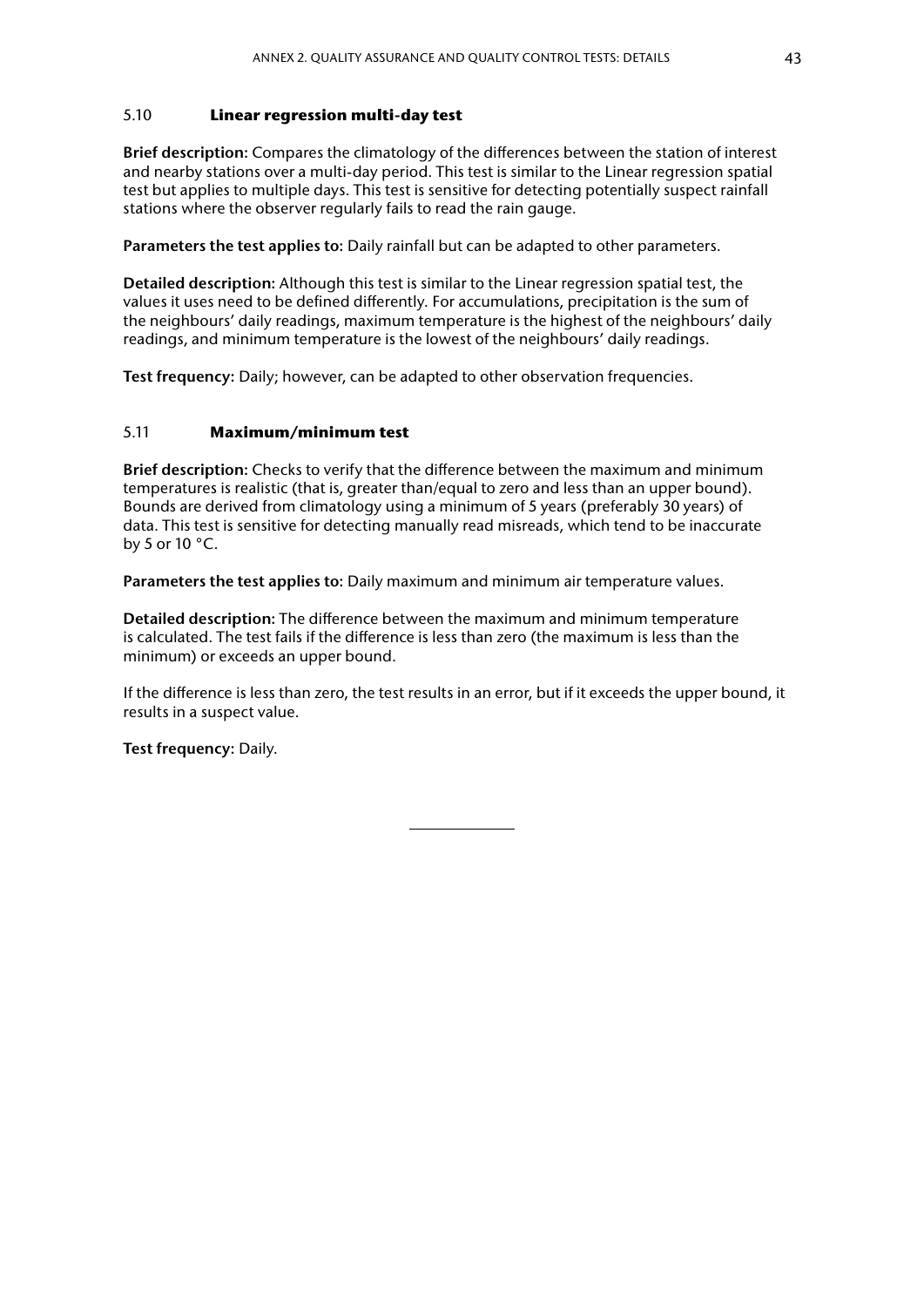### 5.10 Linear regression multi-day test

**Brief description:** Compares the climatology of the differences between the station of interest and nearby stations over a multi-day period. This test is similar to the Linear regression spatial test but applies to multiple days. This test is sensitive for detecting potentially suspect rainfall stations where the observer regularly fails to read the rain gauge.

**Parameters the test applies to:** Daily rainfall but can be adapted to other parameters.

**Detailed description:** Although this test is similar to the Linear regression spatial test, the values it uses need to be defined differently. For accumulations, precipitation is the sum of the neighbours' daily readings, maximum temperature is the highest of the neighbours' daily readings, and minimum temperature is the lowest of the neighbours' daily readings.

**Test frequency:** Daily; however, can be adapted to other observation frequencies.

### 5.11 Maximum/minimum test

**Brief description:** Checks to verify that the difference between the maximum and minimum temperatures is realistic (that is, greater than/equal to zero and less than an upper bound). Bounds are derived from climatology using a minimum of 5 years (preferably 30 years) of data. This test is sensitive for detecting manually read misreads, which tend to be inaccurate by 5 or 10 °C.

**Parameters the test applies to:** Daily maximum and minimum air temperature values.

**Detailed description:** The difference between the maximum and minimum temperature is calculated. The test fails if the difference is less than zero (the maximum is less than the minimum) or exceeds an upper bound.

If the difference is less than zero, the test results in an error, but if it exceeds the upper bound, it results in a suspect value.

**Test frequency:** Daily.

---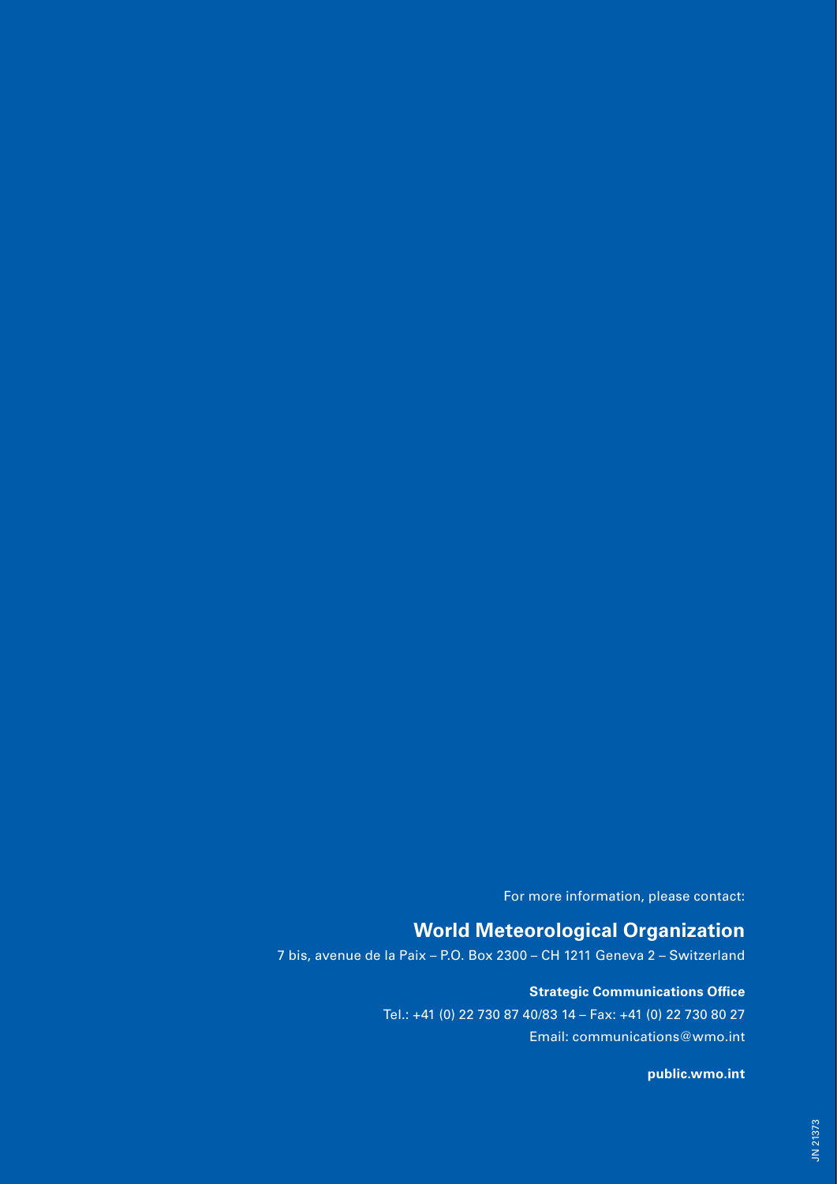For more information, please contact:

## World Meteorological Organization

7 bis, avenue de la Paix – P.O. Box 2300 – CH 1211 Geneva 2 – Switzerland

**Strategic Communications Office**

Tel.: +41 (0) 22 730 87 40/83 14 – Fax: +41 (0) 22 730 80 27

Email: communications@wmo.int

**public.wmo.int**

JN 21373